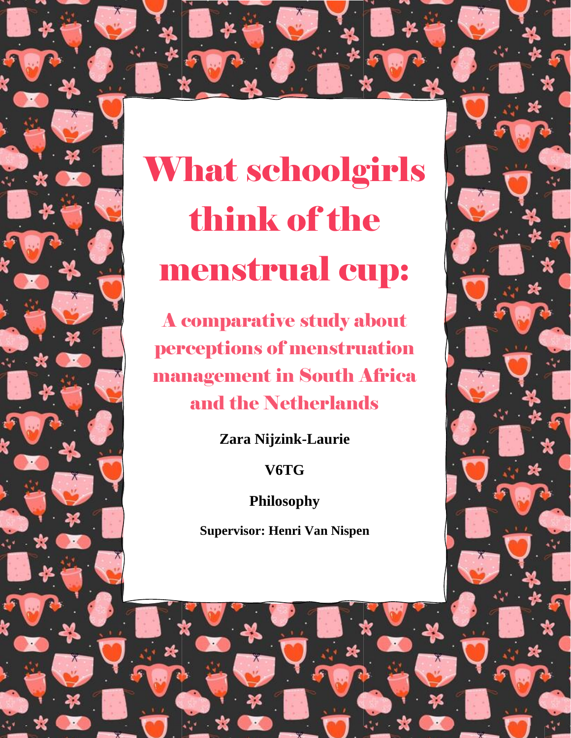# What schoolgirls think of the menstrual cup:

## A comparative study about perceptions of menstruation management in South Africa and the Netherlands

**Zara Nijzink-Laurie**

**V6TG**

**Philosophy**

**Supervisor: Henri Van Nispen**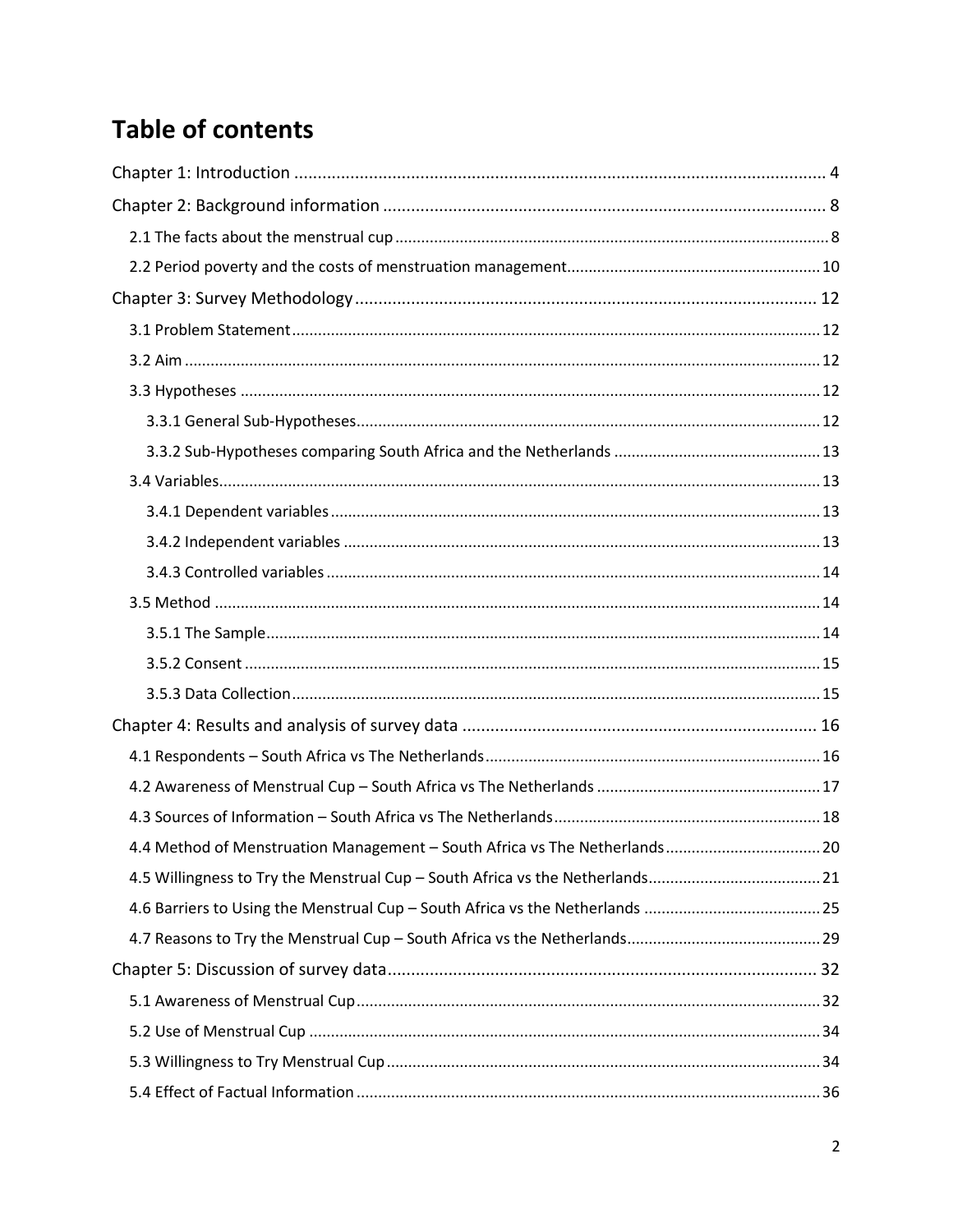# Table of contents

Chapter 1: Introduction ..... 4

Chapter 2: Background information ..... 8

- 2.1 The facts about the menstrual cup ..... 8
- 2.2 Period poverty and the costs of menstruation management ..... 10

Chapter 3: Survey Methodology ..... 12

- 3.1 Problem Statement ..... 12
- 3.2 Aim ..... 12
- 3.3 Hypotheses ..... 12
  - 3.3.1 General Sub-Hypotheses ..... 12
  - 3.3.2 Sub-Hypotheses comparing South Africa and the Netherlands ..... 13
- 3.4 Variables ..... 13
  - 3.4.1 Dependent variables ..... 13
  - 3.4.2 Independent variables ..... 13
  - 3.4.3 Controlled variables ..... 14
- 3.5 Method ..... 14
  - 3.5.1 The Sample ..... 14
  - 3.5.2 Consent ..... 15
  - 3.5.3 Data Collection ..... 15

Chapter 4: Results and analysis of survey data ..... 16

- 4.1 Respondents – South Africa vs The Netherlands ..... 16
- 4.2 Awareness of Menstrual Cup – South Africa vs The Netherlands ..... 17
- 4.3 Sources of Information – South Africa vs The Netherlands ..... 18
- 4.4 Method of Menstruation Management – South Africa vs The Netherlands ..... 20
- 4.5 Willingness to Try the Menstrual Cup – South Africa vs the Netherlands ..... 21
- 4.6 Barriers to Using the Menstrual Cup – South Africa vs the Netherlands ..... 25
- 4.7 Reasons to Try the Menstrual Cup – South Africa vs the Netherlands ..... 29

Chapter 5: Discussion of survey data ..... 32

- 5.1 Awareness of Menstrual Cup ..... 32
- 5.2 Use of Menstrual Cup ..... 34
- 5.3 Willingness to Try Menstrual Cup ..... 34
- 5.4 Effect of Factual Information ..... 36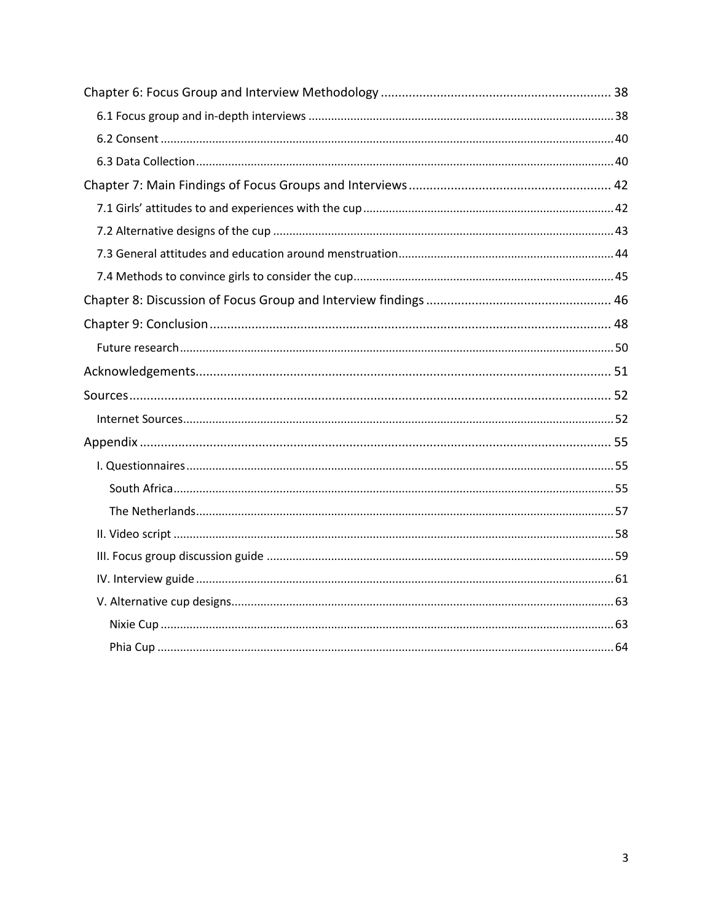Chapter 6: Focus Group and Interview Methodology ..... 38

- 6.1 Focus group and in-depth interviews ..... 38
- 6.2 Consent ..... 40
- 6.3 Data Collection ..... 40

Chapter 7: Main Findings of Focus Groups and Interviews ..... 42

- 7.1 Girls' attitudes to and experiences with the cup ..... 42
- 7.2 Alternative designs of the cup ..... 43
- 7.3 General attitudes and education around menstruation ..... 44
- 7.4 Methods to convince girls to consider the cup ..... 45

Chapter 8: Discussion of Focus Group and Interview findings ..... 46

Chapter 9: Conclusion ..... 48

- Future research ..... 50

Acknowledgements ..... 51

Sources ..... 52

- Internet Sources ..... 52

Appendix ..... 55

- I. Questionnaires ..... 55
  - South Africa ..... 55
  - The Netherlands ..... 57
- II. Video script ..... 58
- III. Focus group discussion guide ..... 59
- IV. Interview guide ..... 61
- V. Alternative cup designs ..... 63
  - Nixie Cup ..... 63
  - Phia Cup ..... 64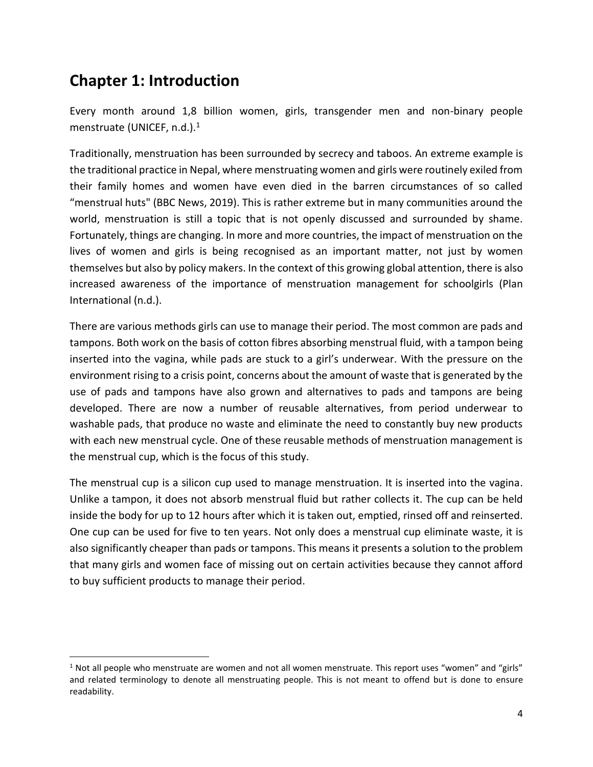## Chapter 1: Introduction

Every month around 1,8 billion women, girls, transgender men and non-binary people menstruate (UNICEF, n.d.).[1]

Traditionally, menstruation has been surrounded by secrecy and taboos. An extreme example is the traditional practice in Nepal, where menstruating women and girls were routinely exiled from their family homes and women have even died in the barren circumstances of so called "menstrual huts" (BBC News, 2019). This is rather extreme but in many communities around the world, menstruation is still a topic that is not openly discussed and surrounded by shame. Fortunately, things are changing. In more and more countries, the impact of menstruation on the lives of women and girls is being recognised as an important matter, not just by women themselves but also by policy makers. In the context of this growing global attention, there is also increased awareness of the importance of menstruation management for schoolgirls (Plan International (n.d.).

There are various methods girls can use to manage their period. The most common are pads and tampons. Both work on the basis of cotton fibres absorbing menstrual fluid, with a tampon being inserted into the vagina, while pads are stuck to a girl's underwear. With the pressure on the environment rising to a crisis point, concerns about the amount of waste that is generated by the use of pads and tampons have also grown and alternatives to pads and tampons are being developed. There are now a number of reusable alternatives, from period underwear to washable pads, that produce no waste and eliminate the need to constantly buy new products with each new menstrual cycle. One of these reusable methods of menstruation management is the menstrual cup, which is the focus of this study.

The menstrual cup is a silicon cup used to manage menstruation. It is inserted into the vagina. Unlike a tampon, it does not absorb menstrual fluid but rather collects it. The cup can be held inside the body for up to 12 hours after which it is taken out, emptied, rinsed off and reinserted. One cup can be used for five to ten years. Not only does a menstrual cup eliminate waste, it is also significantly cheaper than pads or tampons. This means it presents a solution to the problem that many girls and women face of missing out on certain activities because they cannot afford to buy sufficient products to manage their period.

---

[1] Not all people who menstruate are women and not all women menstruate. This report uses "women" and "girls" and related terminology to denote all menstruating people. This is not meant to offend but is done to ensure readability.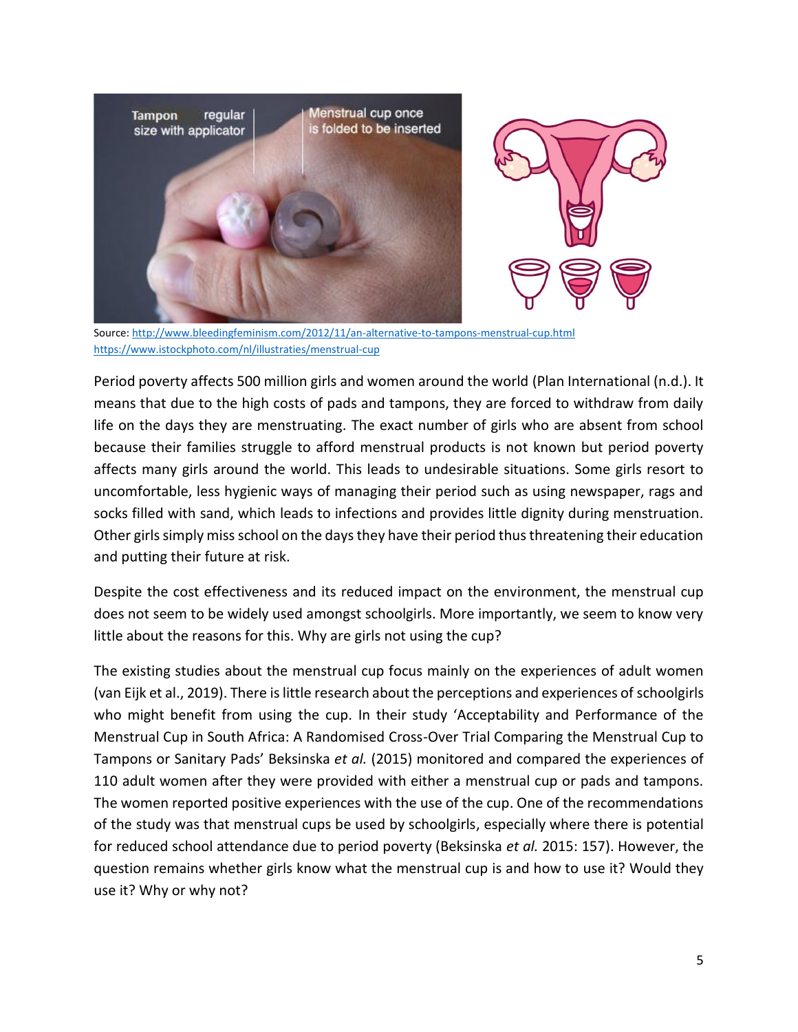Source: http://www.bleedingfeminism.com/2012/11/an-alternative-to-tampons-menstrual-cup.html
https://www.istockphoto.com/nl/illustraties/menstrual-cup

Period poverty affects 500 million girls and women around the world (Plan International (n.d.). It means that due to the high costs of pads and tampons, they are forced to withdraw from daily life on the days they are menstruating. The exact number of girls who are absent from school because their families struggle to afford menstrual products is not known but period poverty affects many girls around the world. This leads to undesirable situations. Some girls resort to uncomfortable, less hygienic ways of managing their period such as using newspaper, rags and socks filled with sand, which leads to infections and provides little dignity during menstruation. Other girls simply miss school on the days they have their period thus threatening their education and putting their future at risk.

Despite the cost effectiveness and its reduced impact on the environment, the menstrual cup does not seem to be widely used amongst schoolgirls. More importantly, we seem to know very little about the reasons for this. Why are girls not using the cup?

The existing studies about the menstrual cup focus mainly on the experiences of adult women (van Eijk et al., 2019). There is little research about the perceptions and experiences of schoolgirls who might benefit from using the cup. In their study 'Acceptability and Performance of the Menstrual Cup in South Africa: A Randomised Cross-Over Trial Comparing the Menstrual Cup to Tampons or Sanitary Pads' Beksinska *et al.* (2015) monitored and compared the experiences of 110 adult women after they were provided with either a menstrual cup or pads and tampons. The women reported positive experiences with the use of the cup. One of the recommendations of the study was that menstrual cups be used by schoolgirls, especially where there is potential for reduced school attendance due to period poverty (Beksinska *et al.* 2015: 157). However, the question remains whether girls know what the menstrual cup is and how to use it? Would they use it? Why or why not?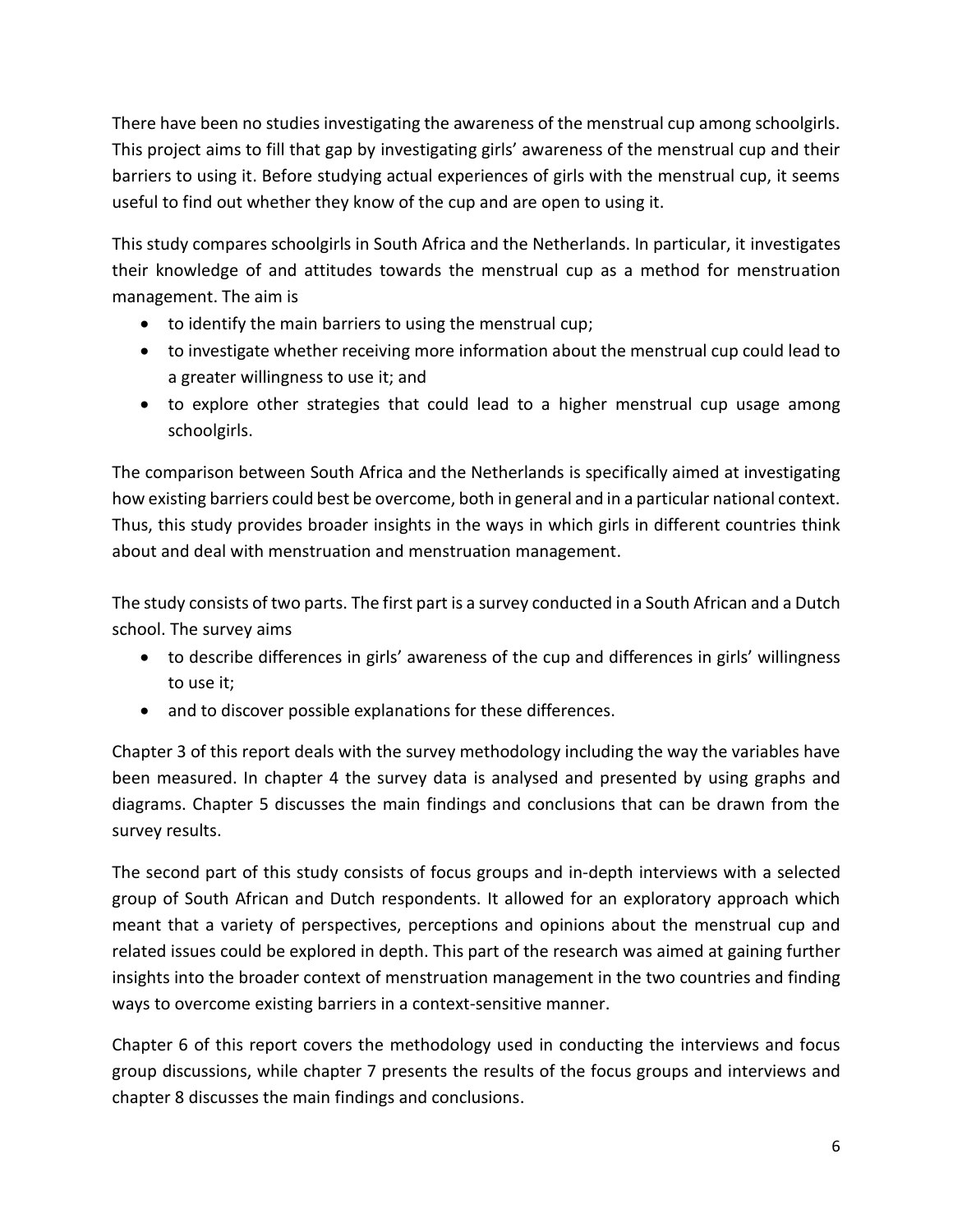There have been no studies investigating the awareness of the menstrual cup among schoolgirls. This project aims to fill that gap by investigating girls' awareness of the menstrual cup and their barriers to using it. Before studying actual experiences of girls with the menstrual cup, it seems useful to find out whether they know of the cup and are open to using it.

This study compares schoolgirls in South Africa and the Netherlands. In particular, it investigates their knowledge of and attitudes towards the menstrual cup as a method for menstruation management. The aim is

- to identify the main barriers to using the menstrual cup;
- to investigate whether receiving more information about the menstrual cup could lead to a greater willingness to use it; and
- to explore other strategies that could lead to a higher menstrual cup usage among schoolgirls.

The comparison between South Africa and the Netherlands is specifically aimed at investigating how existing barriers could best be overcome, both in general and in a particular national context. Thus, this study provides broader insights in the ways in which girls in different countries think about and deal with menstruation and menstruation management.

The study consists of two parts. The first part is a survey conducted in a South African and a Dutch school. The survey aims

- to describe differences in girls' awareness of the cup and differences in girls' willingness to use it;
- and to discover possible explanations for these differences.

Chapter 3 of this report deals with the survey methodology including the way the variables have been measured. In chapter 4 the survey data is analysed and presented by using graphs and diagrams. Chapter 5 discusses the main findings and conclusions that can be drawn from the survey results.

The second part of this study consists of focus groups and in-depth interviews with a selected group of South African and Dutch respondents. It allowed for an exploratory approach which meant that a variety of perspectives, perceptions and opinions about the menstrual cup and related issues could be explored in depth. This part of the research was aimed at gaining further insights into the broader context of menstruation management in the two countries and finding ways to overcome existing barriers in a context-sensitive manner.

Chapter 6 of this report covers the methodology used in conducting the interviews and focus group discussions, while chapter 7 presents the results of the focus groups and interviews and chapter 8 discusses the main findings and conclusions.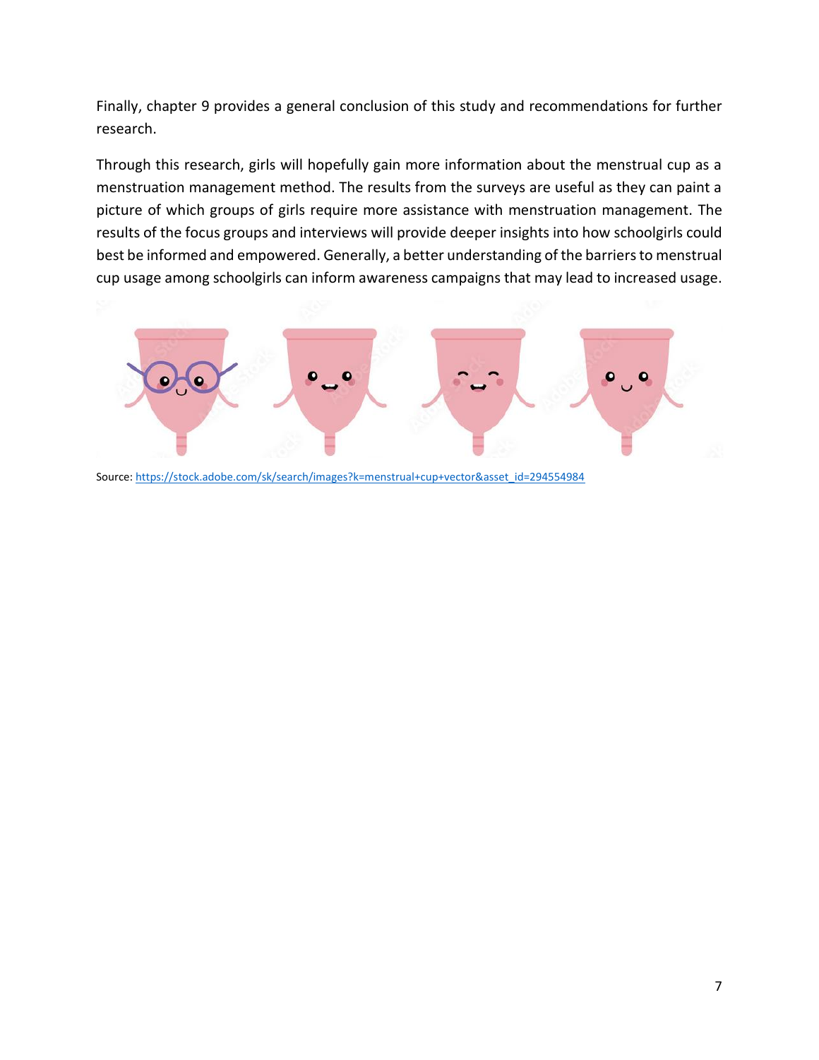Finally, chapter 9 provides a general conclusion of this study and recommendations for further research.

Through this research, girls will hopefully gain more information about the menstrual cup as a menstruation management method. The results from the surveys are useful as they can paint a picture of which groups of girls require more assistance with menstruation management. The results of the focus groups and interviews will provide deeper insights into how schoolgirls could best be informed and empowered. Generally, a better understanding of the barriers to menstrual cup usage among schoolgirls can inform awareness campaigns that may lead to increased usage.

Source: https://stock.adobe.com/sk/search/images?k=menstrual+cup+vector&asset_id=294554984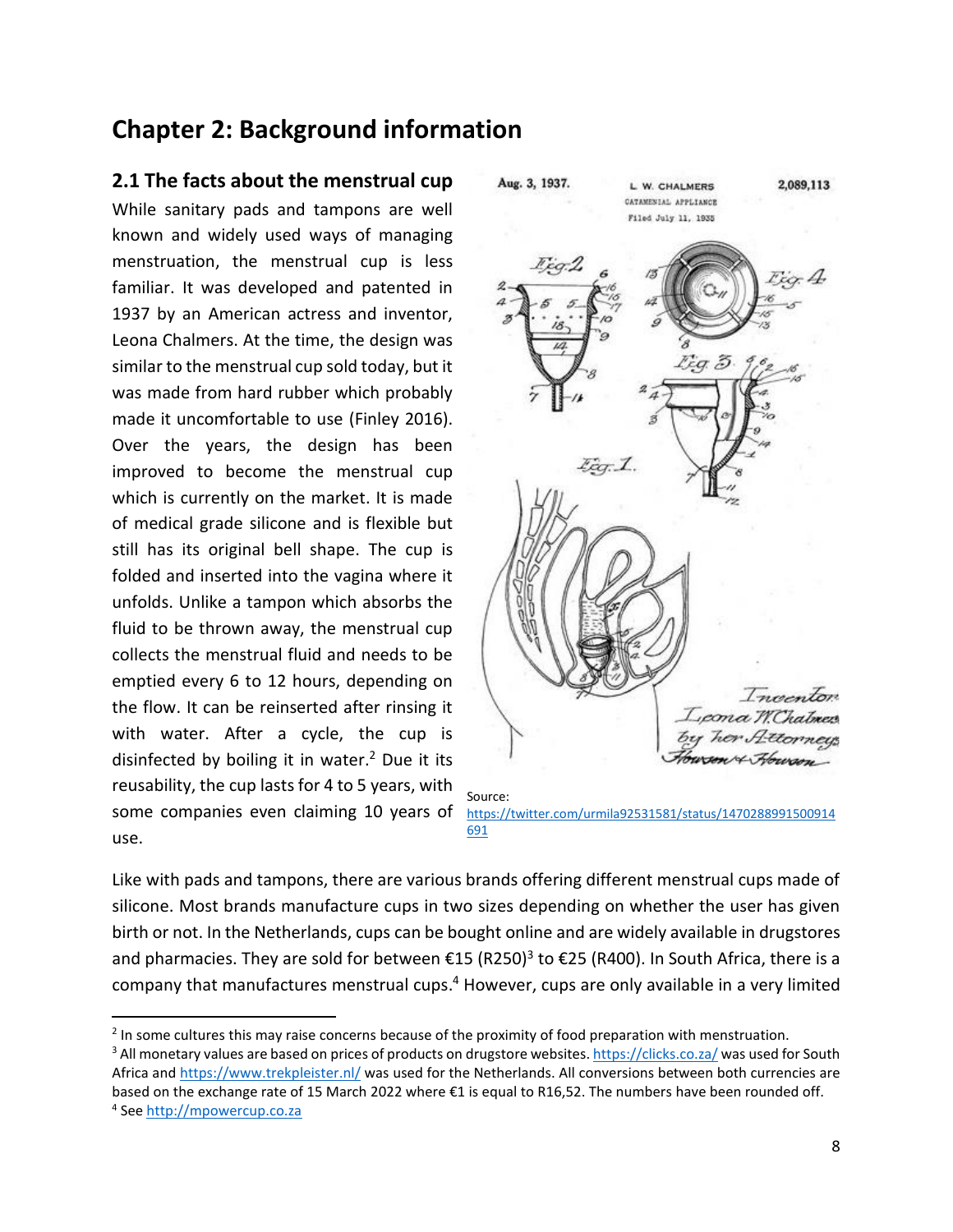# Chapter 2: Background information

## 2.1 The facts about the menstrual cup

While sanitary pads and tampons are well known and widely used ways of managing menstruation, the menstrual cup is less familiar. It was developed and patented in 1937 by an American actress and inventor, Leona Chalmers. At the time, the design was similar to the menstrual cup sold today, but it was made from hard rubber which probably made it uncomfortable to use (Finley 2016). Over the years, the design has been improved to become the menstrual cup which is currently on the market. It is made of medical grade silicone and is flexible but still has its original bell shape. The cup is folded and inserted into the vagina where it unfolds. Unlike a tampon which absorbs the fluid to be thrown away, the menstrual cup collects the menstrual fluid and needs to be emptied every 6 to 12 hours, depending on the flow. It can be reinserted after rinsing it with water. After a cycle, the cup is disinfected by boiling it in water.[2] Due it its reusability, the cup lasts for 4 to 5 years, with some companies even claiming 10 years of use.

Source: https://twitter.com/urmila92531581/status/1470288991500914691

Like with pads and tampons, there are various brands offering different menstrual cups made of silicone. Most brands manufacture cups in two sizes depending on whether the user has given birth or not. In the Netherlands, cups can be bought online and are widely available in drugstores and pharmacies. They are sold for between €15 (R250)[3] to €25 (R400). In South Africa, there is a company that manufactures menstrual cups.[4] However, cups are only available in a very limited

---

[2] In some cultures this may raise concerns because of the proximity of food preparation with menstruation.

[3] All monetary values are based on prices of products on drugstore websites. https://clicks.co.za/ was used for South Africa and https://www.trekpleister.nl/ was used for the Netherlands. All conversions between both currencies are based on the exchange rate of 15 March 2022 where €1 is equal to R16,52. The numbers have been rounded off.

[4] See http://mpowercup.co.za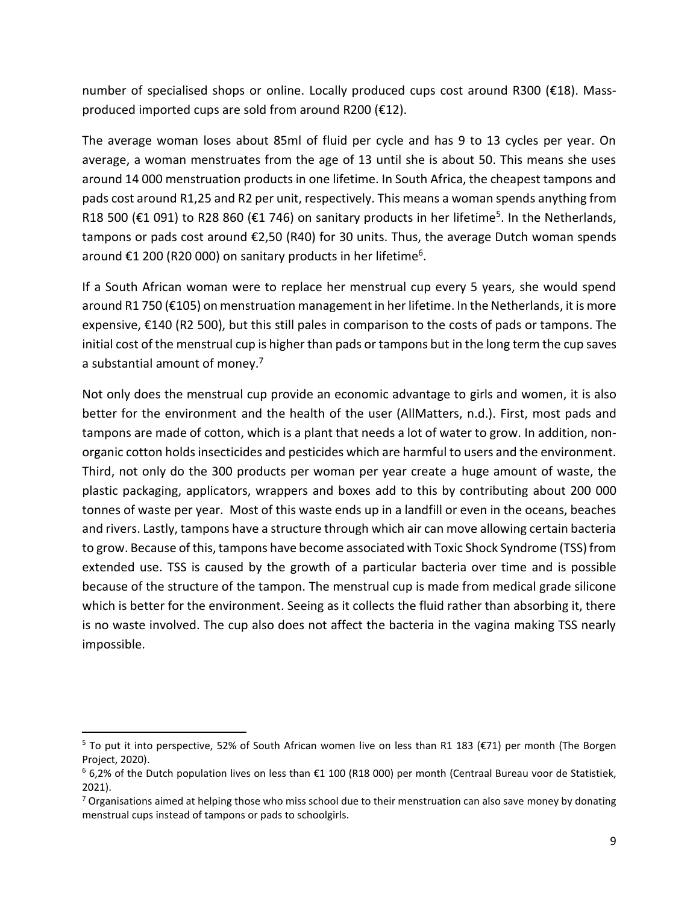number of specialised shops or online. Locally produced cups cost around R300 (€18). Mass-produced imported cups are sold from around R200 (€12).

The average woman loses about 85ml of fluid per cycle and has 9 to 13 cycles per year. On average, a woman menstruates from the age of 13 until she is about 50. This means she uses around 14 000 menstruation products in one lifetime. In South Africa, the cheapest tampons and pads cost around R1,25 and R2 per unit, respectively. This means a woman spends anything from R18 500 (€1 091) to R28 860 (€1 746) on sanitary products in her lifetime[5]. In the Netherlands, tampons or pads cost around €2,50 (R40) for 30 units. Thus, the average Dutch woman spends around €1 200 (R20 000) on sanitary products in her lifetime[6].

If a South African woman were to replace her menstrual cup every 5 years, she would spend around R1 750 (€105) on menstruation management in her lifetime. In the Netherlands, it is more expensive, €140 (R2 500), but this still pales in comparison to the costs of pads or tampons. The initial cost of the menstrual cup is higher than pads or tampons but in the long term the cup saves a substantial amount of money.[7]

Not only does the menstrual cup provide an economic advantage to girls and women, it is also better for the environment and the health of the user (AllMatters, n.d.). First, most pads and tampons are made of cotton, which is a plant that needs a lot of water to grow. In addition, non-organic cotton holds insecticides and pesticides which are harmful to users and the environment. Third, not only do the 300 products per woman per year create a huge amount of waste, the plastic packaging, applicators, wrappers and boxes add to this by contributing about 200 000 tonnes of waste per year. Most of this waste ends up in a landfill or even in the oceans, beaches and rivers. Lastly, tampons have a structure through which air can move allowing certain bacteria to grow. Because of this, tampons have become associated with Toxic Shock Syndrome (TSS) from extended use. TSS is caused by the growth of a particular bacteria over time and is possible because of the structure of the tampon. The menstrual cup is made from medical grade silicone which is better for the environment. Seeing as it collects the fluid rather than absorbing it, there is no waste involved. The cup also does not affect the bacteria in the vagina making TSS nearly impossible.

---

[5] To put it into perspective, 52% of South African women live on less than R1 183 (€71) per month (The Borgen Project, 2020).

[6] 6,2% of the Dutch population lives on less than €1 100 (R18 000) per month (Centraal Bureau voor de Statistiek, 2021).

[7] Organisations aimed at helping those who miss school due to their menstruation can also save money by donating menstrual cups instead of tampons or pads to schoolgirls.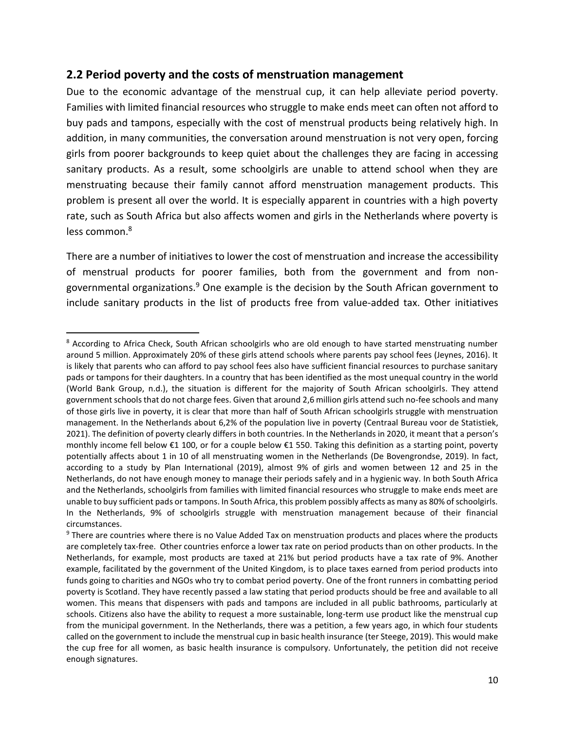## 2.2 Period poverty and the costs of menstruation management

Due to the economic advantage of the menstrual cup, it can help alleviate period poverty. Families with limited financial resources who struggle to make ends meet can often not afford to buy pads and tampons, especially with the cost of menstrual products being relatively high. In addition, in many communities, the conversation around menstruation is not very open, forcing girls from poorer backgrounds to keep quiet about the challenges they are facing in accessing sanitary products. As a result, some schoolgirls are unable to attend school when they are menstruating because their family cannot afford menstruation management products. This problem is present all over the world. It is especially apparent in countries with a high poverty rate, such as South Africa but also affects women and girls in the Netherlands where poverty is less common.[8]

There are a number of initiatives to lower the cost of menstruation and increase the accessibility of menstrual products for poorer families, both from the government and from non-governmental organizations.[9] One example is the decision by the South African government to include sanitary products in the list of products free from value-added tax. Other initiatives

---

[8] According to Africa Check, South African schoolgirls who are old enough to have started menstruating number around 5 million. Approximately 20% of these girls attend schools where parents pay school fees (Jeynes, 2016). It is likely that parents who can afford to pay school fees also have sufficient financial resources to purchase sanitary pads or tampons for their daughters. In a country that has been identified as the most unequal country in the world (World Bank Group, n.d.), the situation is different for the majority of South African schoolgirls. They attend government schools that do not charge fees. Given that around 2,6 million girls attend such no-fee schools and many of those girls live in poverty, it is clear that more than half of South African schoolgirls struggle with menstruation management. In the Netherlands about 6,2% of the population live in poverty (Centraal Bureau voor de Statistiek, 2021). The definition of poverty clearly differs in both countries. In the Netherlands in 2020, it meant that a person's monthly income fell below €1 100, or for a couple below €1 550. Taking this definition as a starting point, poverty potentially affects about 1 in 10 of all menstruating women in the Netherlands (De Bovengrondse, 2019). In fact, according to a study by Plan International (2019), almost 9% of girls and women between 12 and 25 in the Netherlands, do not have enough money to manage their periods safely and in a hygienic way. In both South Africa and the Netherlands, schoolgirls from families with limited financial resources who struggle to make ends meet are unable to buy sufficient pads or tampons. In South Africa, this problem possibly affects as many as 80% of schoolgirls. In the Netherlands, 9% of schoolgirls struggle with menstruation management because of their financial circumstances.

[9] There are countries where there is no Value Added Tax on menstruation products and places where the products are completely tax-free. Other countries enforce a lower tax rate on period products than on other products. In the Netherlands, for example, most products are taxed at 21% but period products have a tax rate of 9%. Another example, facilitated by the government of the United Kingdom, is to place taxes earned from period products into funds going to charities and NGOs who try to combat period poverty. One of the front runners in combatting period poverty is Scotland. They have recently passed a law stating that period products should be free and available to all women. This means that dispensers with pads and tampons are included in all public bathrooms, particularly at schools. Citizens also have the ability to request a more sustainable, long-term use product like the menstrual cup from the municipal government. In the Netherlands, there was a petition, a few years ago, in which four students called on the government to include the menstrual cup in basic health insurance (ter Steege, 2019). This would make the cup free for all women, as basic health insurance is compulsory. Unfortunately, the petition did not receive enough signatures.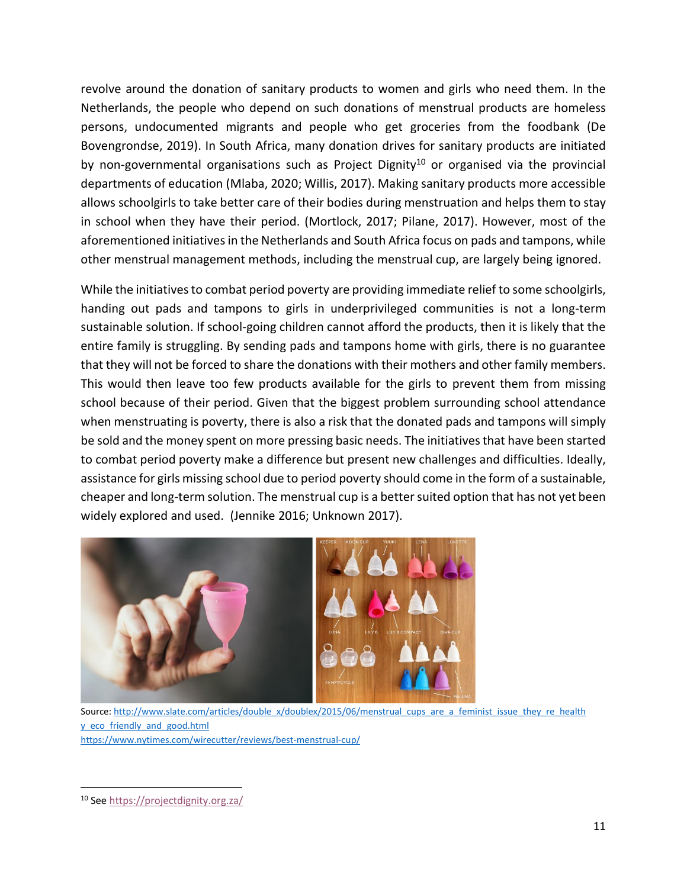revolve around the donation of sanitary products to women and girls who need them. In the Netherlands, the people who depend on such donations of menstrual products are homeless persons, undocumented migrants and people who get groceries from the foodbank (De Bovengrondse, 2019). In South Africa, many donation drives for sanitary products are initiated by non-governmental organisations such as Project Dignity[10] or organised via the provincial departments of education (Mlaba, 2020; Willis, 2017). Making sanitary products more accessible allows schoolgirls to take better care of their bodies during menstruation and helps them to stay in school when they have their period. (Mortlock, 2017; Pilane, 2017). However, most of the aforementioned initiatives in the Netherlands and South Africa focus on pads and tampons, while other menstrual management methods, including the menstrual cup, are largely being ignored.

While the initiatives to combat period poverty are providing immediate relief to some schoolgirls, handing out pads and tampons to girls in underprivileged communities is not a long-term sustainable solution. If school-going children cannot afford the products, then it is likely that the entire family is struggling. By sending pads and tampons home with girls, there is no guarantee that they will not be forced to share the donations with their mothers and other family members. This would then leave too few products available for the girls to prevent them from missing school because of their period. Given that the biggest problem surrounding school attendance when menstruating is poverty, there is also a risk that the donated pads and tampons will simply be sold and the money spent on more pressing basic needs. The initiatives that have been started to combat period poverty make a difference but present new challenges and difficulties. Ideally, assistance for girls missing school due to period poverty should come in the form of a sustainable, cheaper and long-term solution. The menstrual cup is a better suited option that has not yet been widely explored and used. (Jennike 2016; Unknown 2017).

Source: http://www.slate.com/articles/double_x/doublex/2015/06/menstrual_cups_are_a_feminist_issue_they_re_healthy_eco_friendly_and_good.html
https://www.nytimes.com/wirecutter/reviews/best-menstrual-cup/

---

[10] See https://projectdignity.org.za/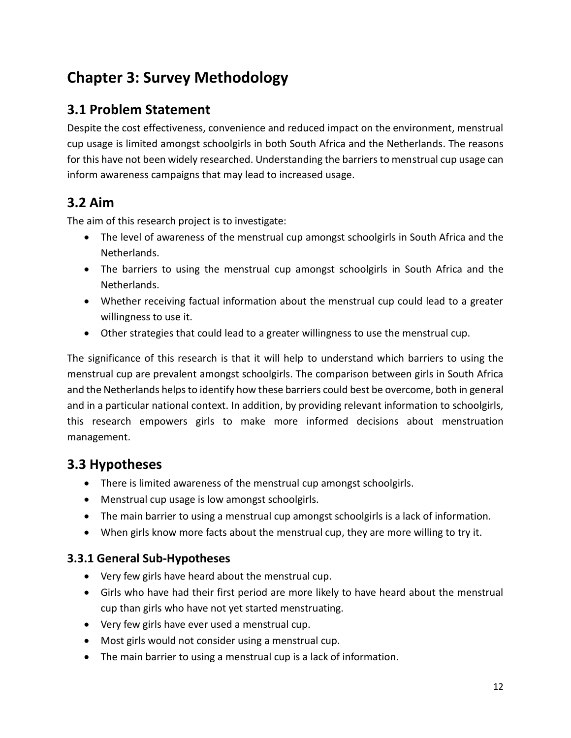# Chapter 3: Survey Methodology

## 3.1 Problem Statement

Despite the cost effectiveness, convenience and reduced impact on the environment, menstrual cup usage is limited amongst schoolgirls in both South Africa and the Netherlands. The reasons for this have not been widely researched. Understanding the barriers to menstrual cup usage can inform awareness campaigns that may lead to increased usage.

## 3.2 Aim

The aim of this research project is to investigate:

- The level of awareness of the menstrual cup amongst schoolgirls in South Africa and the Netherlands.
- The barriers to using the menstrual cup amongst schoolgirls in South Africa and the Netherlands.
- Whether receiving factual information about the menstrual cup could lead to a greater willingness to use it.
- Other strategies that could lead to a greater willingness to use the menstrual cup.

The significance of this research is that it will help to understand which barriers to using the menstrual cup are prevalent amongst schoolgirls. The comparison between girls in South Africa and the Netherlands helps to identify how these barriers could best be overcome, both in general and in a particular national context. In addition, by providing relevant information to schoolgirls, this research empowers girls to make more informed decisions about menstruation management.

## 3.3 Hypotheses

- There is limited awareness of the menstrual cup amongst schoolgirls.
- Menstrual cup usage is low amongst schoolgirls.
- The main barrier to using a menstrual cup amongst schoolgirls is a lack of information.
- When girls know more facts about the menstrual cup, they are more willing to try it.

### 3.3.1 General Sub-Hypotheses

- Very few girls have heard about the menstrual cup.
- Girls who have had their first period are more likely to have heard about the menstrual cup than girls who have not yet started menstruating.
- Very few girls have ever used a menstrual cup.
- Most girls would not consider using a menstrual cup.
- The main barrier to using a menstrual cup is a lack of information.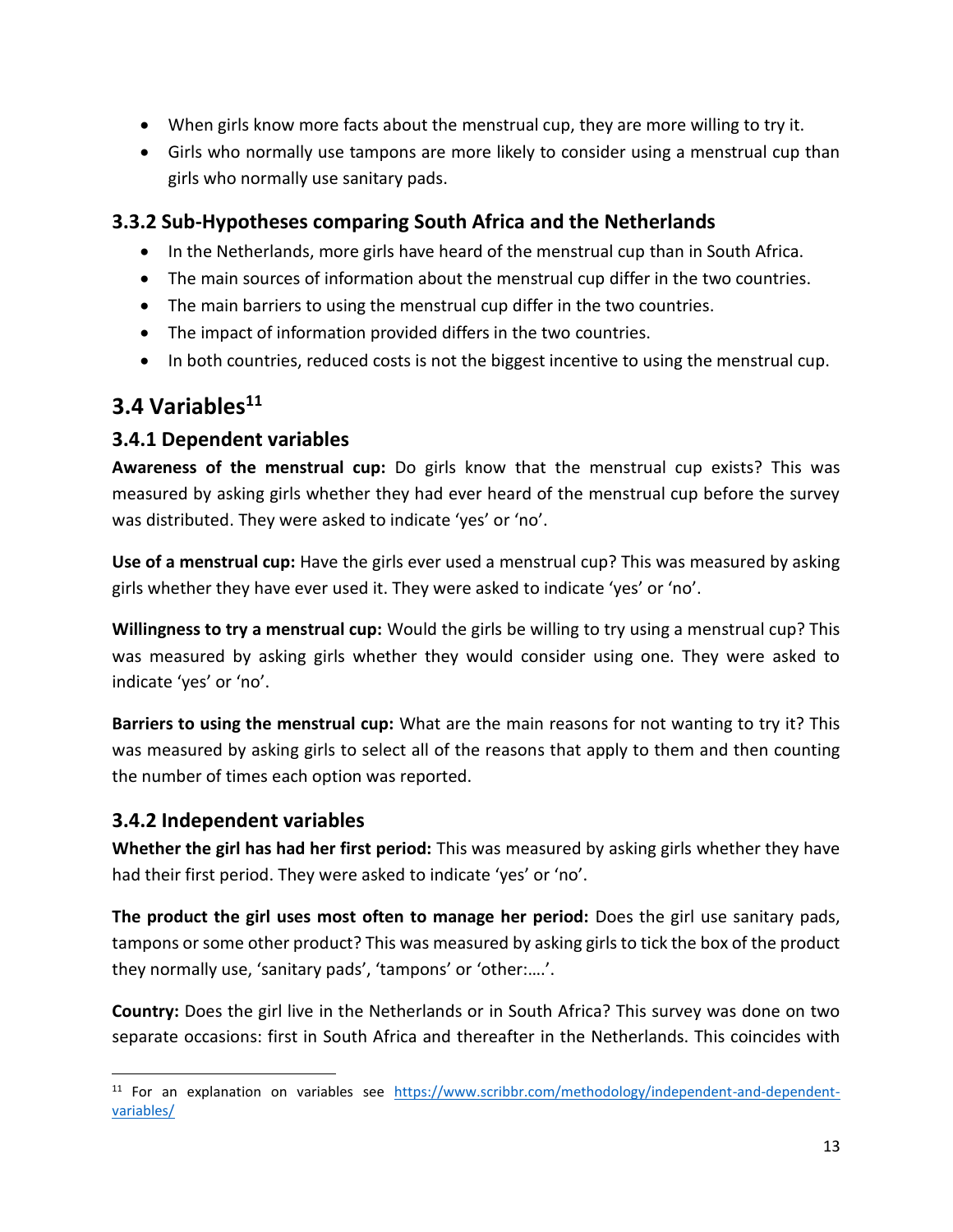- When girls know more facts about the menstrual cup, they are more willing to try it.
- Girls who normally use tampons are more likely to consider using a menstrual cup than girls who normally use sanitary pads.

### 3.3.2 Sub-Hypotheses comparing South Africa and the Netherlands

- In the Netherlands, more girls have heard of the menstrual cup than in South Africa.
- The main sources of information about the menstrual cup differ in the two countries.
- The main barriers to using the menstrual cup differ in the two countries.
- The impact of information provided differs in the two countries.
- In both countries, reduced costs is not the biggest incentive to using the menstrual cup.

## 3.4 Variables[11]

### 3.4.1 Dependent variables

**Awareness of the menstrual cup:** Do girls know that the menstrual cup exists? This was measured by asking girls whether they had ever heard of the menstrual cup before the survey was distributed. They were asked to indicate 'yes' or 'no'.

**Use of a menstrual cup:** Have the girls ever used a menstrual cup? This was measured by asking girls whether they have ever used it. They were asked to indicate 'yes' or 'no'.

**Willingness to try a menstrual cup:** Would the girls be willing to try using a menstrual cup? This was measured by asking girls whether they would consider using one. They were asked to indicate 'yes' or 'no'.

**Barriers to using the menstrual cup:** What are the main reasons for not wanting to try it? This was measured by asking girls to select all of the reasons that apply to them and then counting the number of times each option was reported.

### 3.4.2 Independent variables

**Whether the girl has had her first period:** This was measured by asking girls whether they have had their first period. They were asked to indicate 'yes' or 'no'.

**The product the girl uses most often to manage her period:** Does the girl use sanitary pads, tampons or some other product? This was measured by asking girls to tick the box of the product they normally use, 'sanitary pads', 'tampons' or 'other:….'.

**Country:** Does the girl live in the Netherlands or in South Africa? This survey was done on two separate occasions: first in South Africa and thereafter in the Netherlands. This coincides with

[11] For an explanation on variables see https://www.scribbr.com/methodology/independent-and-dependent-variables/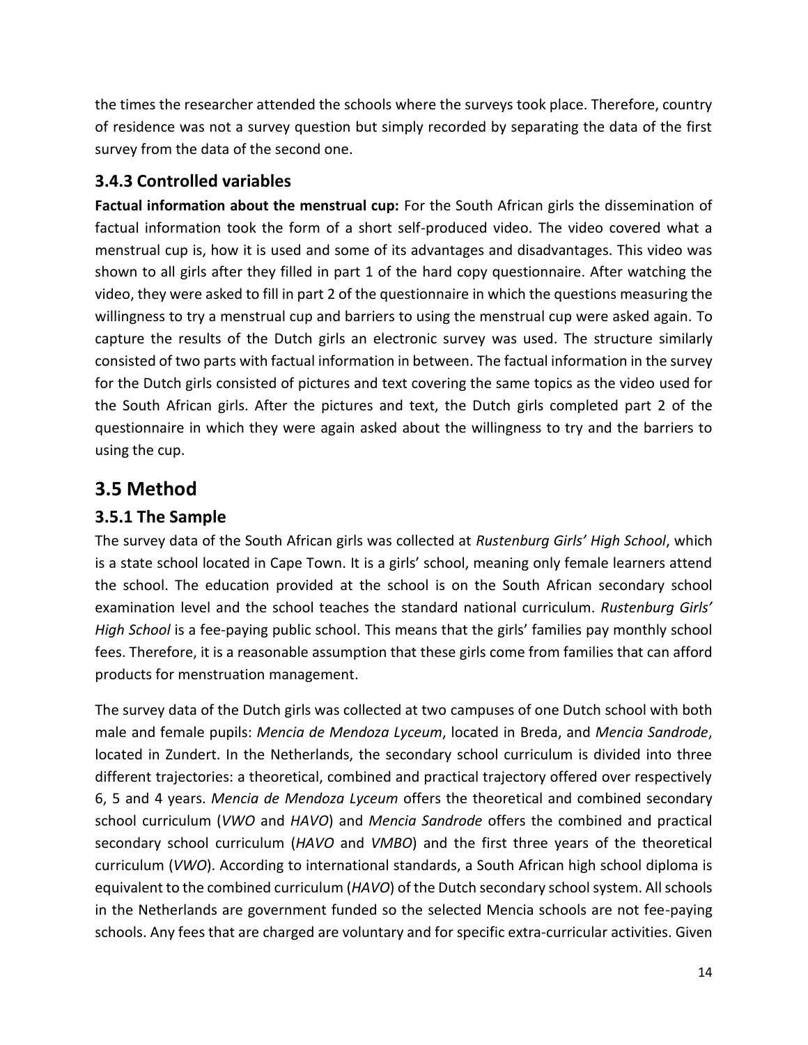the times the researcher attended the schools where the surveys took place. Therefore, country of residence was not a survey question but simply recorded by separating the data of the first survey from the data of the second one.

### 3.4.3 Controlled variables

**Factual information about the menstrual cup:** For the South African girls the dissemination of factual information took the form of a short self-produced video. The video covered what a menstrual cup is, how it is used and some of its advantages and disadvantages. This video was shown to all girls after they filled in part 1 of the hard copy questionnaire. After watching the video, they were asked to fill in part 2 of the questionnaire in which the questions measuring the willingness to try a menstrual cup and barriers to using the menstrual cup were asked again. To capture the results of the Dutch girls an electronic survey was used. The structure similarly consisted of two parts with factual information in between. The factual information in the survey for the Dutch girls consisted of pictures and text covering the same topics as the video used for the South African girls. After the pictures and text, the Dutch girls completed part 2 of the questionnaire in which they were again asked about the willingness to try and the barriers to using the cup.

## 3.5 Method

### 3.5.1 The Sample

The survey data of the South African girls was collected at *Rustenburg Girls' High School*, which is a state school located in Cape Town. It is a girls' school, meaning only female learners attend the school. The education provided at the school is on the South African secondary school examination level and the school teaches the standard national curriculum. *Rustenburg Girls' High School* is a fee-paying public school. This means that the girls' families pay monthly school fees. Therefore, it is a reasonable assumption that these girls come from families that can afford products for menstruation management.

The survey data of the Dutch girls was collected at two campuses of one Dutch school with both male and female pupils: *Mencia de Mendoza Lyceum*, located in Breda, and *Mencia Sandrode*, located in Zundert. In the Netherlands, the secondary school curriculum is divided into three different trajectories: a theoretical, combined and practical trajectory offered over respectively 6, 5 and 4 years. *Mencia de Mendoza Lyceum* offers the theoretical and combined secondary school curriculum (*VWO* and *HAVO*) and *Mencia Sandrode* offers the combined and practical secondary school curriculum (*HAVO* and *VMBO*) and the first three years of the theoretical curriculum (*VWO*). According to international standards, a South African high school diploma is equivalent to the combined curriculum (*HAVO*) of the Dutch secondary school system. All schools in the Netherlands are government funded so the selected Mencia schools are not fee-paying schools. Any fees that are charged are voluntary and for specific extra-curricular activities. Given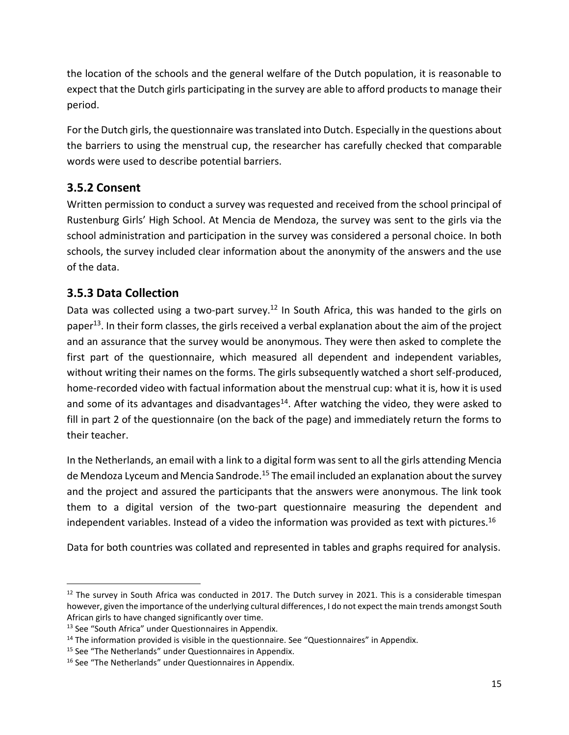the location of the schools and the general welfare of the Dutch population, it is reasonable to expect that the Dutch girls participating in the survey are able to afford products to manage their period.

For the Dutch girls, the questionnaire was translated into Dutch. Especially in the questions about the barriers to using the menstrual cup, the researcher has carefully checked that comparable words were used to describe potential barriers.

### 3.5.2 Consent

Written permission to conduct a survey was requested and received from the school principal of Rustenburg Girls' High School. At Mencia de Mendoza, the survey was sent to the girls via the school administration and participation in the survey was considered a personal choice. In both schools, the survey included clear information about the anonymity of the answers and the use of the data.

### 3.5.3 Data Collection

Data was collected using a two-part survey.[12] In South Africa, this was handed to the girls on paper[13]. In their form classes, the girls received a verbal explanation about the aim of the project and an assurance that the survey would be anonymous. They were then asked to complete the first part of the questionnaire, which measured all dependent and independent variables, without writing their names on the forms. The girls subsequently watched a short self-produced, home-recorded video with factual information about the menstrual cup: what it is, how it is used and some of its advantages and disadvantages[14]. After watching the video, they were asked to fill in part 2 of the questionnaire (on the back of the page) and immediately return the forms to their teacher.

In the Netherlands, an email with a link to a digital form was sent to all the girls attending Mencia de Mendoza Lyceum and Mencia Sandrode.[15] The email included an explanation about the survey and the project and assured the participants that the answers were anonymous. The link took them to a digital version of the two-part questionnaire measuring the dependent and independent variables. Instead of a video the information was provided as text with pictures.[16]

Data for both countries was collated and represented in tables and graphs required for analysis.

---

[12] The survey in South Africa was conducted in 2017. The Dutch survey in 2021. This is a considerable timespan however, given the importance of the underlying cultural differences, I do not expect the main trends amongst South African girls to have changed significantly over time.

[13] See "South Africa" under Questionnaires in Appendix.

[14] The information provided is visible in the questionnaire. See "Questionnaires" in Appendix.

[15] See "The Netherlands" under Questionnaires in Appendix.

[16] See "The Netherlands" under Questionnaires in Appendix.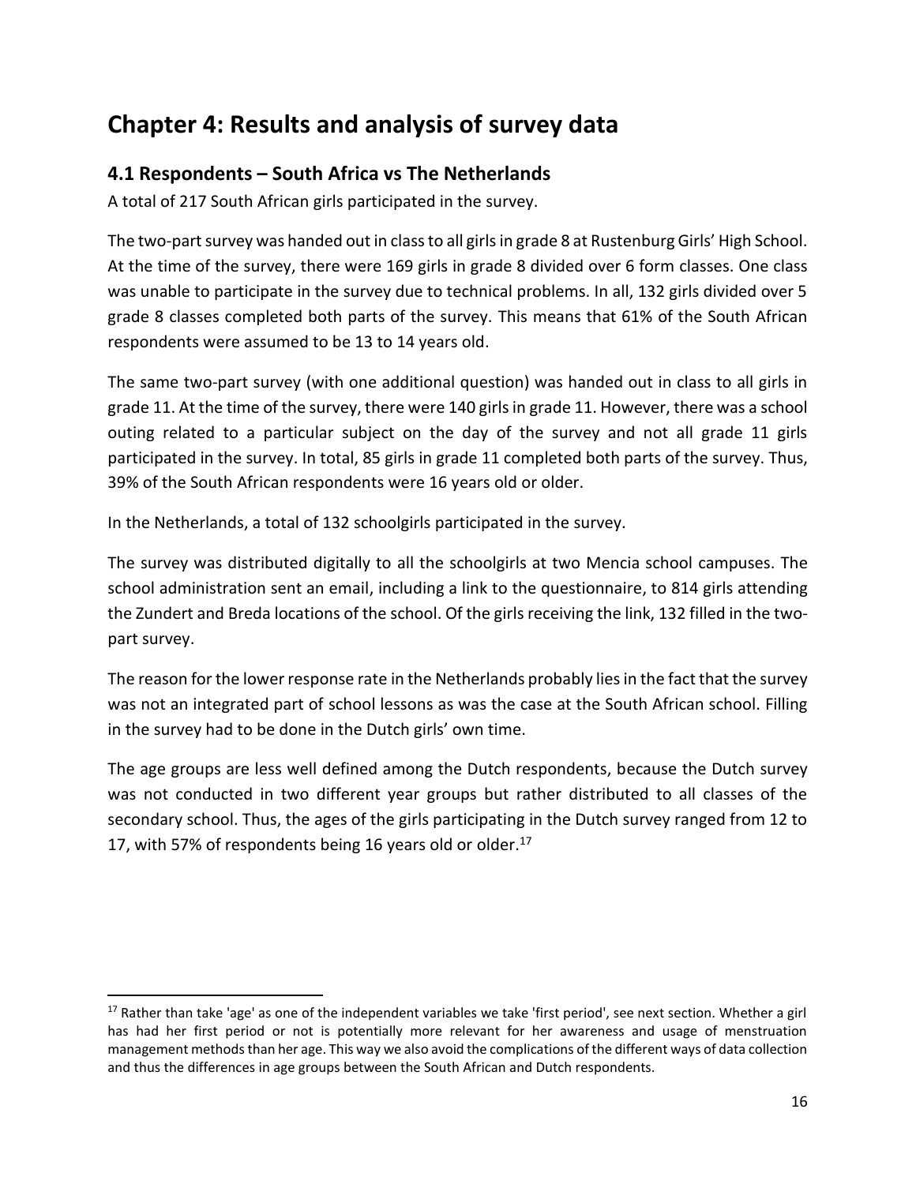# Chapter 4: Results and analysis of survey data

## 4.1 Respondents – South Africa vs The Netherlands

A total of 217 South African girls participated in the survey.

The two-part survey was handed out in class to all girls in grade 8 at Rustenburg Girls' High School. At the time of the survey, there were 169 girls in grade 8 divided over 6 form classes. One class was unable to participate in the survey due to technical problems. In all, 132 girls divided over 5 grade 8 classes completed both parts of the survey. This means that 61% of the South African respondents were assumed to be 13 to 14 years old.

The same two-part survey (with one additional question) was handed out in class to all girls in grade 11. At the time of the survey, there were 140 girls in grade 11. However, there was a school outing related to a particular subject on the day of the survey and not all grade 11 girls participated in the survey. In total, 85 girls in grade 11 completed both parts of the survey. Thus, 39% of the South African respondents were 16 years old or older.

In the Netherlands, a total of 132 schoolgirls participated in the survey.

The survey was distributed digitally to all the schoolgirls at two Mencia school campuses. The school administration sent an email, including a link to the questionnaire, to 814 girls attending the Zundert and Breda locations of the school. Of the girls receiving the link, 132 filled in the two-part survey.

The reason for the lower response rate in the Netherlands probably lies in the fact that the survey was not an integrated part of school lessons as was the case at the South African school. Filling in the survey had to be done in the Dutch girls' own time.

The age groups are less well defined among the Dutch respondents, because the Dutch survey was not conducted in two different year groups but rather distributed to all classes of the secondary school. Thus, the ages of the girls participating in the Dutch survey ranged from 12 to 17, with 57% of respondents being 16 years old or older.[17]

[17] Rather than take 'age' as one of the independent variables we take 'first period', see next section. Whether a girl has had her first period or not is potentially more relevant for her awareness and usage of menstruation management methods than her age. This way we also avoid the complications of the different ways of data collection and thus the differences in age groups between the South African and Dutch respondents.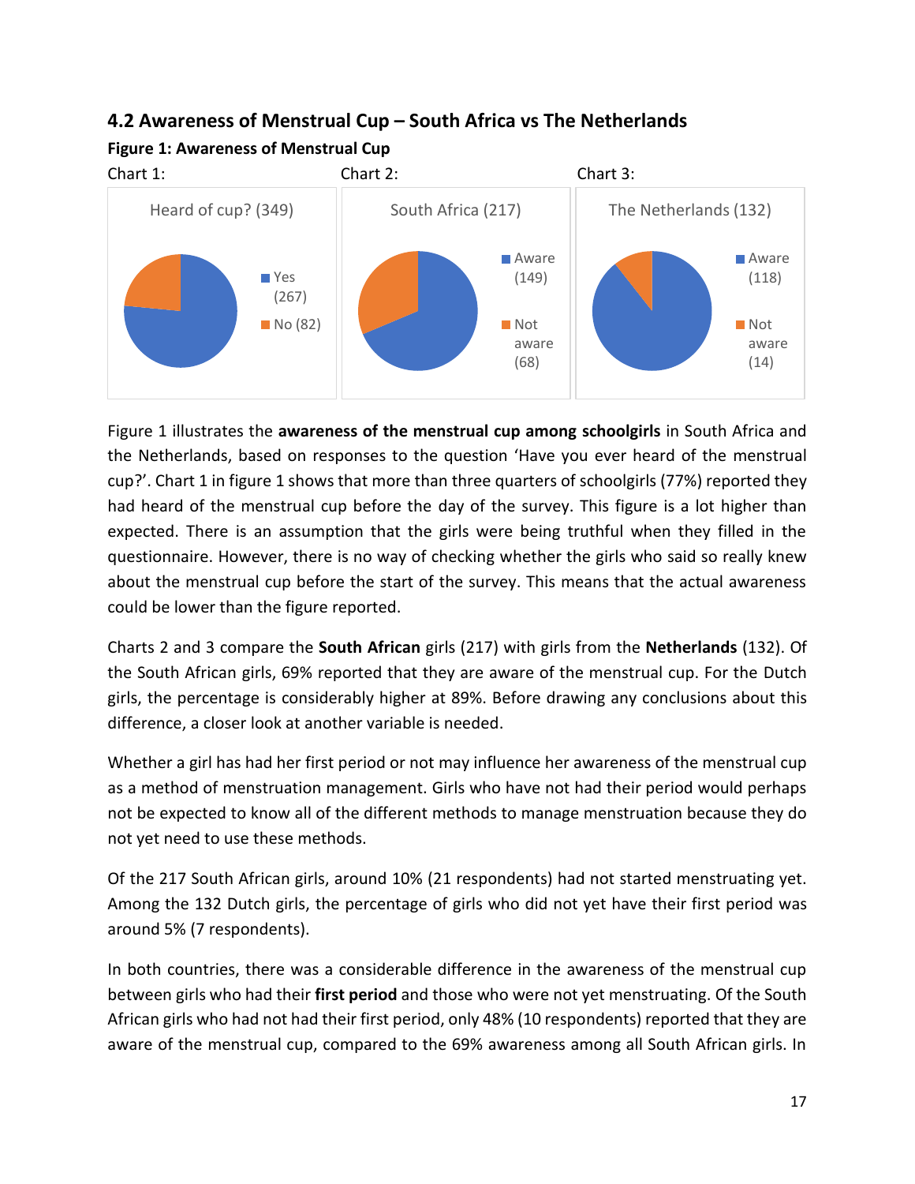## 4.2 Awareness of Menstrual Cup – South Africa vs The Netherlands

**Figure 1: Awareness of Menstrual Cup**

Chart 1: Heard of cup? (349) — Yes (267), No (82)

Chart 2: South Africa (217) — Aware (149), Not aware (68)

Chart 3: The Netherlands (132) — Aware (118), Not aware (14)

Figure 1 illustrates the **awareness of the menstrual cup among schoolgirls** in South Africa and the Netherlands, based on responses to the question 'Have you ever heard of the menstrual cup?'. Chart 1 in figure 1 shows that more than three quarters of schoolgirls (77%) reported they had heard of the menstrual cup before the day of the survey. This figure is a lot higher than expected. There is an assumption that the girls were being truthful when they filled in the questionnaire. However, there is no way of checking whether the girls who said so really knew about the menstrual cup before the start of the survey. This means that the actual awareness could be lower than the figure reported.

Charts 2 and 3 compare the **South African** girls (217) with girls from the **Netherlands** (132). Of the South African girls, 69% reported that they are aware of the menstrual cup. For the Dutch girls, the percentage is considerably higher at 89%. Before drawing any conclusions about this difference, a closer look at another variable is needed.

Whether a girl has had her first period or not may influence her awareness of the menstrual cup as a method of menstruation management. Girls who have not had their period would perhaps not be expected to know all of the different methods to manage menstruation because they do not yet need to use these methods.

Of the 217 South African girls, around 10% (21 respondents) had not started menstruating yet. Among the 132 Dutch girls, the percentage of girls who did not yet have their first period was around 5% (7 respondents).

In both countries, there was a considerable difference in the awareness of the menstrual cup between girls who had their **first period** and those who were not yet menstruating. Of the South African girls who had not had their first period, only 48% (10 respondents) reported that they are aware of the menstrual cup, compared to the 69% awareness among all South African girls. In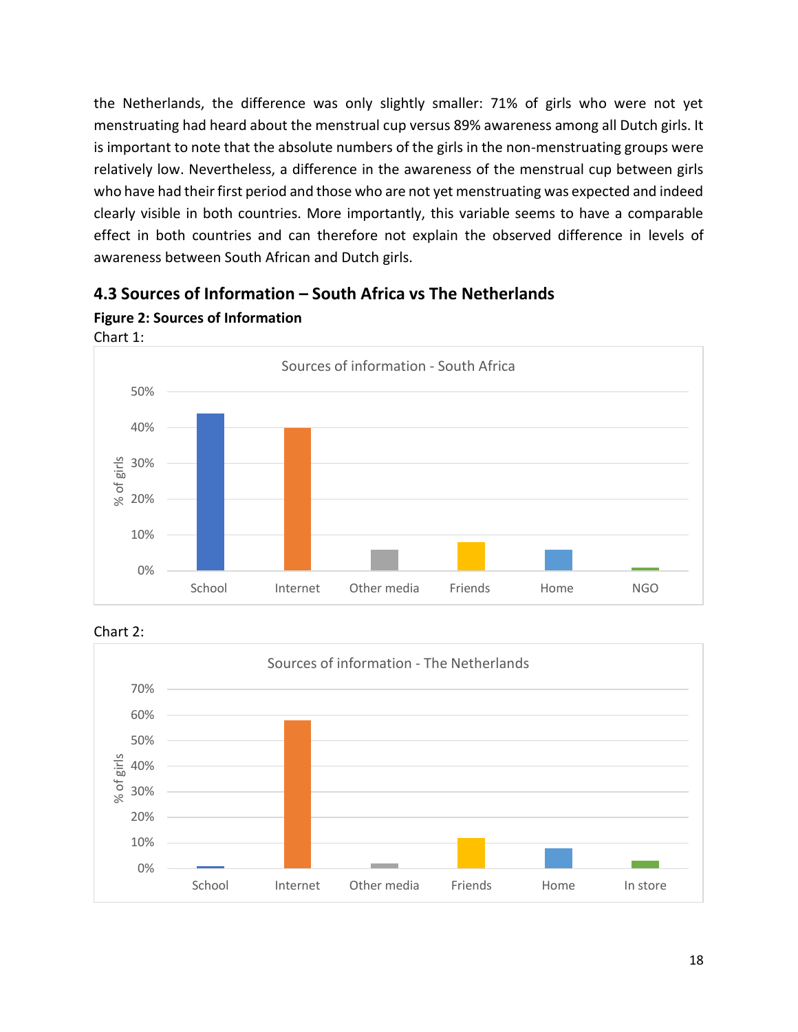the Netherlands, the difference was only slightly smaller: 71% of girls who were not yet menstruating had heard about the menstrual cup versus 89% awareness among all Dutch girls. It is important to note that the absolute numbers of the girls in the non-menstruating groups were relatively low. Nevertheless, a difference in the awareness of the menstrual cup between girls who have had their first period and those who are not yet menstruating was expected and indeed clearly visible in both countries. More importantly, this variable seems to have a comparable effect in both countries and can therefore not explain the observed difference in levels of awareness between South African and Dutch girls.

## 4.3 Sources of Information – South Africa vs The Netherlands

**Figure 2: Sources of Information**

Chart 1:

Sources of information - South Africa

Chart 2:

Sources of information - The Netherlands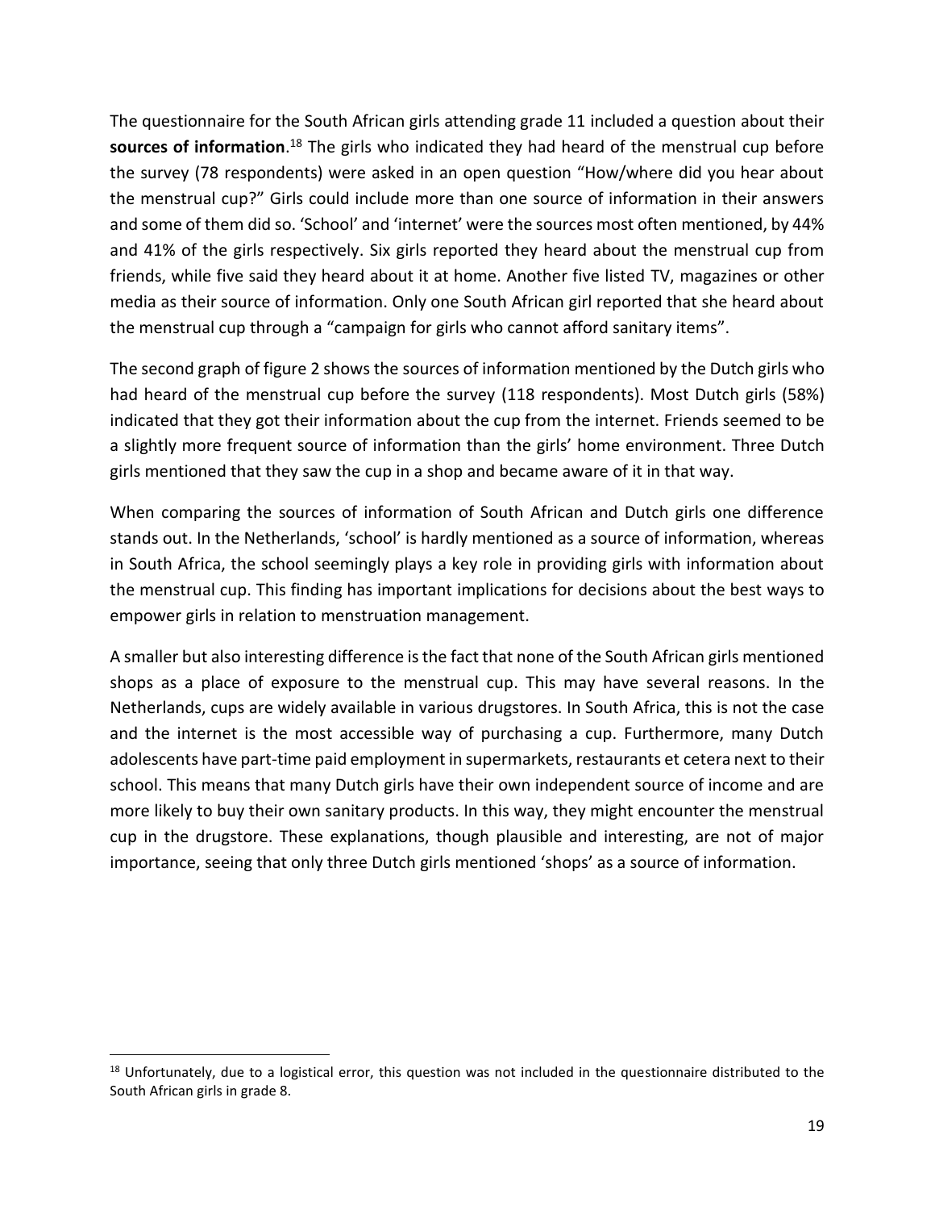The questionnaire for the South African girls attending grade 11 included a question about their **sources of information**.[18] The girls who indicated they had heard of the menstrual cup before the survey (78 respondents) were asked in an open question "How/where did you hear about the menstrual cup?" Girls could include more than one source of information in their answers and some of them did so. 'School' and 'internet' were the sources most often mentioned, by 44% and 41% of the girls respectively. Six girls reported they heard about the menstrual cup from friends, while five said they heard about it at home. Another five listed TV, magazines or other media as their source of information. Only one South African girl reported that she heard about the menstrual cup through a "campaign for girls who cannot afford sanitary items".

The second graph of figure 2 shows the sources of information mentioned by the Dutch girls who had heard of the menstrual cup before the survey (118 respondents). Most Dutch girls (58%) indicated that they got their information about the cup from the internet. Friends seemed to be a slightly more frequent source of information than the girls' home environment. Three Dutch girls mentioned that they saw the cup in a shop and became aware of it in that way.

When comparing the sources of information of South African and Dutch girls one difference stands out. In the Netherlands, 'school' is hardly mentioned as a source of information, whereas in South Africa, the school seemingly plays a key role in providing girls with information about the menstrual cup. This finding has important implications for decisions about the best ways to empower girls in relation to menstruation management.

A smaller but also interesting difference is the fact that none of the South African girls mentioned shops as a place of exposure to the menstrual cup. This may have several reasons. In the Netherlands, cups are widely available in various drugstores. In South Africa, this is not the case and the internet is the most accessible way of purchasing a cup. Furthermore, many Dutch adolescents have part-time paid employment in supermarkets, restaurants et cetera next to their school. This means that many Dutch girls have their own independent source of income and are more likely to buy their own sanitary products. In this way, they might encounter the menstrual cup in the drugstore. These explanations, though plausible and interesting, are not of major importance, seeing that only three Dutch girls mentioned 'shops' as a source of information.

[18] Unfortunately, due to a logistical error, this question was not included in the questionnaire distributed to the South African girls in grade 8.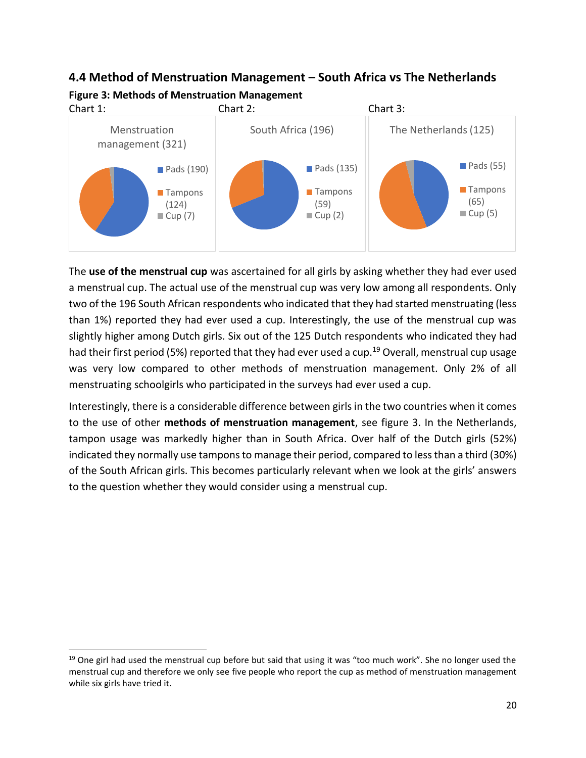## 4.4 Method of Menstruation Management – South Africa vs The Netherlands

**Figure 3: Methods of Menstruation Management**

Chart 1: Menstruation management (321)
- Pads (190)
- Tampons (124)
- Cup (7)

Chart 2: South Africa (196)
- Pads (135)
- Tampons (59)
- Cup (2)

Chart 3: The Netherlands (125)
- Pads (55)
- Tampons (65)
- Cup (5)

The **use of the menstrual cup** was ascertained for all girls by asking whether they had ever used a menstrual cup. The actual use of the menstrual cup was very low among all respondents. Only two of the 196 South African respondents who indicated that they had started menstruating (less than 1%) reported they had ever used a cup. Interestingly, the use of the menstrual cup was slightly higher among Dutch girls. Six out of the 125 Dutch respondents who indicated they had had their first period (5%) reported that they had ever used a cup.[19] Overall, menstrual cup usage was very low compared to other methods of menstruation management. Only 2% of all menstruating schoolgirls who participated in the surveys had ever used a cup.

Interestingly, there is a considerable difference between girls in the two countries when it comes to the use of other **methods of menstruation management**, see figure 3. In the Netherlands, tampon usage was markedly higher than in South Africa. Over half of the Dutch girls (52%) indicated they normally use tampons to manage their period, compared to less than a third (30%) of the South African girls. This becomes particularly relevant when we look at the girls' answers to the question whether they would consider using a menstrual cup.

[19] One girl had used the menstrual cup before but said that using it was "too much work". She no longer used the menstrual cup and therefore we only see five people who report the cup as method of menstruation management while six girls have tried it.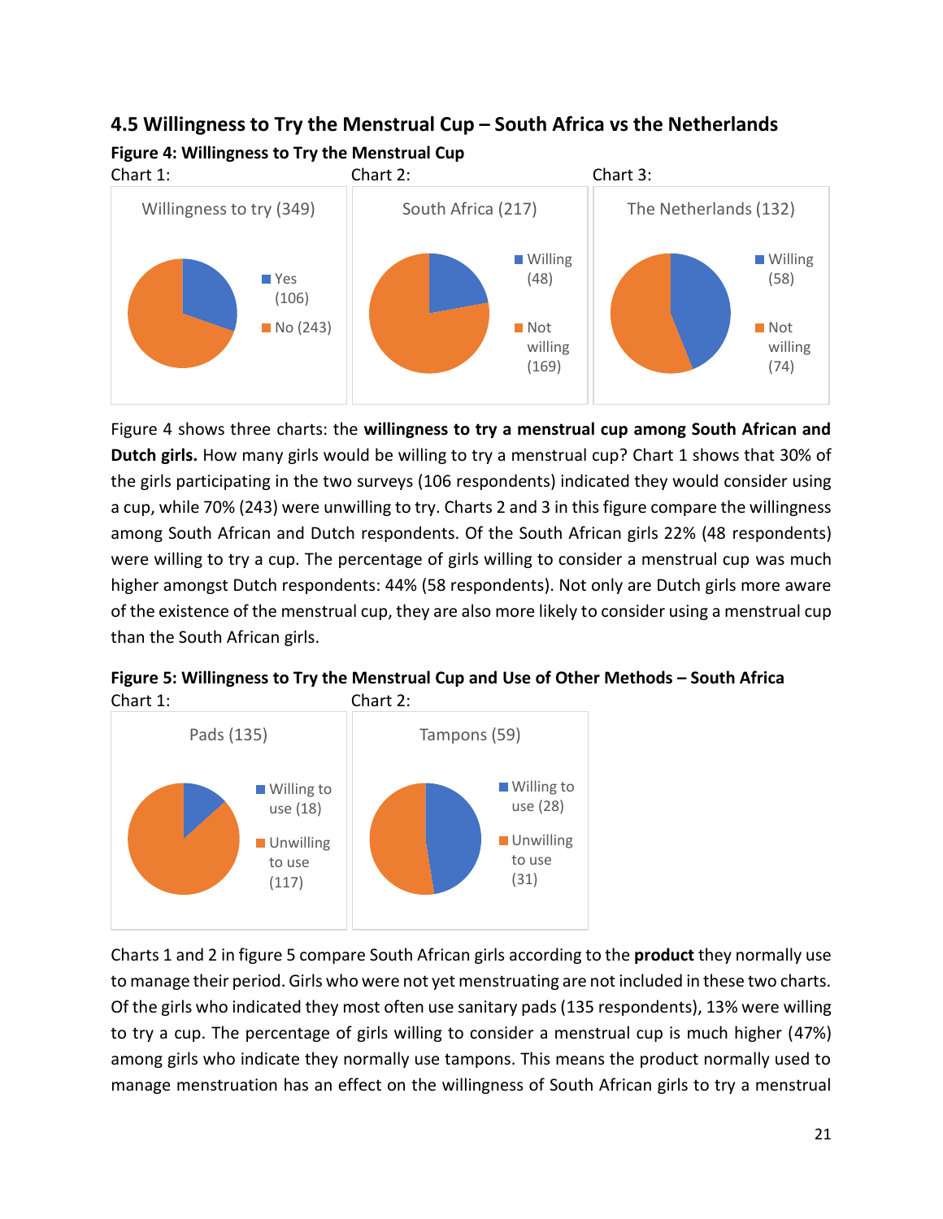### 4.5 Willingness to Try the Menstrual Cup – South Africa vs the Netherlands

**Figure 4: Willingness to Try the Menstrual Cup**

Chart 1: Willingness to try (349) — Yes (106), No (243)

Chart 2: South Africa (217) — Willing (48), Not willing (169)

Chart 3: The Netherlands (132) — Willing (58), Not willing (74)

Figure 4 shows three charts: the **willingness to try a menstrual cup among South African and Dutch girls.** How many girls would be willing to try a menstrual cup? Chart 1 shows that 30% of the girls participating in the two surveys (106 respondents) indicated they would consider using a cup, while 70% (243) were unwilling to try. Charts 2 and 3 in this figure compare the willingness among South African and Dutch respondents. Of the South African girls 22% (48 respondents) were willing to try a cup. The percentage of girls willing to consider a menstrual cup was much higher amongst Dutch respondents: 44% (58 respondents). Not only are Dutch girls more aware of the existence of the menstrual cup, they are also more likely to consider using a menstrual cup than the South African girls.

**Figure 5: Willingness to Try the Menstrual Cup and Use of Other Methods – South Africa**

Chart 1: Pads (135) — Willing to use (18), Unwilling to use (117)

Chart 2: Tampons (59) — Willing to use (28), Unwilling to use (31)

Charts 1 and 2 in figure 5 compare South African girls according to the **product** they normally use to manage their period. Girls who were not yet menstruating are not included in these two charts. Of the girls who indicated they most often use sanitary pads (135 respondents), 13% were willing to try a cup. The percentage of girls willing to consider a menstrual cup is much higher (47%) among girls who indicate they normally use tampons. This means the product normally used to manage menstruation has an effect on the willingness of South African girls to try a menstrual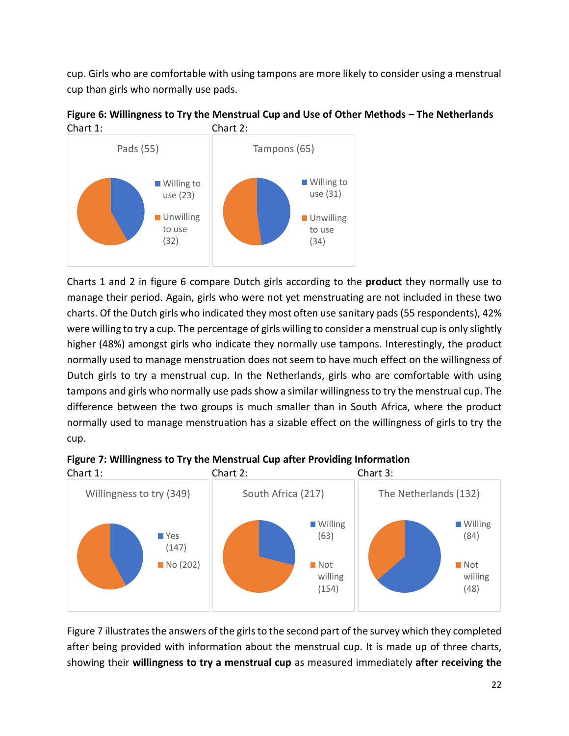cup. Girls who are comfortable with using tampons are more likely to consider using a menstrual cup than girls who normally use pads.

**Figure 6: Willingness to Try the Menstrual Cup and Use of Other Methods – The Netherlands**

Chart 1: Pads (55)
- Willing to use (23)
- Unwilling to use (32)

Chart 2: Tampons (65)
- Willing to use (31)
- Unwilling to use (34)

Charts 1 and 2 in figure 6 compare Dutch girls according to the **product** they normally use to manage their period. Again, girls who were not yet menstruating are not included in these two charts. Of the Dutch girls who indicated they most often use sanitary pads (55 respondents), 42% were willing to try a cup. The percentage of girls willing to consider a menstrual cup is only slightly higher (48%) amongst girls who indicate they normally use tampons. Interestingly, the product normally used to manage menstruation does not seem to have much effect on the willingness of Dutch girls to try a menstrual cup. In the Netherlands, girls who are comfortable with using tampons and girls who normally use pads show a similar willingness to try the menstrual cup. The difference between the two groups is much smaller than in South Africa, where the product normally used to manage menstruation has a sizable effect on the willingness of girls to try the cup.

**Figure 7: Willingness to Try the Menstrual Cup after Providing Information**

Chart 1: Willingness to try (349)
- Yes (147)
- No (202)

Chart 2: South Africa (217)
- Willing (63)
- Not willing (154)

Chart 3: The Netherlands (132)
- Willing (84)
- Not willing (48)

Figure 7 illustrates the answers of the girls to the second part of the survey which they completed after being provided with information about the menstrual cup. It is made up of three charts, showing their **willingness to try a menstrual cup** as measured immediately **after receiving the**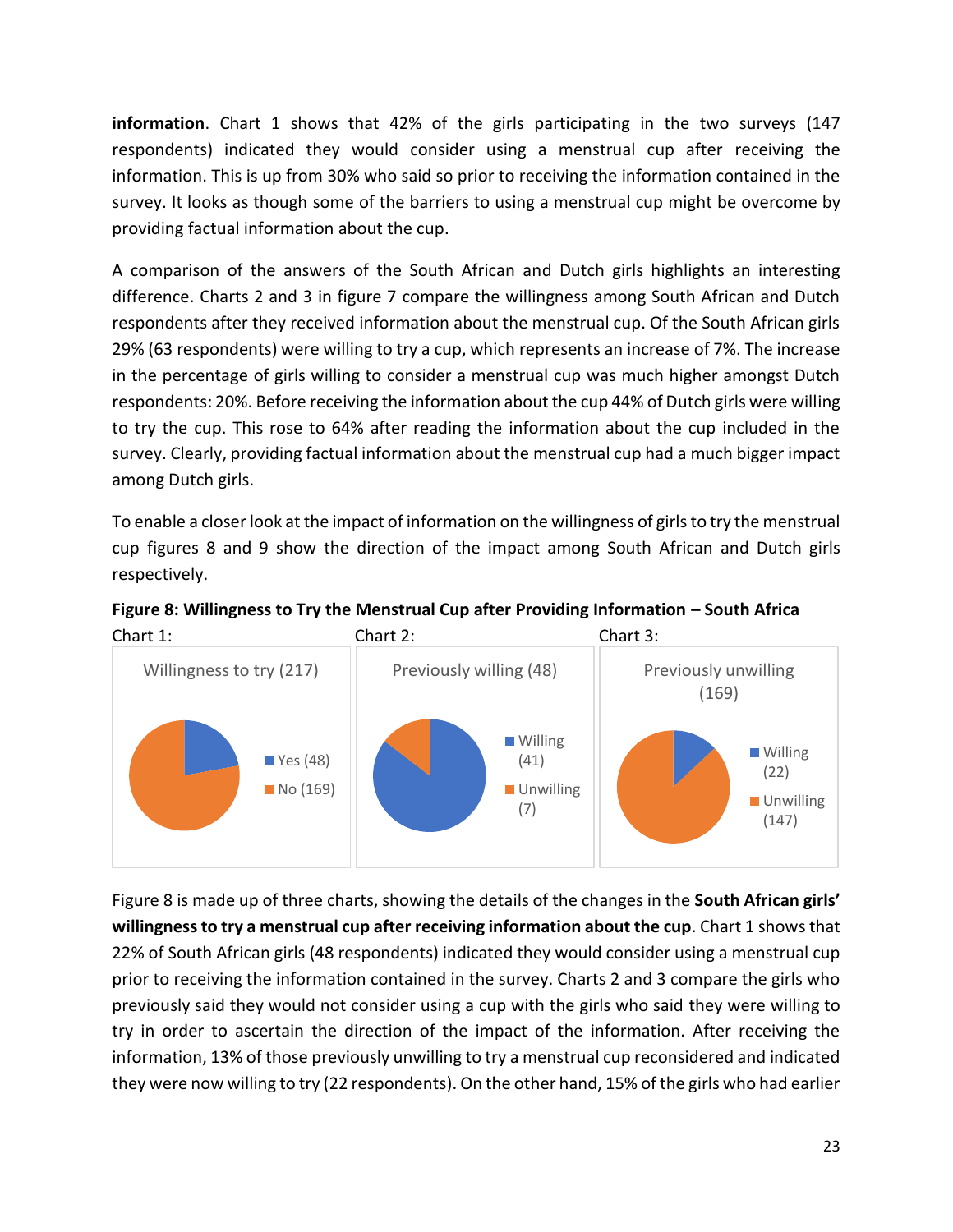**information**. Chart 1 shows that 42% of the girls participating in the two surveys (147 respondents) indicated they would consider using a menstrual cup after receiving the information. This is up from 30% who said so prior to receiving the information contained in the survey. It looks as though some of the barriers to using a menstrual cup might be overcome by providing factual information about the cup.

A comparison of the answers of the South African and Dutch girls highlights an interesting difference. Charts 2 and 3 in figure 7 compare the willingness among South African and Dutch respondents after they received information about the menstrual cup. Of the South African girls 29% (63 respondents) were willing to try a cup, which represents an increase of 7%. The increase in the percentage of girls willing to consider a menstrual cup was much higher amongst Dutch respondents: 20%. Before receiving the information about the cup 44% of Dutch girls were willing to try the cup. This rose to 64% after reading the information about the cup included in the survey. Clearly, providing factual information about the menstrual cup had a much bigger impact among Dutch girls.

To enable a closer look at the impact of information on the willingness of girls to try the menstrual cup figures 8 and 9 show the direction of the impact among South African and Dutch girls respectively.

**Figure 8: Willingness to Try the Menstrual Cup after Providing Information – South Africa**

Chart 1: Willingness to try (217) — Yes (48), No (169)

Chart 2: Previously willing (48) — Willing (41), Unwilling (7)

Chart 3: Previously unwilling (169) — Willing (22), Unwilling (147)

Figure 8 is made up of three charts, showing the details of the changes in the **South African girls' willingness to try a menstrual cup after receiving information about the cup**. Chart 1 shows that 22% of South African girls (48 respondents) indicated they would consider using a menstrual cup prior to receiving the information contained in the survey. Charts 2 and 3 compare the girls who previously said they would not consider using a cup with the girls who said they were willing to try in order to ascertain the direction of the impact of the information. After receiving the information, 13% of those previously unwilling to try a menstrual cup reconsidered and indicated they were now willing to try (22 respondents). On the other hand, 15% of the girls who had earlier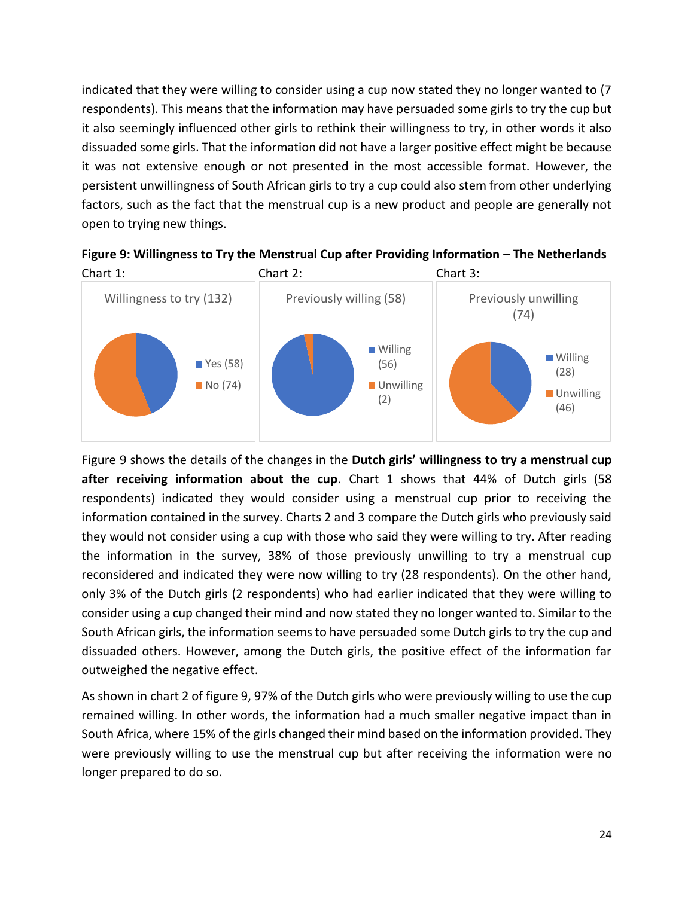indicated that they were willing to consider using a cup now stated they no longer wanted to (7 respondents). This means that the information may have persuaded some girls to try the cup but it also seemingly influenced other girls to rethink their willingness to try, in other words it also dissuaded some girls. That the information did not have a larger positive effect might be because it was not extensive enough or not presented in the most accessible format. However, the persistent unwillingness of South African girls to try a cup could also stem from other underlying factors, such as the fact that the menstrual cup is a new product and people are generally not open to trying new things.

**Figure 9: Willingness to Try the Menstrual Cup after Providing Information – The Netherlands**

Chart 1: Willingness to try (132) — Yes (58), No (74)

Chart 2: Previously willing (58) — Willing (56), Unwilling (2)

Chart 3: Previously unwilling (74) — Willing (28), Unwilling (46)

Figure 9 shows the details of the changes in the **Dutch girls' willingness to try a menstrual cup after receiving information about the cup**. Chart 1 shows that 44% of Dutch girls (58 respondents) indicated they would consider using a menstrual cup prior to receiving the information contained in the survey. Charts 2 and 3 compare the Dutch girls who previously said they would not consider using a cup with those who said they were willing to try. After reading the information in the survey, 38% of those previously unwilling to try a menstrual cup reconsidered and indicated they were now willing to try (28 respondents). On the other hand, only 3% of the Dutch girls (2 respondents) who had earlier indicated that they were willing to consider using a cup changed their mind and now stated they no longer wanted to. Similar to the South African girls, the information seems to have persuaded some Dutch girls to try the cup and dissuaded others. However, among the Dutch girls, the positive effect of the information far outweighed the negative effect.

As shown in chart 2 of figure 9, 97% of the Dutch girls who were previously willing to use the cup remained willing. In other words, the information had a much smaller negative impact than in South Africa, where 15% of the girls changed their mind based on the information provided. They were previously willing to use the menstrual cup but after receiving the information were no longer prepared to do so.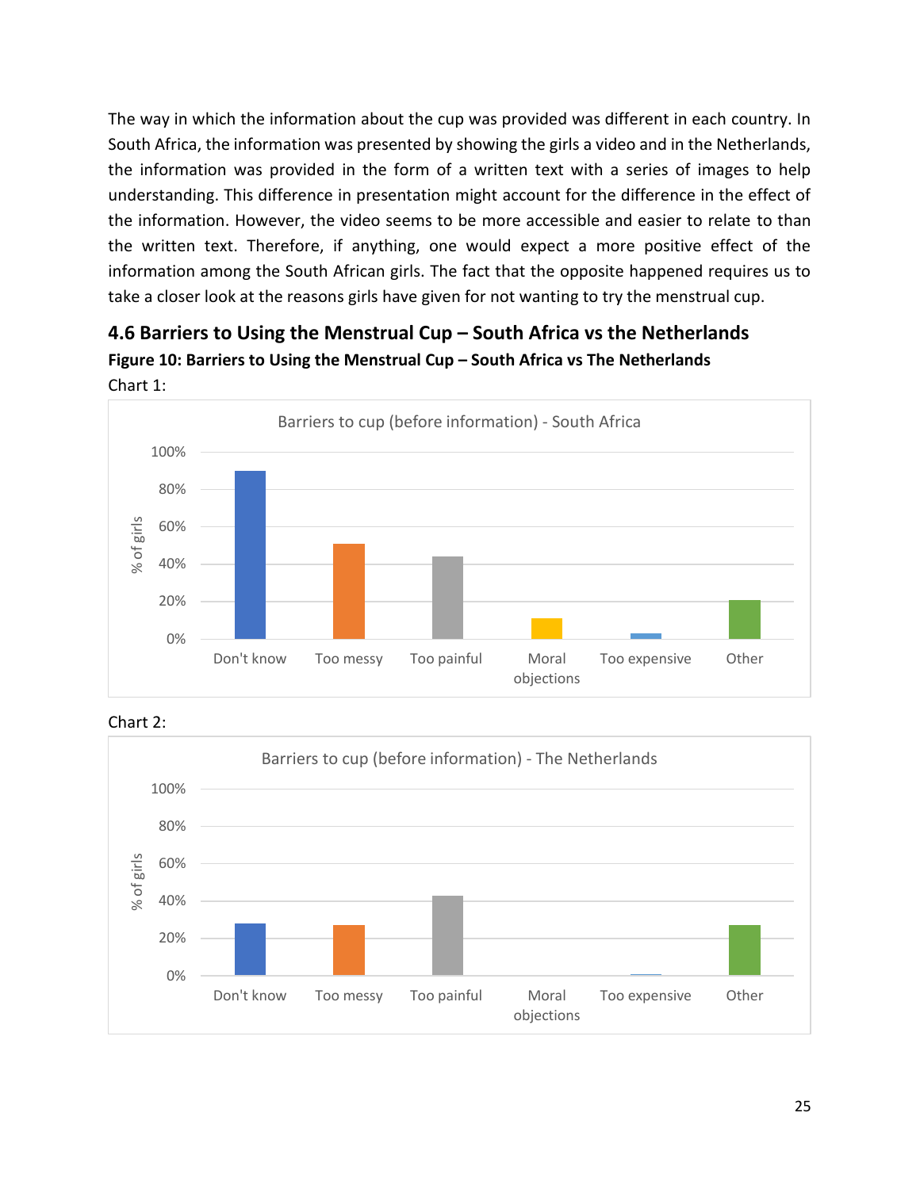The way in which the information about the cup was provided was different in each country. In South Africa, the information was presented by showing the girls a video and in the Netherlands, the information was provided in the form of a written text with a series of images to help understanding. This difference in presentation might account for the difference in the effect of the information. However, the video seems to be more accessible and easier to relate to than the written text. Therefore, if anything, one would expect a more positive effect of the information among the South African girls. The fact that the opposite happened requires us to take a closer look at the reasons girls have given for not wanting to try the menstrual cup.

## 4.6 Barriers to Using the Menstrual Cup – South Africa vs the Netherlands

**Figure 10: Barriers to Using the Menstrual Cup – South Africa vs The Netherlands**

Chart 1:

Chart 2: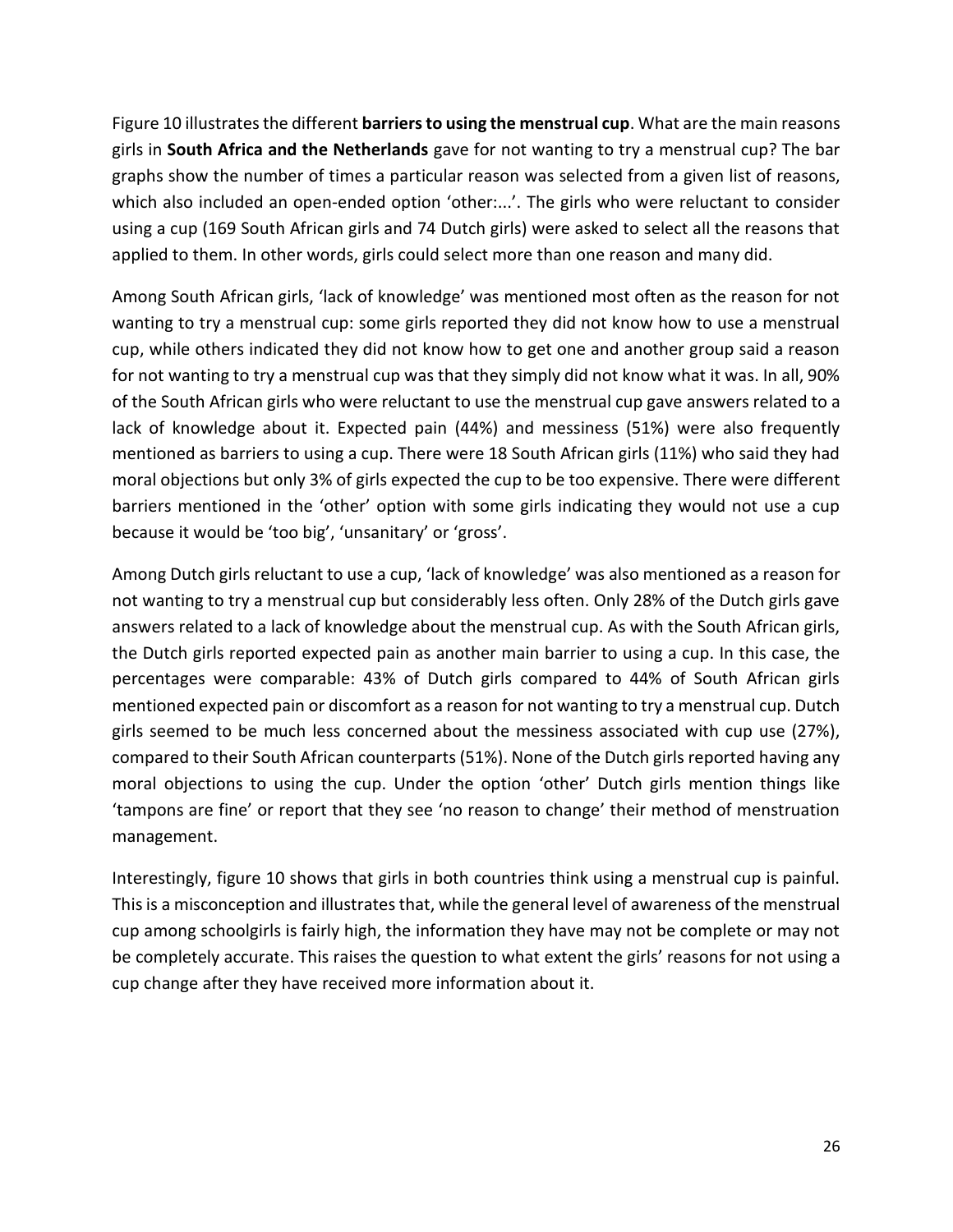Figure 10 illustrates the different **barriers to using the menstrual cup**. What are the main reasons girls in **South Africa and the Netherlands** gave for not wanting to try a menstrual cup? The bar graphs show the number of times a particular reason was selected from a given list of reasons, which also included an open-ended option 'other:...'. The girls who were reluctant to consider using a cup (169 South African girls and 74 Dutch girls) were asked to select all the reasons that applied to them. In other words, girls could select more than one reason and many did.

Among South African girls, 'lack of knowledge' was mentioned most often as the reason for not wanting to try a menstrual cup: some girls reported they did not know how to use a menstrual cup, while others indicated they did not know how to get one and another group said a reason for not wanting to try a menstrual cup was that they simply did not know what it was. In all, 90% of the South African girls who were reluctant to use the menstrual cup gave answers related to a lack of knowledge about it. Expected pain (44%) and messiness (51%) were also frequently mentioned as barriers to using a cup. There were 18 South African girls (11%) who said they had moral objections but only 3% of girls expected the cup to be too expensive. There were different barriers mentioned in the 'other' option with some girls indicating they would not use a cup because it would be 'too big', 'unsanitary' or 'gross'.

Among Dutch girls reluctant to use a cup, 'lack of knowledge' was also mentioned as a reason for not wanting to try a menstrual cup but considerably less often. Only 28% of the Dutch girls gave answers related to a lack of knowledge about the menstrual cup. As with the South African girls, the Dutch girls reported expected pain as another main barrier to using a cup. In this case, the percentages were comparable: 43% of Dutch girls compared to 44% of South African girls mentioned expected pain or discomfort as a reason for not wanting to try a menstrual cup. Dutch girls seemed to be much less concerned about the messiness associated with cup use (27%), compared to their South African counterparts (51%). None of the Dutch girls reported having any moral objections to using the cup. Under the option 'other' Dutch girls mention things like 'tampons are fine' or report that they see 'no reason to change' their method of menstruation management.

Interestingly, figure 10 shows that girls in both countries think using a menstrual cup is painful. This is a misconception and illustrates that, while the general level of awareness of the menstrual cup among schoolgirls is fairly high, the information they have may not be complete or may not be completely accurate. This raises the question to what extent the girls' reasons for not using a cup change after they have received more information about it.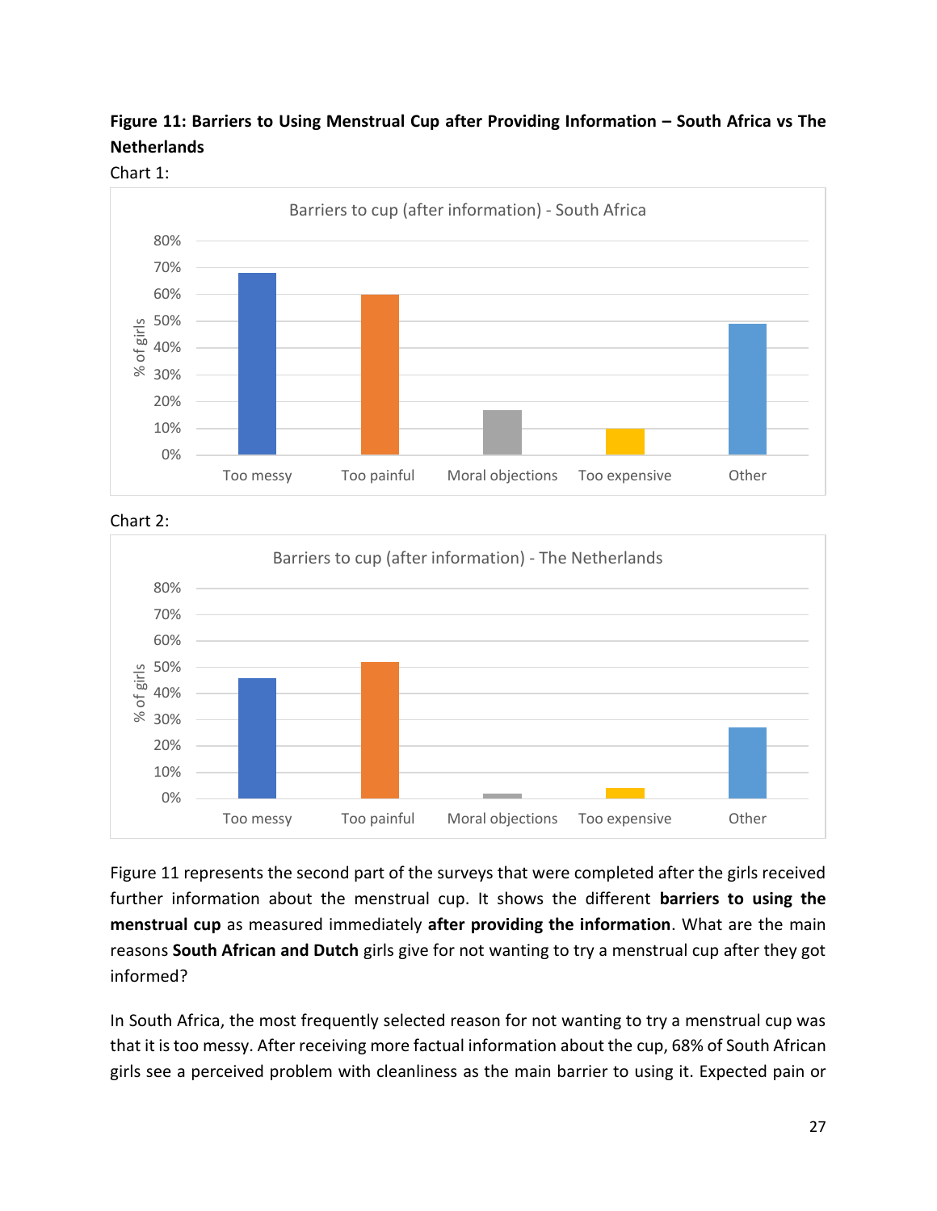**Figure 11: Barriers to Using Menstrual Cup after Providing Information – South Africa vs The Netherlands**

Chart 1:

Chart 2:

Figure 11 represents the second part of the surveys that were completed after the girls received further information about the menstrual cup. It shows the different **barriers to using the menstrual cup** as measured immediately **after providing the information**. What are the main reasons **South African and Dutch** girls give for not wanting to try a menstrual cup after they got informed?

In South Africa, the most frequently selected reason for not wanting to try a menstrual cup was that it is too messy. After receiving more factual information about the cup, 68% of South African girls see a perceived problem with cleanliness as the main barrier to using it. Expected pain or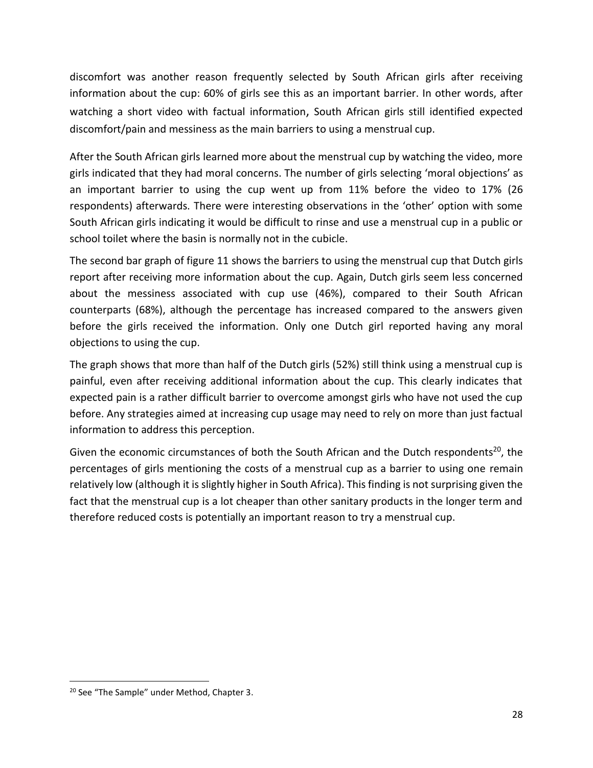discomfort was another reason frequently selected by South African girls after receiving information about the cup: 60% of girls see this as an important barrier. In other words, after watching a short video with factual information, South African girls still identified expected discomfort/pain and messiness as the main barriers to using a menstrual cup.

After the South African girls learned more about the menstrual cup by watching the video, more girls indicated that they had moral concerns. The number of girls selecting 'moral objections' as an important barrier to using the cup went up from 11% before the video to 17% (26 respondents) afterwards. There were interesting observations in the 'other' option with some South African girls indicating it would be difficult to rinse and use a menstrual cup in a public or school toilet where the basin is normally not in the cubicle.

The second bar graph of figure 11 shows the barriers to using the menstrual cup that Dutch girls report after receiving more information about the cup. Again, Dutch girls seem less concerned about the messiness associated with cup use (46%), compared to their South African counterparts (68%), although the percentage has increased compared to the answers given before the girls received the information. Only one Dutch girl reported having any moral objections to using the cup.

The graph shows that more than half of the Dutch girls (52%) still think using a menstrual cup is painful, even after receiving additional information about the cup. This clearly indicates that expected pain is a rather difficult barrier to overcome amongst girls who have not used the cup before. Any strategies aimed at increasing cup usage may need to rely on more than just factual information to address this perception.

Given the economic circumstances of both the South African and the Dutch respondents[20], the percentages of girls mentioning the costs of a menstrual cup as a barrier to using one remain relatively low (although it is slightly higher in South Africa). This finding is not surprising given the fact that the menstrual cup is a lot cheaper than other sanitary products in the longer term and therefore reduced costs is potentially an important reason to try a menstrual cup.

[20] See "The Sample" under Method, Chapter 3.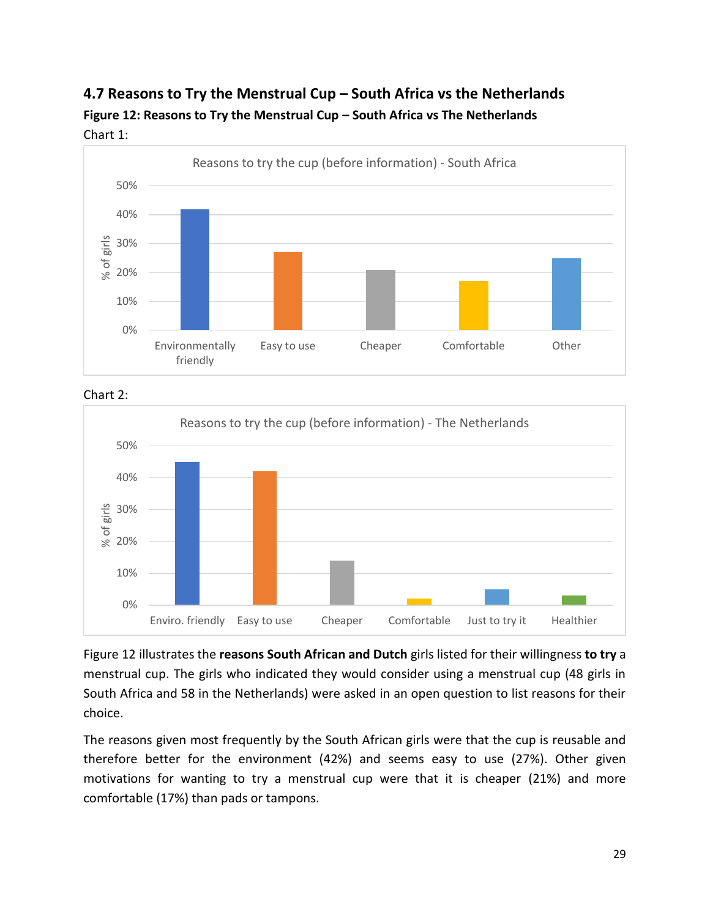## 4.7 Reasons to Try the Menstrual Cup – South Africa vs the Netherlands

**Figure 12: Reasons to Try the Menstrual Cup – South Africa vs The Netherlands**

Chart 1:

Chart 2:

Figure 12 illustrates the **reasons South African and Dutch** girls listed for their willingness **to try** a menstrual cup. The girls who indicated they would consider using a menstrual cup (48 girls in South Africa and 58 in the Netherlands) were asked in an open question to list reasons for their choice.

The reasons given most frequently by the South African girls were that the cup is reusable and therefore better for the environment (42%) and seems easy to use (27%). Other given motivations for wanting to try a menstrual cup were that it is cheaper (21%) and more comfortable (17%) than pads or tampons.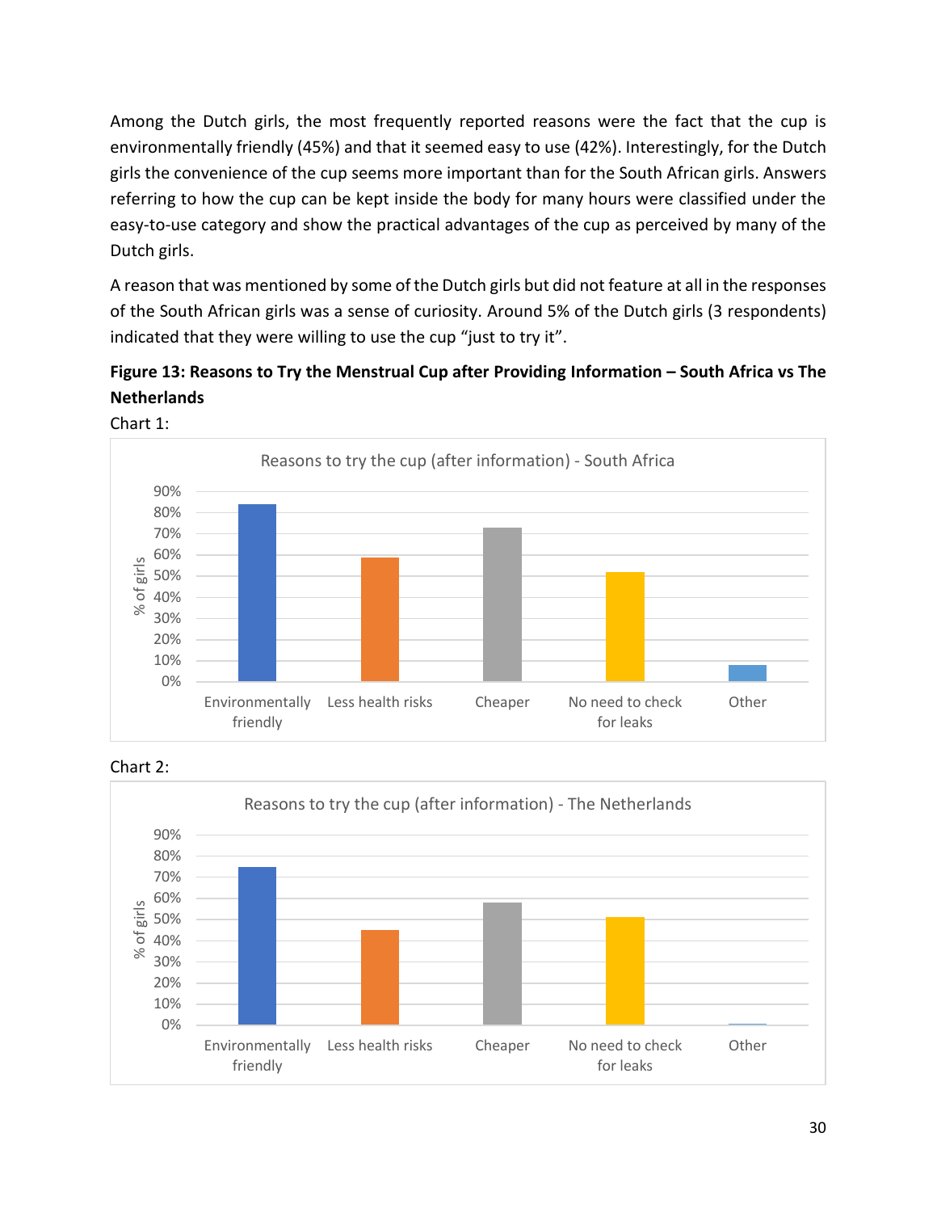Among the Dutch girls, the most frequently reported reasons were the fact that the cup is environmentally friendly (45%) and that it seemed easy to use (42%). Interestingly, for the Dutch girls the convenience of the cup seems more important than for the South African girls. Answers referring to how the cup can be kept inside the body for many hours were classified under the easy-to-use category and show the practical advantages of the cup as perceived by many of the Dutch girls.

A reason that was mentioned by some of the Dutch girls but did not feature at all in the responses of the South African girls was a sense of curiosity. Around 5% of the Dutch girls (3 respondents) indicated that they were willing to use the cup "just to try it".

**Figure 13: Reasons to Try the Menstrual Cup after Providing Information – South Africa vs The Netherlands**

Chart 1:

Reasons to try the cup (after information) - South Africa

Chart 2:

Reasons to try the cup (after information) - The Netherlands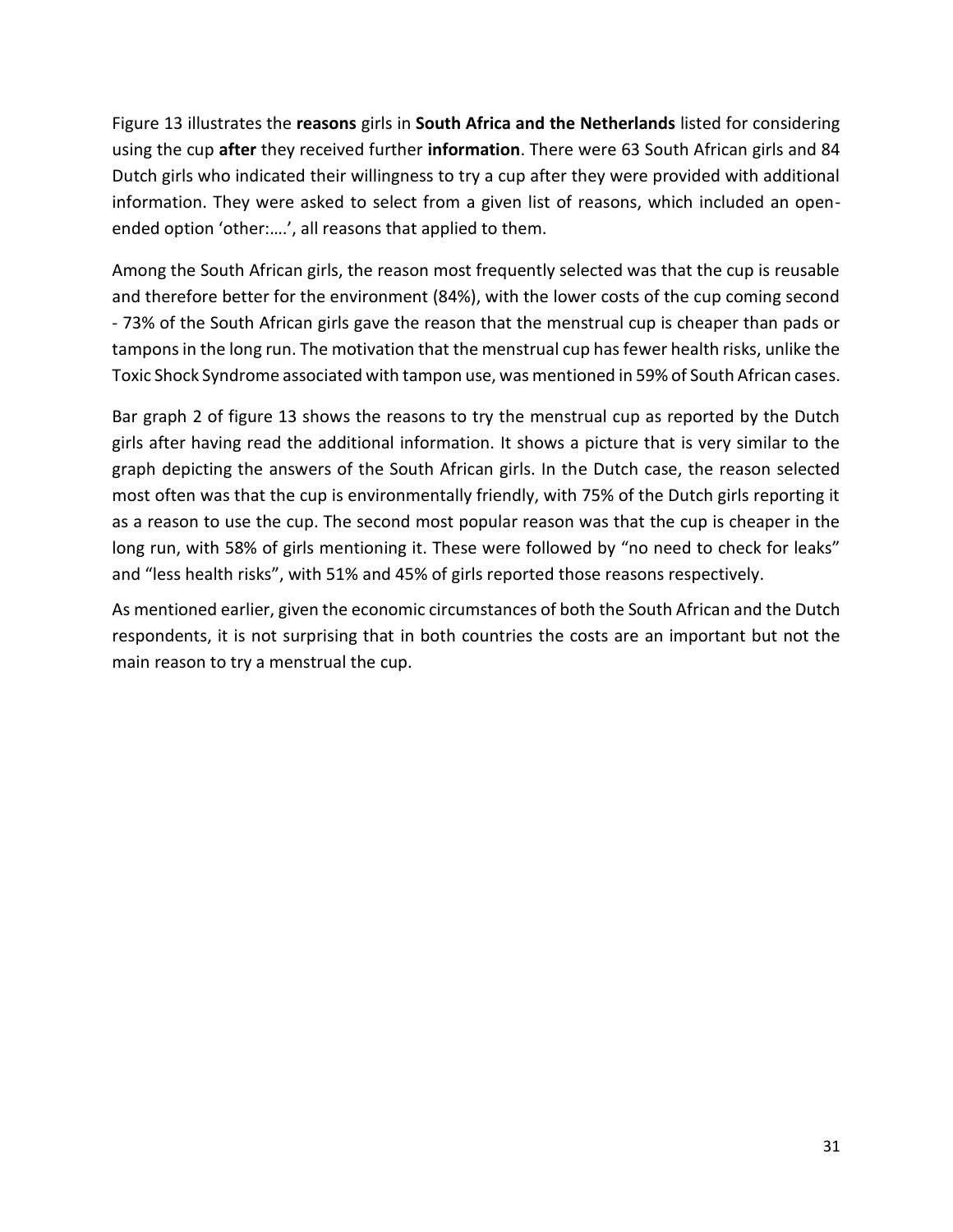Figure 13 illustrates the **reasons** girls in **South Africa and the Netherlands** listed for considering using the cup **after** they received further **information**. There were 63 South African girls and 84 Dutch girls who indicated their willingness to try a cup after they were provided with additional information. They were asked to select from a given list of reasons, which included an open-ended option 'other:….', all reasons that applied to them.

Among the South African girls, the reason most frequently selected was that the cup is reusable and therefore better for the environment (84%), with the lower costs of the cup coming second - 73% of the South African girls gave the reason that the menstrual cup is cheaper than pads or tampons in the long run. The motivation that the menstrual cup has fewer health risks, unlike the Toxic Shock Syndrome associated with tampon use, was mentioned in 59% of South African cases.

Bar graph 2 of figure 13 shows the reasons to try the menstrual cup as reported by the Dutch girls after having read the additional information. It shows a picture that is very similar to the graph depicting the answers of the South African girls. In the Dutch case, the reason selected most often was that the cup is environmentally friendly, with 75% of the Dutch girls reporting it as a reason to use the cup. The second most popular reason was that the cup is cheaper in the long run, with 58% of girls mentioning it. These were followed by "no need to check for leaks" and "less health risks", with 51% and 45% of girls reported those reasons respectively.

As mentioned earlier, given the economic circumstances of both the South African and the Dutch respondents, it is not surprising that in both countries the costs are an important but not the main reason to try a menstrual the cup.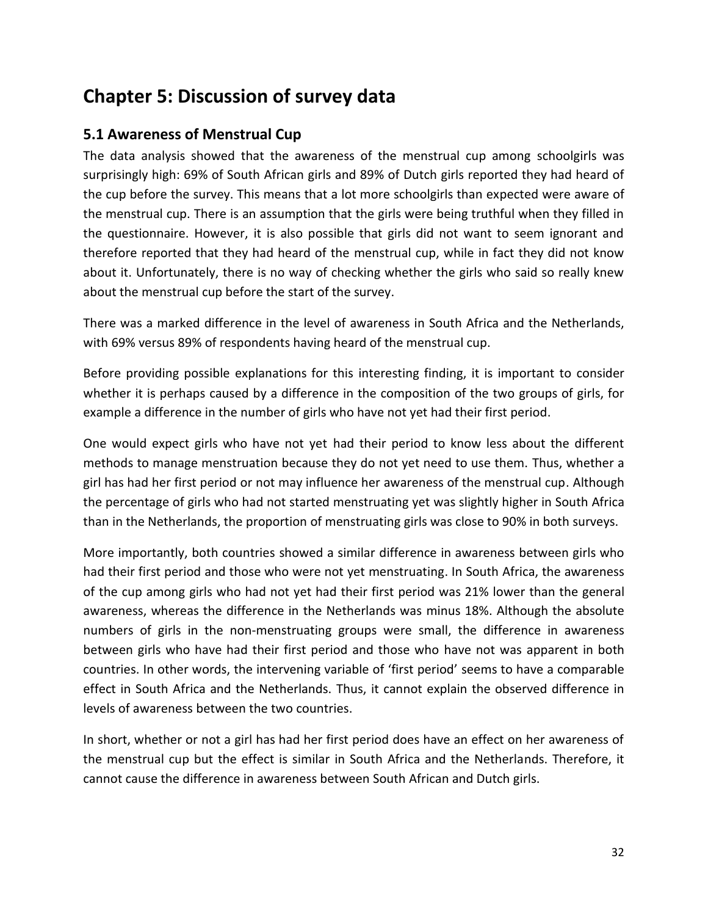# Chapter 5: Discussion of survey data

## 5.1 Awareness of Menstrual Cup

The data analysis showed that the awareness of the menstrual cup among schoolgirls was surprisingly high: 69% of South African girls and 89% of Dutch girls reported they had heard of the cup before the survey. This means that a lot more schoolgirls than expected were aware of the menstrual cup. There is an assumption that the girls were being truthful when they filled in the questionnaire. However, it is also possible that girls did not want to seem ignorant and therefore reported that they had heard of the menstrual cup, while in fact they did not know about it. Unfortunately, there is no way of checking whether the girls who said so really knew about the menstrual cup before the start of the survey.

There was a marked difference in the level of awareness in South Africa and the Netherlands, with 69% versus 89% of respondents having heard of the menstrual cup.

Before providing possible explanations for this interesting finding, it is important to consider whether it is perhaps caused by a difference in the composition of the two groups of girls, for example a difference in the number of girls who have not yet had their first period.

One would expect girls who have not yet had their period to know less about the different methods to manage menstruation because they do not yet need to use them. Thus, whether a girl has had her first period or not may influence her awareness of the menstrual cup. Although the percentage of girls who had not started menstruating yet was slightly higher in South Africa than in the Netherlands, the proportion of menstruating girls was close to 90% in both surveys.

More importantly, both countries showed a similar difference in awareness between girls who had their first period and those who were not yet menstruating. In South Africa, the awareness of the cup among girls who had not yet had their first period was 21% lower than the general awareness, whereas the difference in the Netherlands was minus 18%. Although the absolute numbers of girls in the non-menstruating groups were small, the difference in awareness between girls who have had their first period and those who have not was apparent in both countries. In other words, the intervening variable of 'first period' seems to have a comparable effect in South Africa and the Netherlands. Thus, it cannot explain the observed difference in levels of awareness between the two countries.

In short, whether or not a girl has had her first period does have an effect on her awareness of the menstrual cup but the effect is similar in South Africa and the Netherlands. Therefore, it cannot cause the difference in awareness between South African and Dutch girls.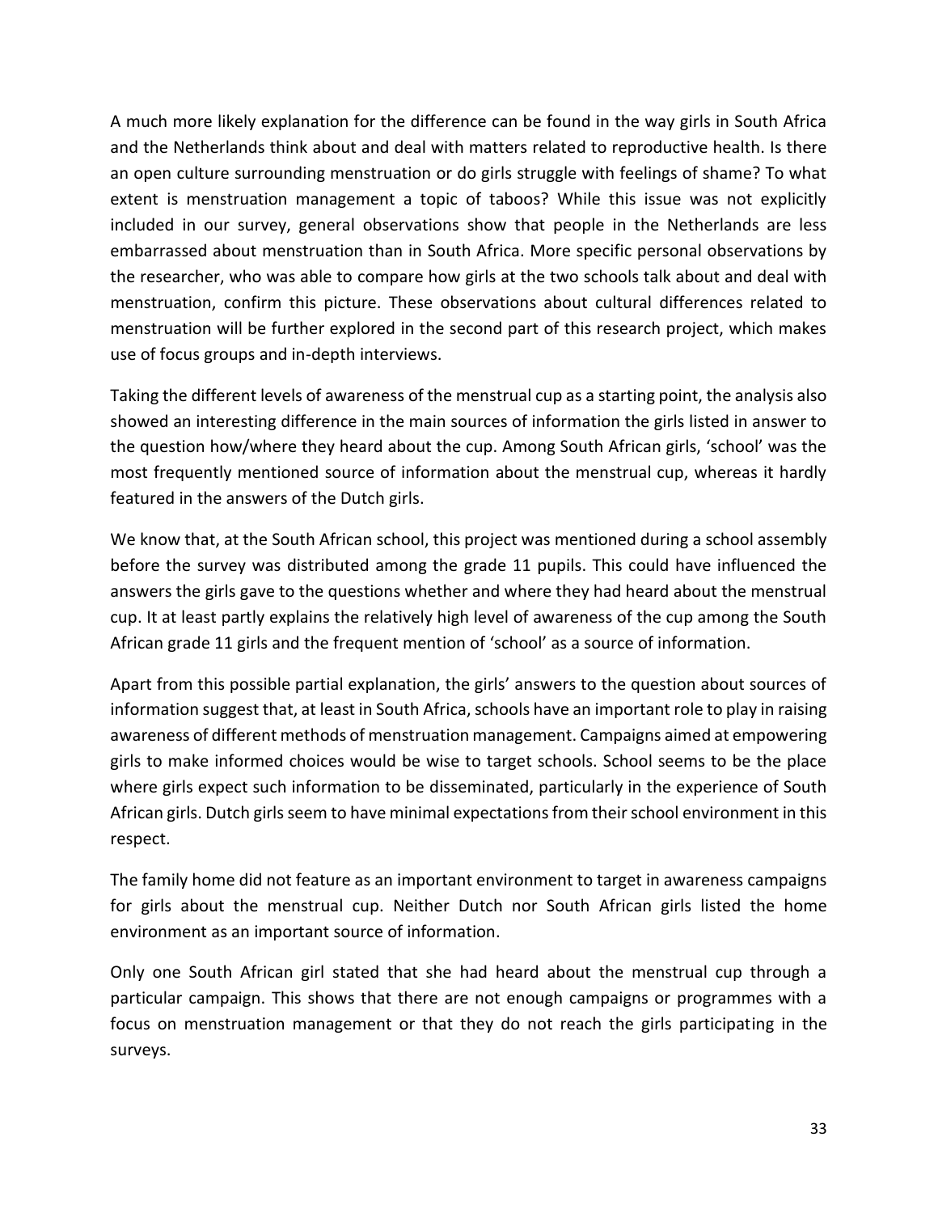A much more likely explanation for the difference can be found in the way girls in South Africa and the Netherlands think about and deal with matters related to reproductive health. Is there an open culture surrounding menstruation or do girls struggle with feelings of shame? To what extent is menstruation management a topic of taboos? While this issue was not explicitly included in our survey, general observations show that people in the Netherlands are less embarrassed about menstruation than in South Africa. More specific personal observations by the researcher, who was able to compare how girls at the two schools talk about and deal with menstruation, confirm this picture. These observations about cultural differences related to menstruation will be further explored in the second part of this research project, which makes use of focus groups and in-depth interviews.

Taking the different levels of awareness of the menstrual cup as a starting point, the analysis also showed an interesting difference in the main sources of information the girls listed in answer to the question how/where they heard about the cup. Among South African girls, 'school' was the most frequently mentioned source of information about the menstrual cup, whereas it hardly featured in the answers of the Dutch girls.

We know that, at the South African school, this project was mentioned during a school assembly before the survey was distributed among the grade 11 pupils. This could have influenced the answers the girls gave to the questions whether and where they had heard about the menstrual cup. It at least partly explains the relatively high level of awareness of the cup among the South African grade 11 girls and the frequent mention of 'school' as a source of information.

Apart from this possible partial explanation, the girls' answers to the question about sources of information suggest that, at least in South Africa, schools have an important role to play in raising awareness of different methods of menstruation management. Campaigns aimed at empowering girls to make informed choices would be wise to target schools. School seems to be the place where girls expect such information to be disseminated, particularly in the experience of South African girls. Dutch girls seem to have minimal expectations from their school environment in this respect.

The family home did not feature as an important environment to target in awareness campaigns for girls about the menstrual cup. Neither Dutch nor South African girls listed the home environment as an important source of information.

Only one South African girl stated that she had heard about the menstrual cup through a particular campaign. This shows that there are not enough campaigns or programmes with a focus on menstruation management or that they do not reach the girls participating in the surveys.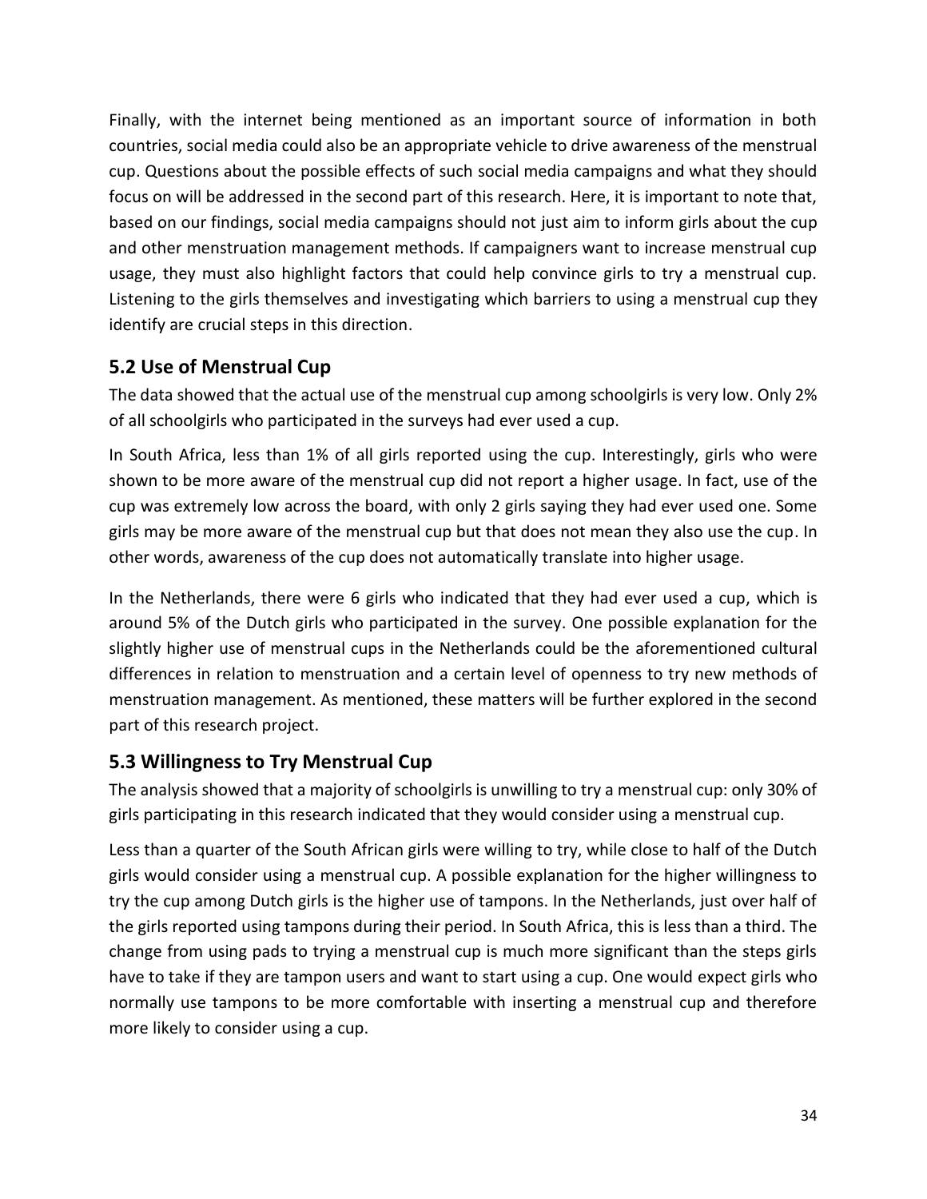Finally, with the internet being mentioned as an important source of information in both countries, social media could also be an appropriate vehicle to drive awareness of the menstrual cup. Questions about the possible effects of such social media campaigns and what they should focus on will be addressed in the second part of this research. Here, it is important to note that, based on our findings, social media campaigns should not just aim to inform girls about the cup and other menstruation management methods. If campaigners want to increase menstrual cup usage, they must also highlight factors that could help convince girls to try a menstrual cup. Listening to the girls themselves and investigating which barriers to using a menstrual cup they identify are crucial steps in this direction.

## 5.2 Use of Menstrual Cup

The data showed that the actual use of the menstrual cup among schoolgirls is very low. Only 2% of all schoolgirls who participated in the surveys had ever used a cup.

In South Africa, less than 1% of all girls reported using the cup. Interestingly, girls who were shown to be more aware of the menstrual cup did not report a higher usage. In fact, use of the cup was extremely low across the board, with only 2 girls saying they had ever used one. Some girls may be more aware of the menstrual cup but that does not mean they also use the cup. In other words, awareness of the cup does not automatically translate into higher usage.

In the Netherlands, there were 6 girls who indicated that they had ever used a cup, which is around 5% of the Dutch girls who participated in the survey. One possible explanation for the slightly higher use of menstrual cups in the Netherlands could be the aforementioned cultural differences in relation to menstruation and a certain level of openness to try new methods of menstruation management. As mentioned, these matters will be further explored in the second part of this research project.

## 5.3 Willingness to Try Menstrual Cup

The analysis showed that a majority of schoolgirls is unwilling to try a menstrual cup: only 30% of girls participating in this research indicated that they would consider using a menstrual cup.

Less than a quarter of the South African girls were willing to try, while close to half of the Dutch girls would consider using a menstrual cup. A possible explanation for the higher willingness to try the cup among Dutch girls is the higher use of tampons. In the Netherlands, just over half of the girls reported using tampons during their period. In South Africa, this is less than a third. The change from using pads to trying a menstrual cup is much more significant than the steps girls have to take if they are tampon users and want to start using a cup. One would expect girls who normally use tampons to be more comfortable with inserting a menstrual cup and therefore more likely to consider using a cup.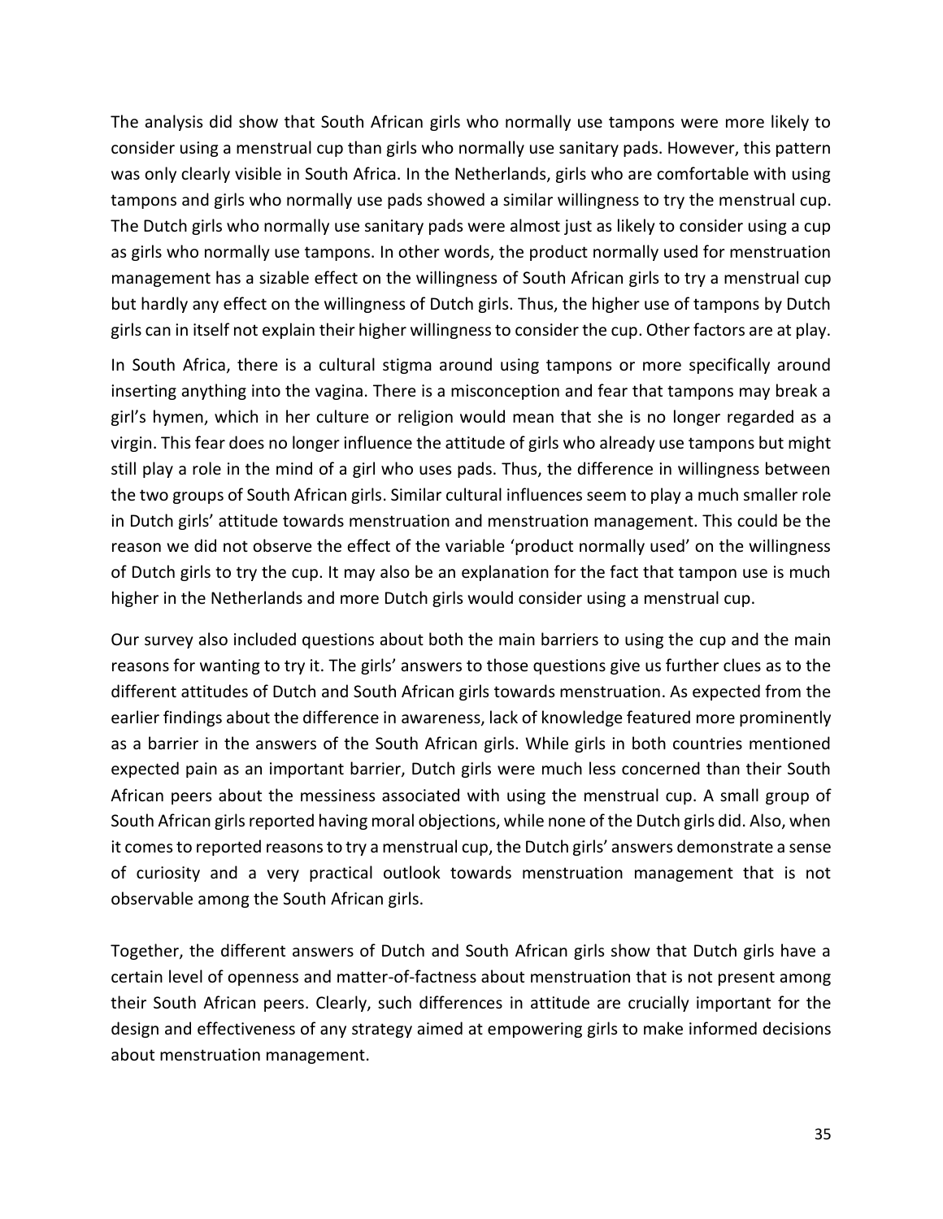The analysis did show that South African girls who normally use tampons were more likely to consider using a menstrual cup than girls who normally use sanitary pads. However, this pattern was only clearly visible in South Africa. In the Netherlands, girls who are comfortable with using tampons and girls who normally use pads showed a similar willingness to try the menstrual cup. The Dutch girls who normally use sanitary pads were almost just as likely to consider using a cup as girls who normally use tampons. In other words, the product normally used for menstruation management has a sizable effect on the willingness of South African girls to try a menstrual cup but hardly any effect on the willingness of Dutch girls. Thus, the higher use of tampons by Dutch girls can in itself not explain their higher willingness to consider the cup. Other factors are at play.

In South Africa, there is a cultural stigma around using tampons or more specifically around inserting anything into the vagina. There is a misconception and fear that tampons may break a girl's hymen, which in her culture or religion would mean that she is no longer regarded as a virgin. This fear does no longer influence the attitude of girls who already use tampons but might still play a role in the mind of a girl who uses pads. Thus, the difference in willingness between the two groups of South African girls. Similar cultural influences seem to play a much smaller role in Dutch girls' attitude towards menstruation and menstruation management. This could be the reason we did not observe the effect of the variable 'product normally used' on the willingness of Dutch girls to try the cup. It may also be an explanation for the fact that tampon use is much higher in the Netherlands and more Dutch girls would consider using a menstrual cup.

Our survey also included questions about both the main barriers to using the cup and the main reasons for wanting to try it. The girls' answers to those questions give us further clues as to the different attitudes of Dutch and South African girls towards menstruation. As expected from the earlier findings about the difference in awareness, lack of knowledge featured more prominently as a barrier in the answers of the South African girls. While girls in both countries mentioned expected pain as an important barrier, Dutch girls were much less concerned than their South African peers about the messiness associated with using the menstrual cup. A small group of South African girls reported having moral objections, while none of the Dutch girls did. Also, when it comes to reported reasons to try a menstrual cup, the Dutch girls' answers demonstrate a sense of curiosity and a very practical outlook towards menstruation management that is not observable among the South African girls.

Together, the different answers of Dutch and South African girls show that Dutch girls have a certain level of openness and matter-of-factness about menstruation that is not present among their South African peers. Clearly, such differences in attitude are crucially important for the design and effectiveness of any strategy aimed at empowering girls to make informed decisions about menstruation management.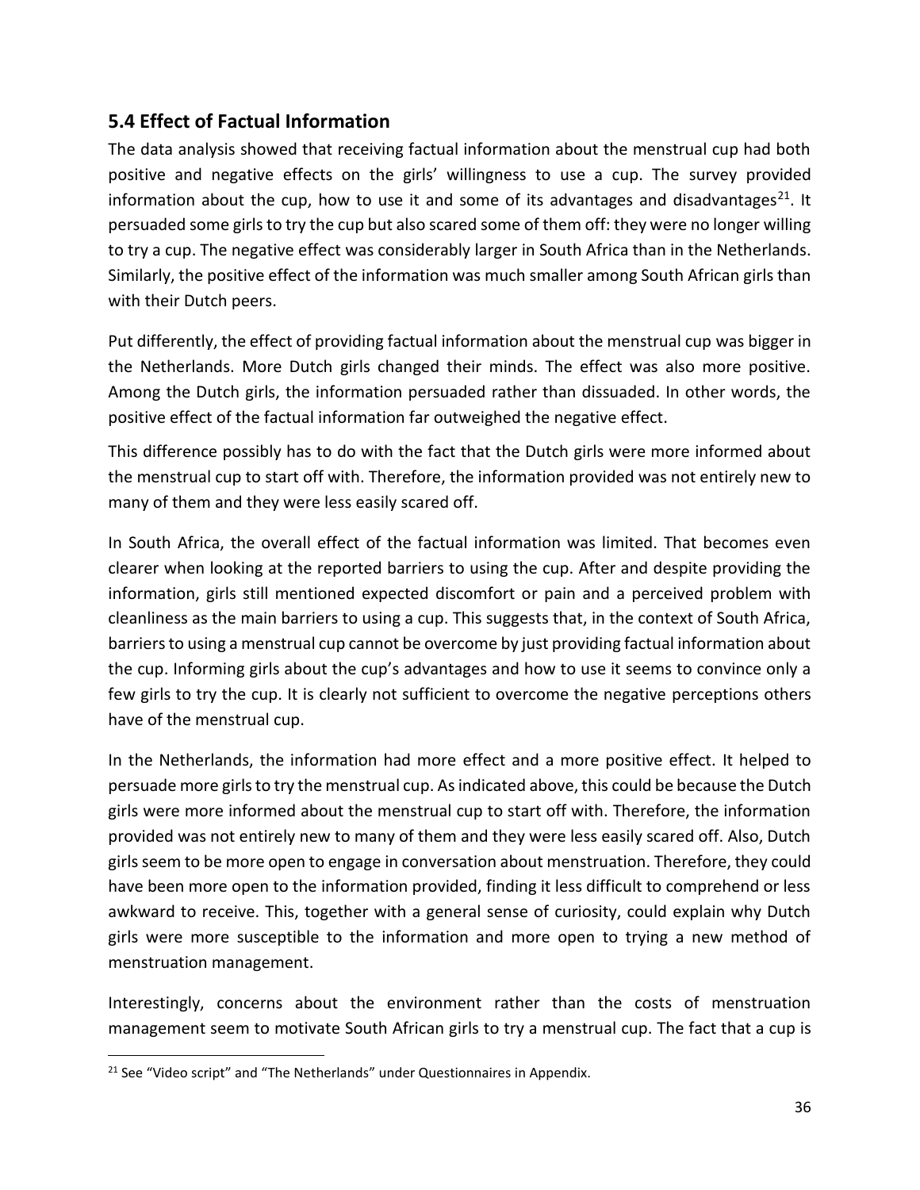## 5.4 Effect of Factual Information

The data analysis showed that receiving factual information about the menstrual cup had both positive and negative effects on the girls' willingness to use a cup. The survey provided information about the cup, how to use it and some of its advantages and disadvantages[21]. It persuaded some girls to try the cup but also scared some of them off: they were no longer willing to try a cup. The negative effect was considerably larger in South Africa than in the Netherlands. Similarly, the positive effect of the information was much smaller among South African girls than with their Dutch peers.

Put differently, the effect of providing factual information about the menstrual cup was bigger in the Netherlands. More Dutch girls changed their minds. The effect was also more positive. Among the Dutch girls, the information persuaded rather than dissuaded. In other words, the positive effect of the factual information far outweighed the negative effect.

This difference possibly has to do with the fact that the Dutch girls were more informed about the menstrual cup to start off with. Therefore, the information provided was not entirely new to many of them and they were less easily scared off.

In South Africa, the overall effect of the factual information was limited. That becomes even clearer when looking at the reported barriers to using the cup. After and despite providing the information, girls still mentioned expected discomfort or pain and a perceived problem with cleanliness as the main barriers to using a cup. This suggests that, in the context of South Africa, barriers to using a menstrual cup cannot be overcome by just providing factual information about the cup. Informing girls about the cup's advantages and how to use it seems to convince only a few girls to try the cup. It is clearly not sufficient to overcome the negative perceptions others have of the menstrual cup.

In the Netherlands, the information had more effect and a more positive effect. It helped to persuade more girls to try the menstrual cup. As indicated above, this could be because the Dutch girls were more informed about the menstrual cup to start off with. Therefore, the information provided was not entirely new to many of them and they were less easily scared off. Also, Dutch girls seem to be more open to engage in conversation about menstruation. Therefore, they could have been more open to the information provided, finding it less difficult to comprehend or less awkward to receive. This, together with a general sense of curiosity, could explain why Dutch girls were more susceptible to the information and more open to trying a new method of menstruation management.

Interestingly, concerns about the environment rather than the costs of menstruation management seem to motivate South African girls to try a menstrual cup. The fact that a cup is

[21] See "Video script" and "The Netherlands" under Questionnaires in Appendix.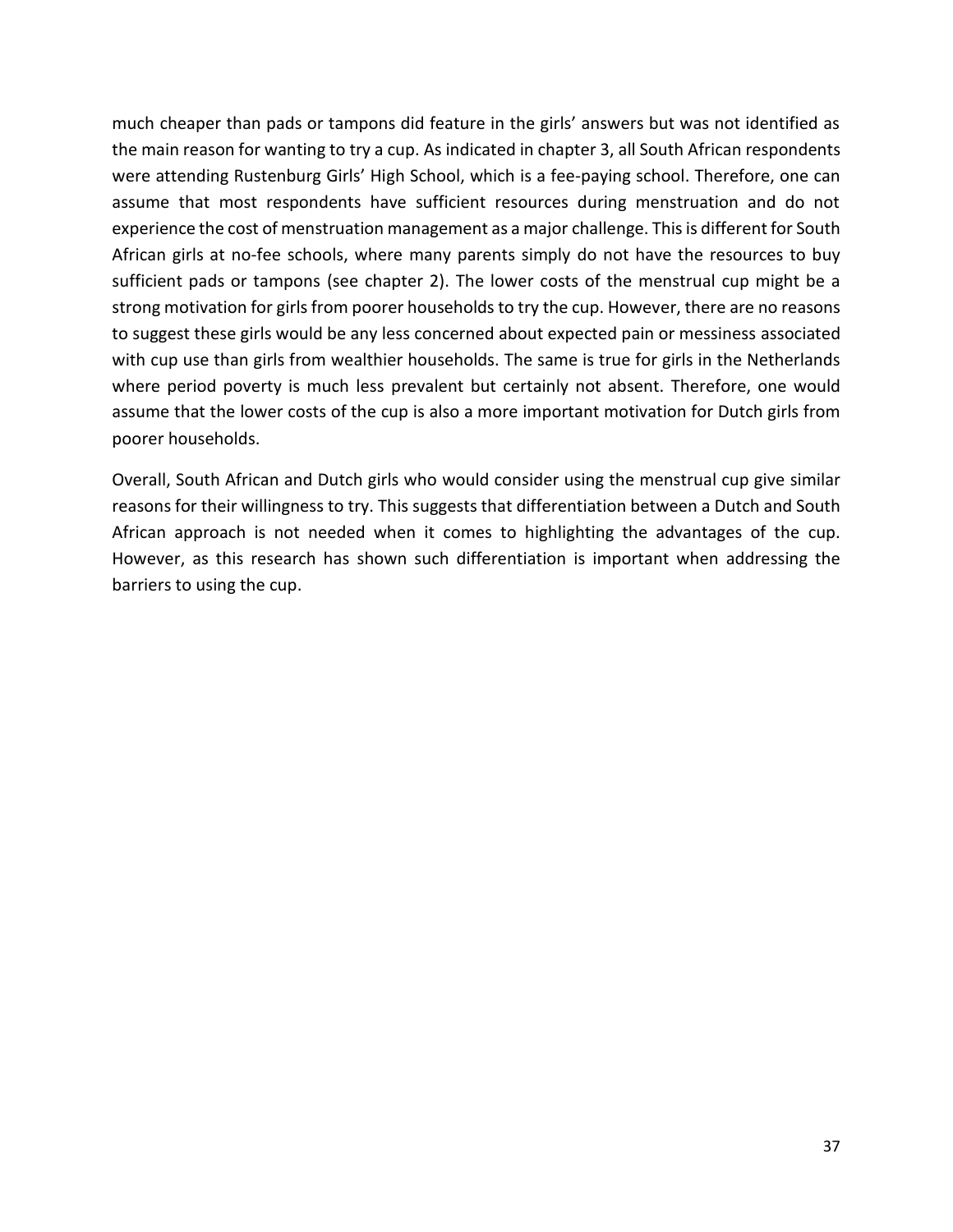much cheaper than pads or tampons did feature in the girls' answers but was not identified as the main reason for wanting to try a cup. As indicated in chapter 3, all South African respondents were attending Rustenburg Girls' High School, which is a fee-paying school. Therefore, one can assume that most respondents have sufficient resources during menstruation and do not experience the cost of menstruation management as a major challenge. This is different for South African girls at no-fee schools, where many parents simply do not have the resources to buy sufficient pads or tampons (see chapter 2). The lower costs of the menstrual cup might be a strong motivation for girls from poorer households to try the cup. However, there are no reasons to suggest these girls would be any less concerned about expected pain or messiness associated with cup use than girls from wealthier households. The same is true for girls in the Netherlands where period poverty is much less prevalent but certainly not absent. Therefore, one would assume that the lower costs of the cup is also a more important motivation for Dutch girls from poorer households.

Overall, South African and Dutch girls who would consider using the menstrual cup give similar reasons for their willingness to try. This suggests that differentiation between a Dutch and South African approach is not needed when it comes to highlighting the advantages of the cup. However, as this research has shown such differentiation is important when addressing the barriers to using the cup.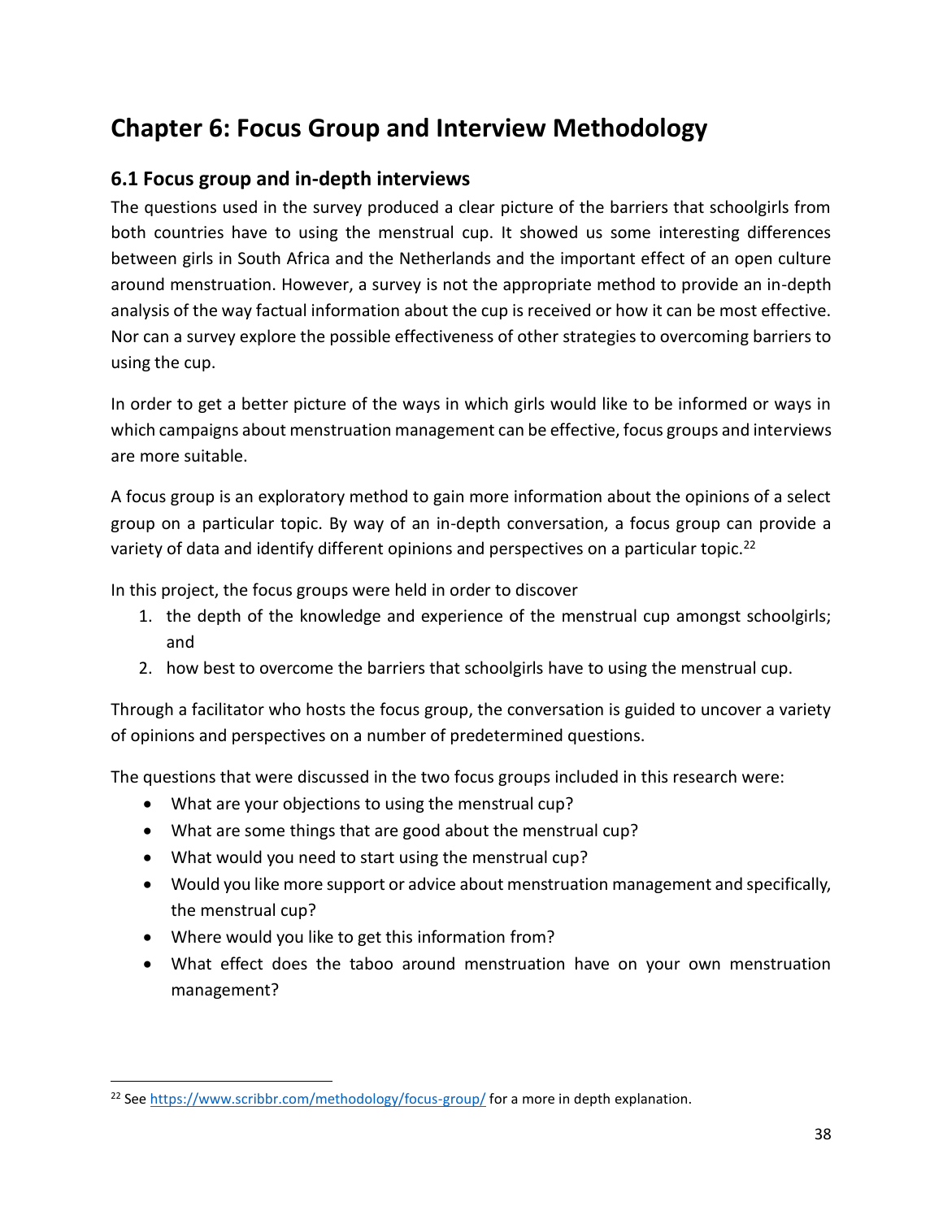# Chapter 6: Focus Group and Interview Methodology

## 6.1 Focus group and in-depth interviews

The questions used in the survey produced a clear picture of the barriers that schoolgirls from both countries have to using the menstrual cup. It showed us some interesting differences between girls in South Africa and the Netherlands and the important effect of an open culture around menstruation. However, a survey is not the appropriate method to provide an in-depth analysis of the way factual information about the cup is received or how it can be most effective. Nor can a survey explore the possible effectiveness of other strategies to overcoming barriers to using the cup.

In order to get a better picture of the ways in which girls would like to be informed or ways in which campaigns about menstruation management can be effective, focus groups and interviews are more suitable.

A focus group is an exploratory method to gain more information about the opinions of a select group on a particular topic. By way of an in-depth conversation, a focus group can provide a variety of data and identify different opinions and perspectives on a particular topic.[22]

In this project, the focus groups were held in order to discover

1. the depth of the knowledge and experience of the menstrual cup amongst schoolgirls; and
2. how best to overcome the barriers that schoolgirls have to using the menstrual cup.

Through a facilitator who hosts the focus group, the conversation is guided to uncover a variety of opinions and perspectives on a number of predetermined questions.

The questions that were discussed in the two focus groups included in this research were:

- What are your objections to using the menstrual cup?
- What are some things that are good about the menstrual cup?
- What would you need to start using the menstrual cup?
- Would you like more support or advice about menstruation management and specifically, the menstrual cup?
- Where would you like to get this information from?
- What effect does the taboo around menstruation have on your own menstruation management?

[22] See https://www.scribbr.com/methodology/focus-group/ for a more in depth explanation.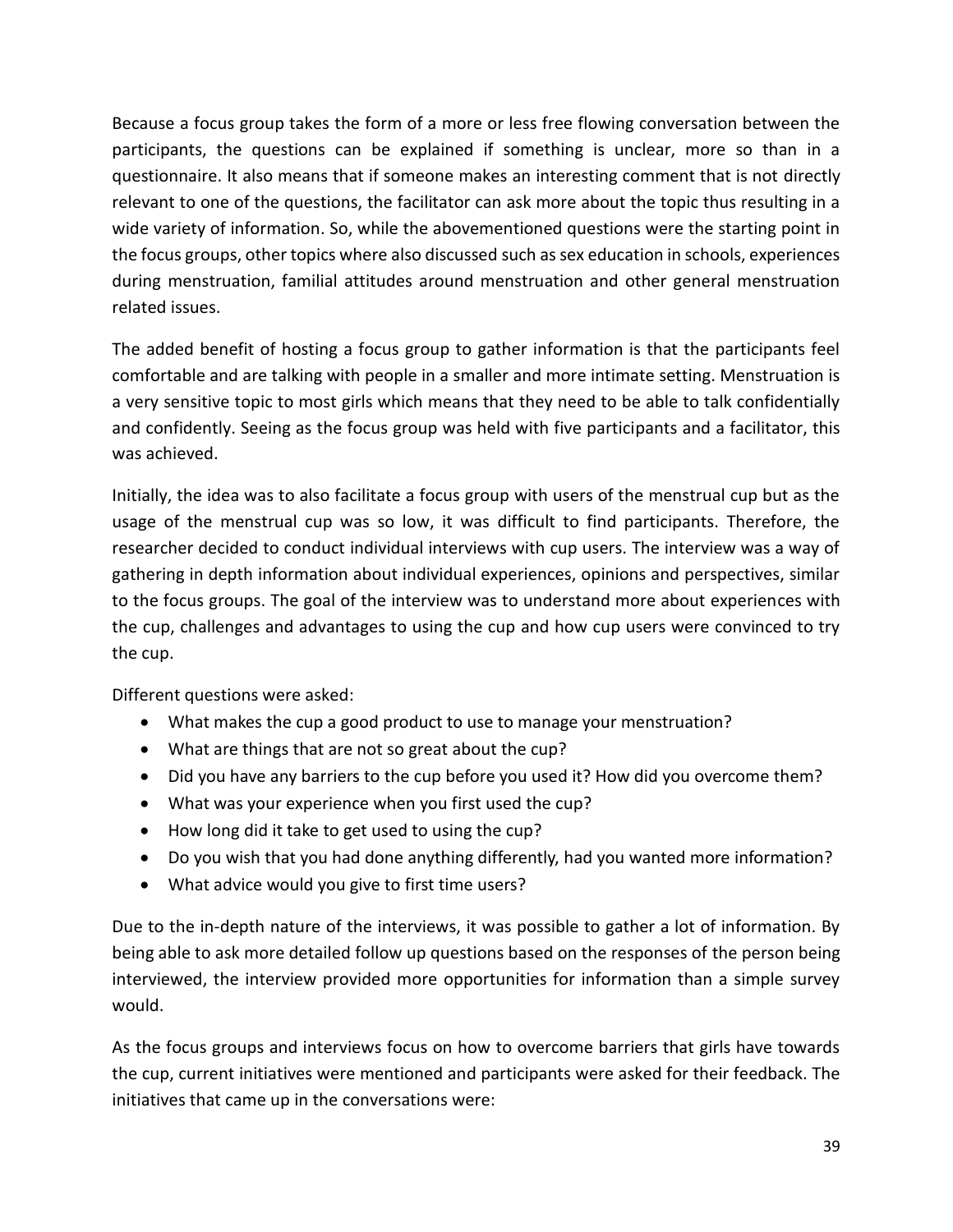Because a focus group takes the form of a more or less free flowing conversation between the participants, the questions can be explained if something is unclear, more so than in a questionnaire. It also means that if someone makes an interesting comment that is not directly relevant to one of the questions, the facilitator can ask more about the topic thus resulting in a wide variety of information. So, while the abovementioned questions were the starting point in the focus groups, other topics where also discussed such as sex education in schools, experiences during menstruation, familial attitudes around menstruation and other general menstruation related issues.

The added benefit of hosting a focus group to gather information is that the participants feel comfortable and are talking with people in a smaller and more intimate setting. Menstruation is a very sensitive topic to most girls which means that they need to be able to talk confidentially and confidently. Seeing as the focus group was held with five participants and a facilitator, this was achieved.

Initially, the idea was to also facilitate a focus group with users of the menstrual cup but as the usage of the menstrual cup was so low, it was difficult to find participants. Therefore, the researcher decided to conduct individual interviews with cup users. The interview was a way of gathering in depth information about individual experiences, opinions and perspectives, similar to the focus groups. The goal of the interview was to understand more about experiences with the cup, challenges and advantages to using the cup and how cup users were convinced to try the cup.

Different questions were asked:

- What makes the cup a good product to use to manage your menstruation?
- What are things that are not so great about the cup?
- Did you have any barriers to the cup before you used it? How did you overcome them?
- What was your experience when you first used the cup?
- How long did it take to get used to using the cup?
- Do you wish that you had done anything differently, had you wanted more information?
- What advice would you give to first time users?

Due to the in-depth nature of the interviews, it was possible to gather a lot of information. By being able to ask more detailed follow up questions based on the responses of the person being interviewed, the interview provided more opportunities for information than a simple survey would.

As the focus groups and interviews focus on how to overcome barriers that girls have towards the cup, current initiatives were mentioned and participants were asked for their feedback. The initiatives that came up in the conversations were: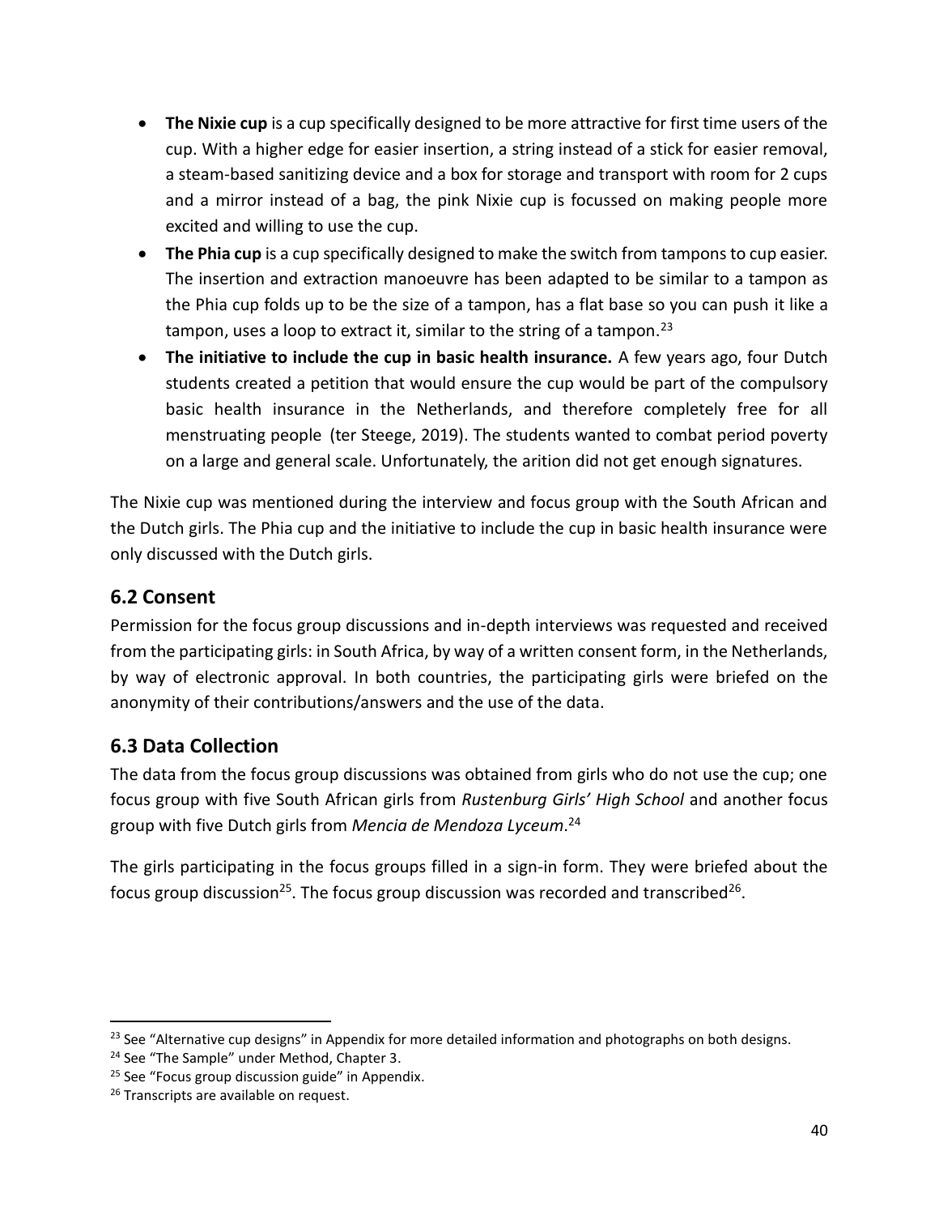- **The Nixie cup** is a cup specifically designed to be more attractive for first time users of the cup. With a higher edge for easier insertion, a string instead of a stick for easier removal, a steam-based sanitizing device and a box for storage and transport with room for 2 cups and a mirror instead of a bag, the pink Nixie cup is focussed on making people more excited and willing to use the cup.
- **The Phia cup** is a cup specifically designed to make the switch from tampons to cup easier. The insertion and extraction manoeuvre has been adapted to be similar to a tampon as the Phia cup folds up to be the size of a tampon, has a flat base so you can push it like a tampon, uses a loop to extract it, similar to the string of a tampon.[23]
- **The initiative to include the cup in basic health insurance.** A few years ago, four Dutch students created a petition that would ensure the cup would be part of the compulsory basic health insurance in the Netherlands, and therefore completely free for all menstruating people (ter Steege, 2019). The students wanted to combat period poverty on a large and general scale. Unfortunately, the arition did not get enough signatures.

The Nixie cup was mentioned during the interview and focus group with the South African and the Dutch girls. The Phia cup and the initiative to include the cup in basic health insurance were only discussed with the Dutch girls.

## 6.2 Consent

Permission for the focus group discussions and in-depth interviews was requested and received from the participating girls: in South Africa, by way of a written consent form, in the Netherlands, by way of electronic approval. In both countries, the participating girls were briefed on the anonymity of their contributions/answers and the use of the data.

## 6.3 Data Collection

The data from the focus group discussions was obtained from girls who do not use the cup; one focus group with five South African girls from *Rustenburg Girls' High School* and another focus group with five Dutch girls from *Mencia de Mendoza Lyceum*.[24]

The girls participating in the focus groups filled in a sign-in form. They were briefed about the focus group discussion[25]. The focus group discussion was recorded and transcribed[26].

---

[23] See "Alternative cup designs" in Appendix for more detailed information and photographs on both designs.

[24] See "The Sample" under Method, Chapter 3.

[25] See "Focus group discussion guide" in Appendix.

[26] Transcripts are available on request.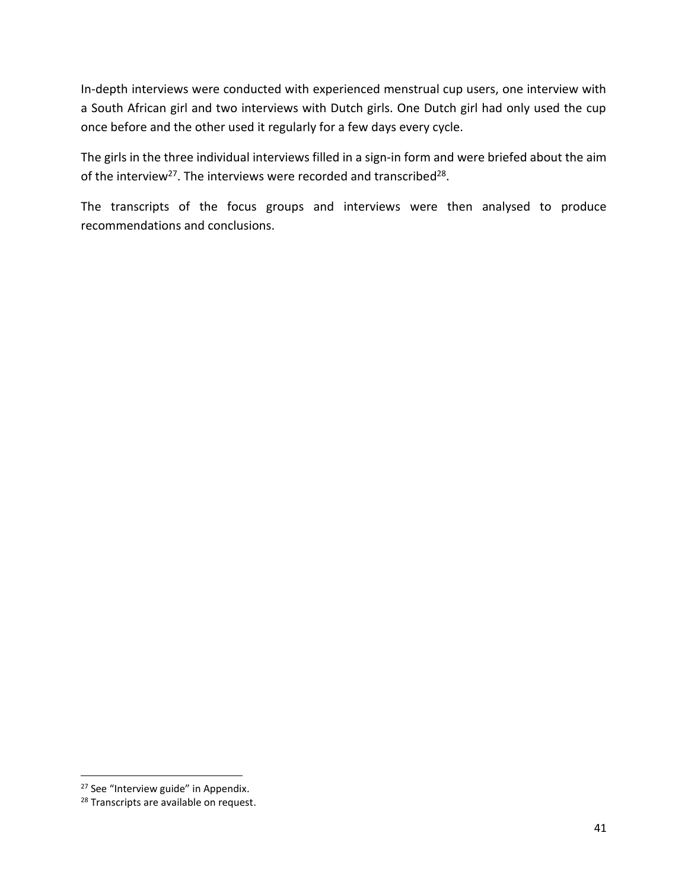In-depth interviews were conducted with experienced menstrual cup users, one interview with a South African girl and two interviews with Dutch girls. One Dutch girl had only used the cup once before and the other used it regularly for a few days every cycle.

The girls in the three individual interviews filled in a sign-in form and were briefed about the aim of the interview[27]. The interviews were recorded and transcribed[28].

The transcripts of the focus groups and interviews were then analysed to produce recommendations and conclusions.

---

[27] See "Interview guide" in Appendix.

[28] Transcripts are available on request.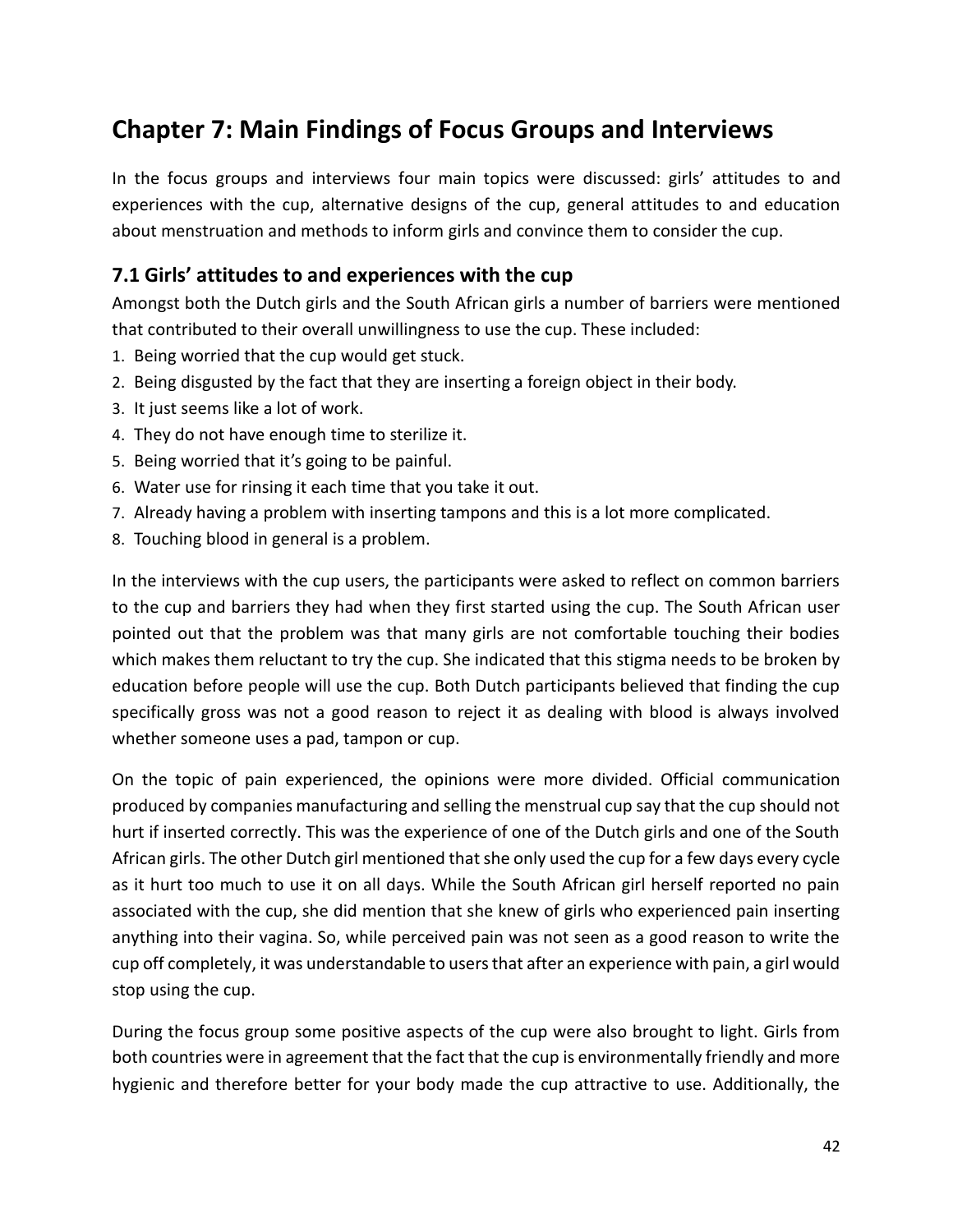# Chapter 7: Main Findings of Focus Groups and Interviews

In the focus groups and interviews four main topics were discussed: girls' attitudes to and experiences with the cup, alternative designs of the cup, general attitudes to and education about menstruation and methods to inform girls and convince them to consider the cup.

## 7.1 Girls' attitudes to and experiences with the cup

Amongst both the Dutch girls and the South African girls a number of barriers were mentioned that contributed to their overall unwillingness to use the cup. These included:

1. Being worried that the cup would get stuck.
2. Being disgusted by the fact that they are inserting a foreign object in their body.
3. It just seems like a lot of work.
4. They do not have enough time to sterilize it.
5. Being worried that it's going to be painful.
6. Water use for rinsing it each time that you take it out.
7. Already having a problem with inserting tampons and this is a lot more complicated.
8. Touching blood in general is a problem.

In the interviews with the cup users, the participants were asked to reflect on common barriers to the cup and barriers they had when they first started using the cup. The South African user pointed out that the problem was that many girls are not comfortable touching their bodies which makes them reluctant to try the cup. She indicated that this stigma needs to be broken by education before people will use the cup. Both Dutch participants believed that finding the cup specifically gross was not a good reason to reject it as dealing with blood is always involved whether someone uses a pad, tampon or cup.

On the topic of pain experienced, the opinions were more divided. Official communication produced by companies manufacturing and selling the menstrual cup say that the cup should not hurt if inserted correctly. This was the experience of one of the Dutch girls and one of the South African girls. The other Dutch girl mentioned that she only used the cup for a few days every cycle as it hurt too much to use it on all days. While the South African girl herself reported no pain associated with the cup, she did mention that she knew of girls who experienced pain inserting anything into their vagina. So, while perceived pain was not seen as a good reason to write the cup off completely, it was understandable to users that after an experience with pain, a girl would stop using the cup.

During the focus group some positive aspects of the cup were also brought to light. Girls from both countries were in agreement that the fact that the cup is environmentally friendly and more hygienic and therefore better for your body made the cup attractive to use. Additionally, the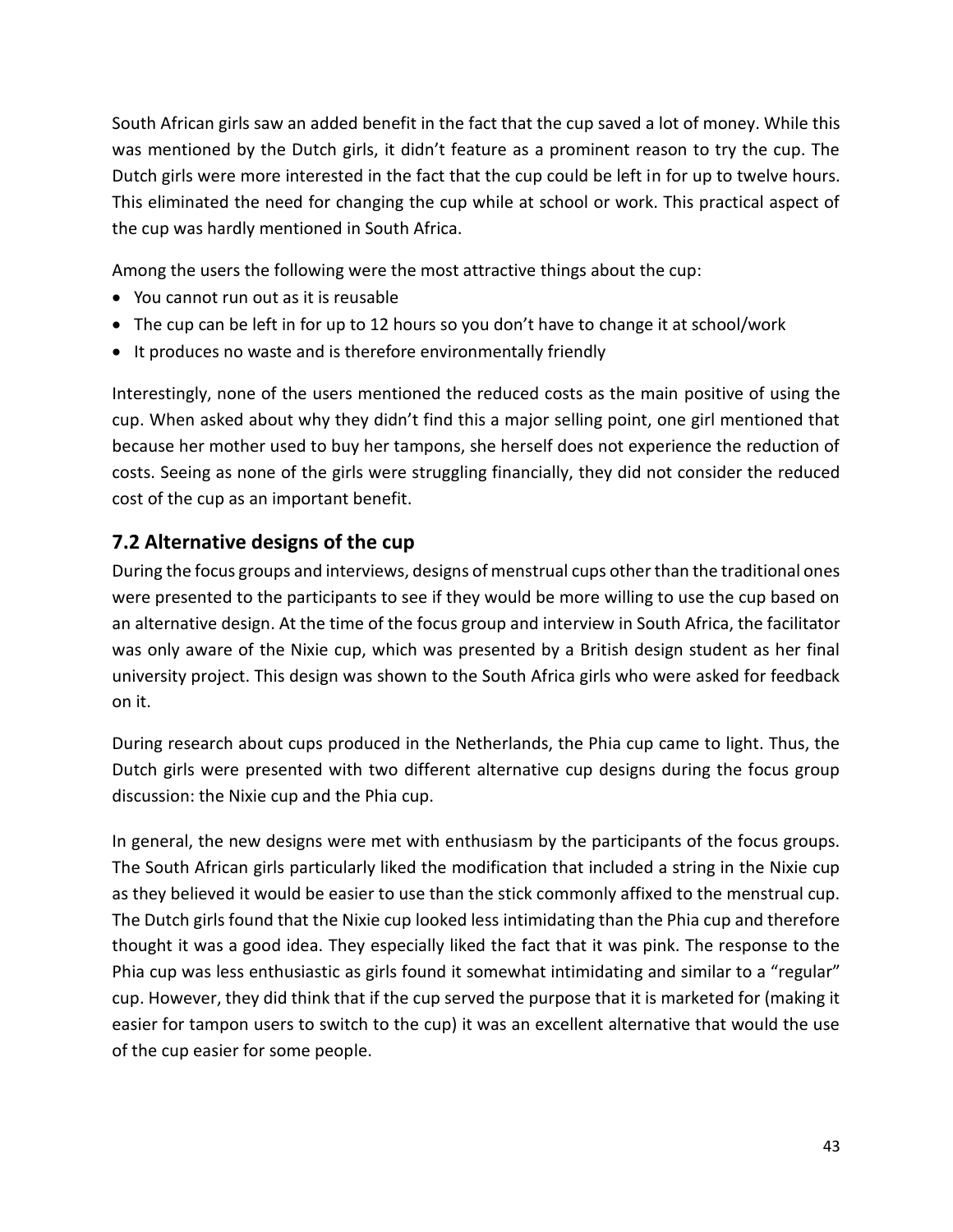South African girls saw an added benefit in the fact that the cup saved a lot of money. While this was mentioned by the Dutch girls, it didn't feature as a prominent reason to try the cup. The Dutch girls were more interested in the fact that the cup could be left in for up to twelve hours. This eliminated the need for changing the cup while at school or work. This practical aspect of the cup was hardly mentioned in South Africa.

Among the users the following were the most attractive things about the cup:

- You cannot run out as it is reusable
- The cup can be left in for up to 12 hours so you don't have to change it at school/work
- It produces no waste and is therefore environmentally friendly

Interestingly, none of the users mentioned the reduced costs as the main positive of using the cup. When asked about why they didn't find this a major selling point, one girl mentioned that because her mother used to buy her tampons, she herself does not experience the reduction of costs. Seeing as none of the girls were struggling financially, they did not consider the reduced cost of the cup as an important benefit.

## 7.2 Alternative designs of the cup

During the focus groups and interviews, designs of menstrual cups other than the traditional ones were presented to the participants to see if they would be more willing to use the cup based on an alternative design. At the time of the focus group and interview in South Africa, the facilitator was only aware of the Nixie cup, which was presented by a British design student as her final university project. This design was shown to the South Africa girls who were asked for feedback on it.

During research about cups produced in the Netherlands, the Phia cup came to light. Thus, the Dutch girls were presented with two different alternative cup designs during the focus group discussion: the Nixie cup and the Phia cup.

In general, the new designs were met with enthusiasm by the participants of the focus groups. The South African girls particularly liked the modification that included a string in the Nixie cup as they believed it would be easier to use than the stick commonly affixed to the menstrual cup. The Dutch girls found that the Nixie cup looked less intimidating than the Phia cup and therefore thought it was a good idea. They especially liked the fact that it was pink. The response to the Phia cup was less enthusiastic as girls found it somewhat intimidating and similar to a "regular" cup. However, they did think that if the cup served the purpose that it is marketed for (making it easier for tampon users to switch to the cup) it was an excellent alternative that would the use of the cup easier for some people.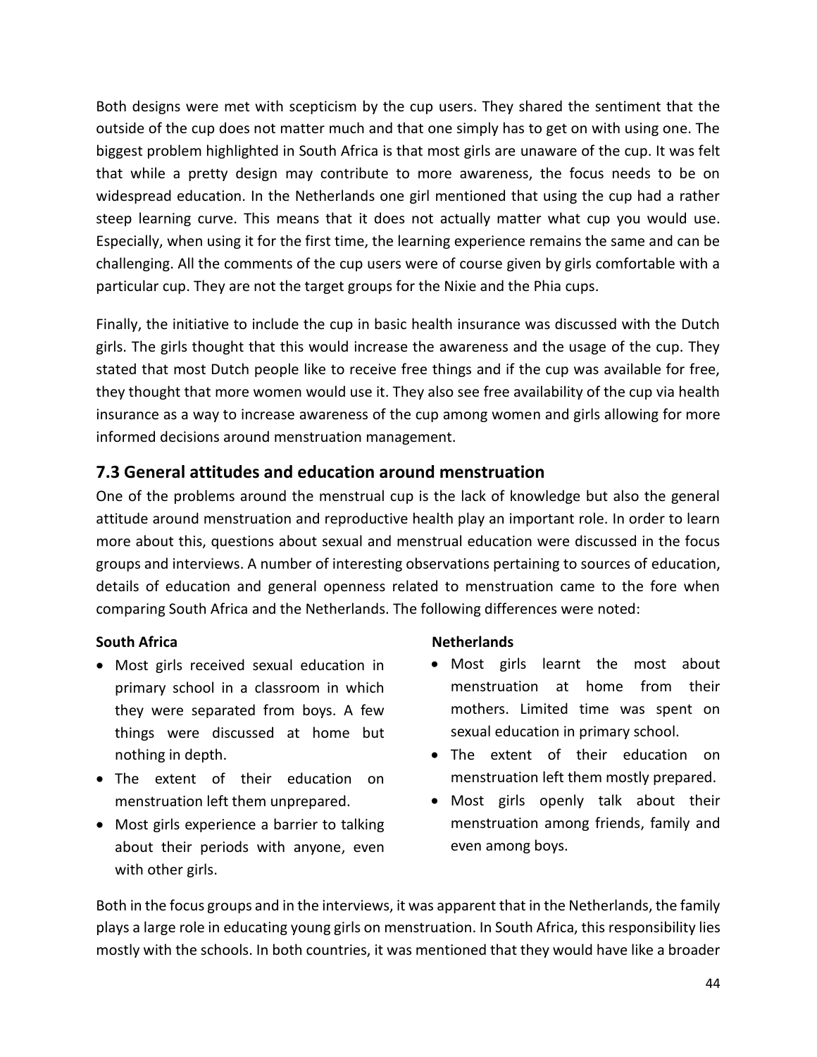Both designs were met with scepticism by the cup users. They shared the sentiment that the outside of the cup does not matter much and that one simply has to get on with using one. The biggest problem highlighted in South Africa is that most girls are unaware of the cup. It was felt that while a pretty design may contribute to more awareness, the focus needs to be on widespread education. In the Netherlands one girl mentioned that using the cup had a rather steep learning curve. This means that it does not actually matter what cup you would use. Especially, when using it for the first time, the learning experience remains the same and can be challenging. All the comments of the cup users were of course given by girls comfortable with a particular cup. They are not the target groups for the Nixie and the Phia cups.

Finally, the initiative to include the cup in basic health insurance was discussed with the Dutch girls. The girls thought that this would increase the awareness and the usage of the cup. They stated that most Dutch people like to receive free things and if the cup was available for free, they thought that more women would use it. They also see free availability of the cup via health insurance as a way to increase awareness of the cup among women and girls allowing for more informed decisions around menstruation management.

## 7.3 General attitudes and education around menstruation

One of the problems around the menstrual cup is the lack of knowledge but also the general attitude around menstruation and reproductive health play an important role. In order to learn more about this, questions about sexual and menstrual education were discussed in the focus groups and interviews. A number of interesting observations pertaining to sources of education, details of education and general openness related to menstruation came to the fore when comparing South Africa and the Netherlands. The following differences were noted:

**South Africa**

- Most girls received sexual education in primary school in a classroom in which they were separated from boys. A few things were discussed at home but nothing in depth.
- The extent of their education on menstruation left them unprepared.
- Most girls experience a barrier to talking about their periods with anyone, even with other girls.

**Netherlands**

- Most girls learnt the most about menstruation at home from their mothers. Limited time was spent on sexual education in primary school.
- The extent of their education on menstruation left them mostly prepared.
- Most girls openly talk about their menstruation among friends, family and even among boys.

Both in the focus groups and in the interviews, it was apparent that in the Netherlands, the family plays a large role in educating young girls on menstruation. In South Africa, this responsibility lies mostly with the schools. In both countries, it was mentioned that they would have like a broader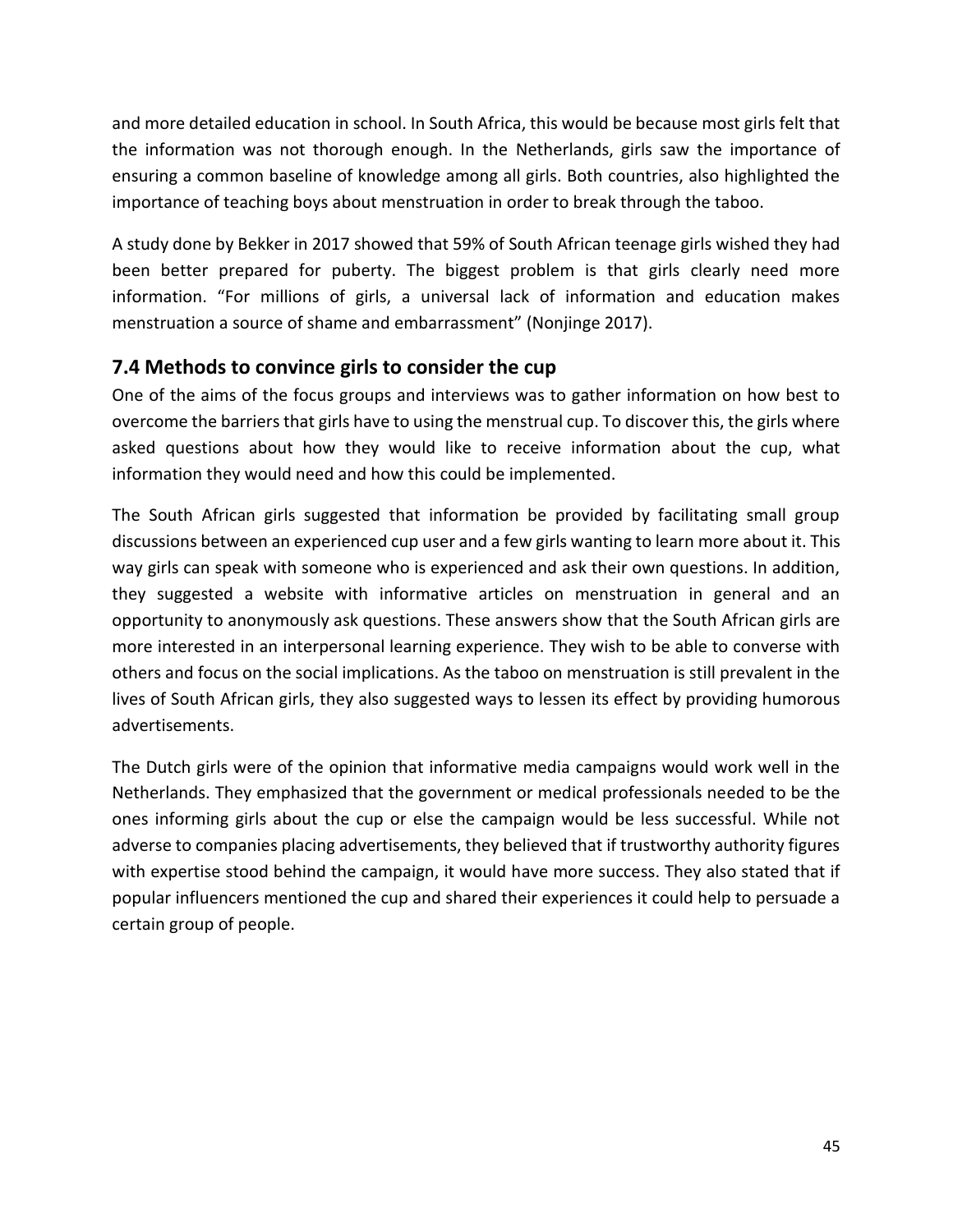and more detailed education in school. In South Africa, this would be because most girls felt that the information was not thorough enough. In the Netherlands, girls saw the importance of ensuring a common baseline of knowledge among all girls. Both countries, also highlighted the importance of teaching boys about menstruation in order to break through the taboo.

A study done by Bekker in 2017 showed that 59% of South African teenage girls wished they had been better prepared for puberty. The biggest problem is that girls clearly need more information. "For millions of girls, a universal lack of information and education makes menstruation a source of shame and embarrassment" (Nonjinge 2017).

## 7.4 Methods to convince girls to consider the cup

One of the aims of the focus groups and interviews was to gather information on how best to overcome the barriers that girls have to using the menstrual cup. To discover this, the girls where asked questions about how they would like to receive information about the cup, what information they would need and how this could be implemented.

The South African girls suggested that information be provided by facilitating small group discussions between an experienced cup user and a few girls wanting to learn more about it. This way girls can speak with someone who is experienced and ask their own questions. In addition, they suggested a website with informative articles on menstruation in general and an opportunity to anonymously ask questions. These answers show that the South African girls are more interested in an interpersonal learning experience. They wish to be able to converse with others and focus on the social implications. As the taboo on menstruation is still prevalent in the lives of South African girls, they also suggested ways to lessen its effect by providing humorous advertisements.

The Dutch girls were of the opinion that informative media campaigns would work well in the Netherlands. They emphasized that the government or medical professionals needed to be the ones informing girls about the cup or else the campaign would be less successful. While not adverse to companies placing advertisements, they believed that if trustworthy authority figures with expertise stood behind the campaign, it would have more success. They also stated that if popular influencers mentioned the cup and shared their experiences it could help to persuade a certain group of people.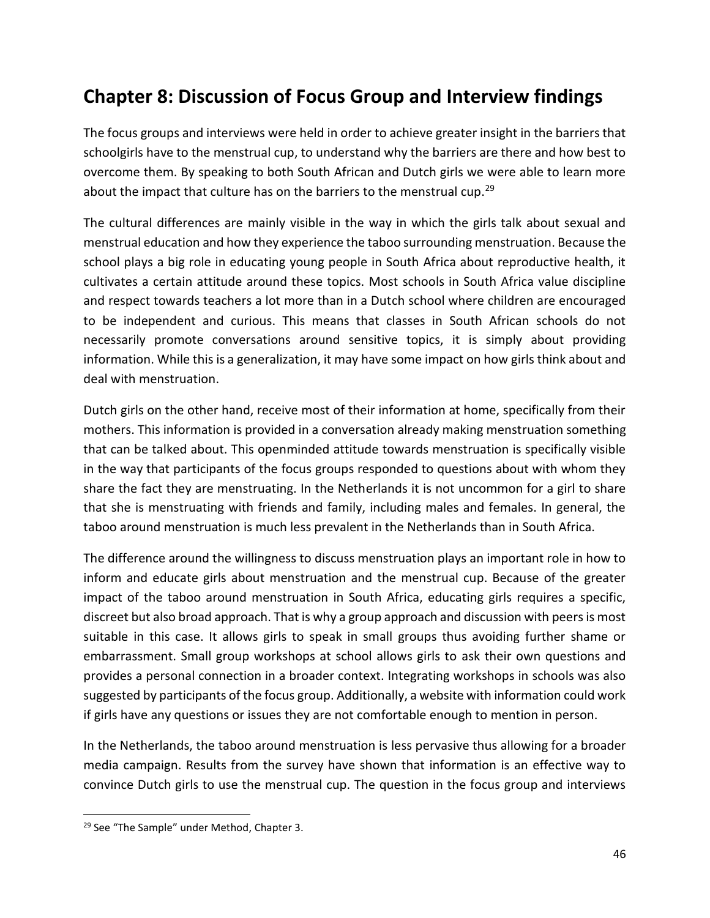## Chapter 8: Discussion of Focus Group and Interview findings

The focus groups and interviews were held in order to achieve greater insight in the barriers that schoolgirls have to the menstrual cup, to understand why the barriers are there and how best to overcome them. By speaking to both South African and Dutch girls we were able to learn more about the impact that culture has on the barriers to the menstrual cup.[29]

The cultural differences are mainly visible in the way in which the girls talk about sexual and menstrual education and how they experience the taboo surrounding menstruation. Because the school plays a big role in educating young people in South Africa about reproductive health, it cultivates a certain attitude around these topics. Most schools in South Africa value discipline and respect towards teachers a lot more than in a Dutch school where children are encouraged to be independent and curious. This means that classes in South African schools do not necessarily promote conversations around sensitive topics, it is simply about providing information. While this is a generalization, it may have some impact on how girls think about and deal with menstruation.

Dutch girls on the other hand, receive most of their information at home, specifically from their mothers. This information is provided in a conversation already making menstruation something that can be talked about. This openminded attitude towards menstruation is specifically visible in the way that participants of the focus groups responded to questions about with whom they share the fact they are menstruating. In the Netherlands it is not uncommon for a girl to share that she is menstruating with friends and family, including males and females. In general, the taboo around menstruation is much less prevalent in the Netherlands than in South Africa.

The difference around the willingness to discuss menstruation plays an important role in how to inform and educate girls about menstruation and the menstrual cup. Because of the greater impact of the taboo around menstruation in South Africa, educating girls requires a specific, discreet but also broad approach. That is why a group approach and discussion with peers is most suitable in this case. It allows girls to speak in small groups thus avoiding further shame or embarrassment. Small group workshops at school allows girls to ask their own questions and provides a personal connection in a broader context. Integrating workshops in schools was also suggested by participants of the focus group. Additionally, a website with information could work if girls have any questions or issues they are not comfortable enough to mention in person.

In the Netherlands, the taboo around menstruation is less pervasive thus allowing for a broader media campaign. Results from the survey have shown that information is an effective way to convince Dutch girls to use the menstrual cup. The question in the focus group and interviews

[29] See "The Sample" under Method, Chapter 3.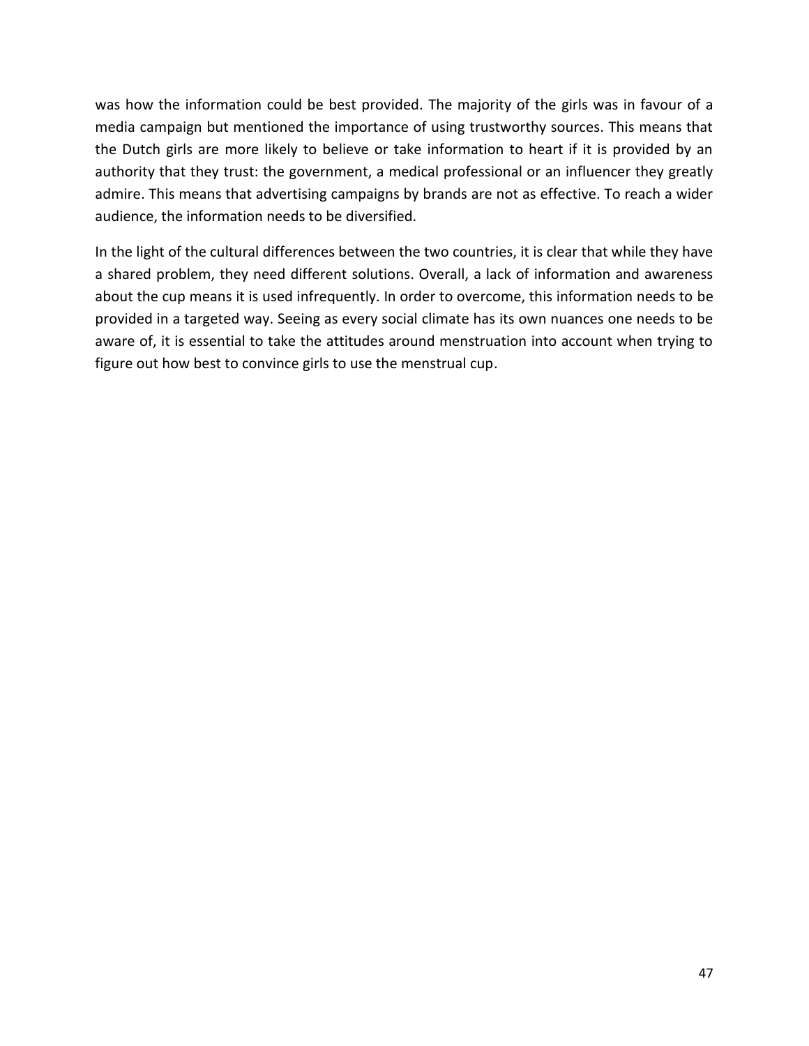was how the information could be best provided. The majority of the girls was in favour of a media campaign but mentioned the importance of using trustworthy sources. This means that the Dutch girls are more likely to believe or take information to heart if it is provided by an authority that they trust: the government, a medical professional or an influencer they greatly admire. This means that advertising campaigns by brands are not as effective. To reach a wider audience, the information needs to be diversified.

In the light of the cultural differences between the two countries, it is clear that while they have a shared problem, they need different solutions. Overall, a lack of information and awareness about the cup means it is used infrequently. In order to overcome, this information needs to be provided in a targeted way. Seeing as every social climate has its own nuances one needs to be aware of, it is essential to take the attitudes around menstruation into account when trying to figure out how best to convince girls to use the menstrual cup.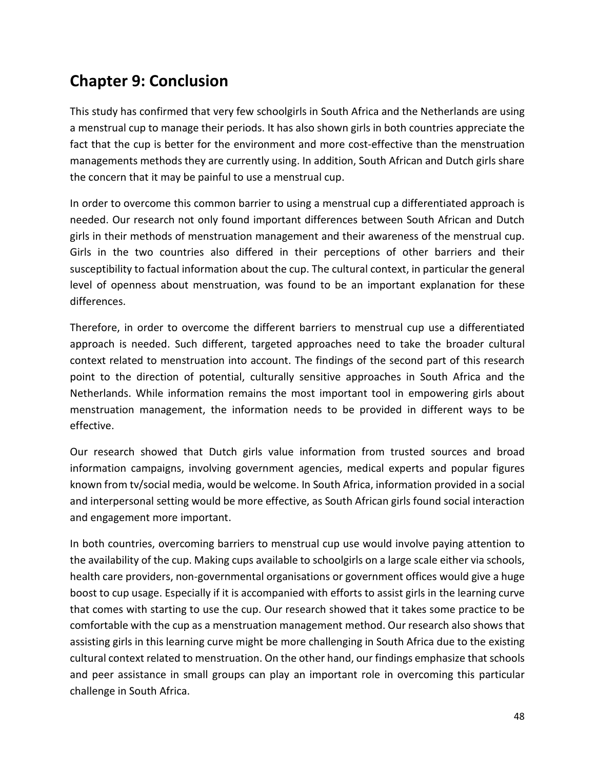## Chapter 9: Conclusion

This study has confirmed that very few schoolgirls in South Africa and the Netherlands are using a menstrual cup to manage their periods. It has also shown girls in both countries appreciate the fact that the cup is better for the environment and more cost-effective than the menstruation managements methods they are currently using. In addition, South African and Dutch girls share the concern that it may be painful to use a menstrual cup.

In order to overcome this common barrier to using a menstrual cup a differentiated approach is needed. Our research not only found important differences between South African and Dutch girls in their methods of menstruation management and their awareness of the menstrual cup. Girls in the two countries also differed in their perceptions of other barriers and their susceptibility to factual information about the cup. The cultural context, in particular the general level of openness about menstruation, was found to be an important explanation for these differences.

Therefore, in order to overcome the different barriers to menstrual cup use a differentiated approach is needed. Such different, targeted approaches need to take the broader cultural context related to menstruation into account. The findings of the second part of this research point to the direction of potential, culturally sensitive approaches in South Africa and the Netherlands. While information remains the most important tool in empowering girls about menstruation management, the information needs to be provided in different ways to be effective.

Our research showed that Dutch girls value information from trusted sources and broad information campaigns, involving government agencies, medical experts and popular figures known from tv/social media, would be welcome. In South Africa, information provided in a social and interpersonal setting would be more effective, as South African girls found social interaction and engagement more important.

In both countries, overcoming barriers to menstrual cup use would involve paying attention to the availability of the cup. Making cups available to schoolgirls on a large scale either via schools, health care providers, non-governmental organisations or government offices would give a huge boost to cup usage. Especially if it is accompanied with efforts to assist girls in the learning curve that comes with starting to use the cup. Our research showed that it takes some practice to be comfortable with the cup as a menstruation management method. Our research also shows that assisting girls in this learning curve might be more challenging in South Africa due to the existing cultural context related to menstruation. On the other hand, our findings emphasize that schools and peer assistance in small groups can play an important role in overcoming this particular challenge in South Africa.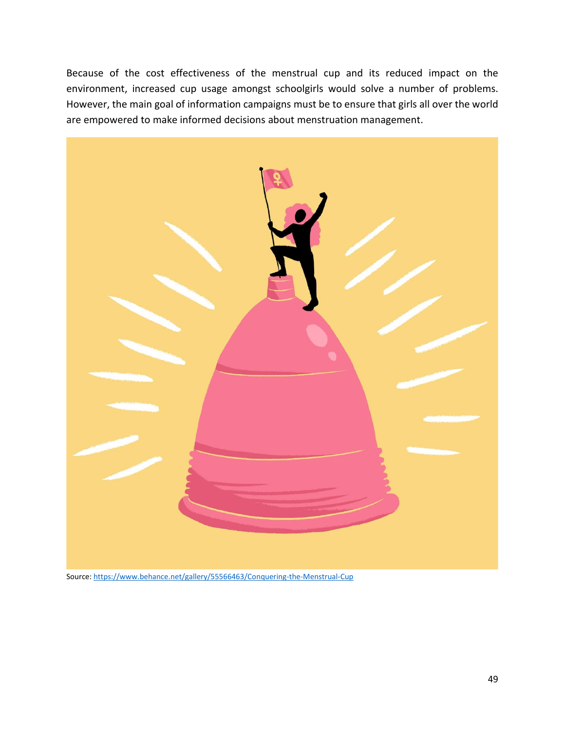Because of the cost effectiveness of the menstrual cup and its reduced impact on the environment, increased cup usage amongst schoolgirls would solve a number of problems. However, the main goal of information campaigns must be to ensure that girls all over the world are empowered to make informed decisions about menstruation management.

Source: https://www.behance.net/gallery/55566463/Conquering-the-Menstrual-Cup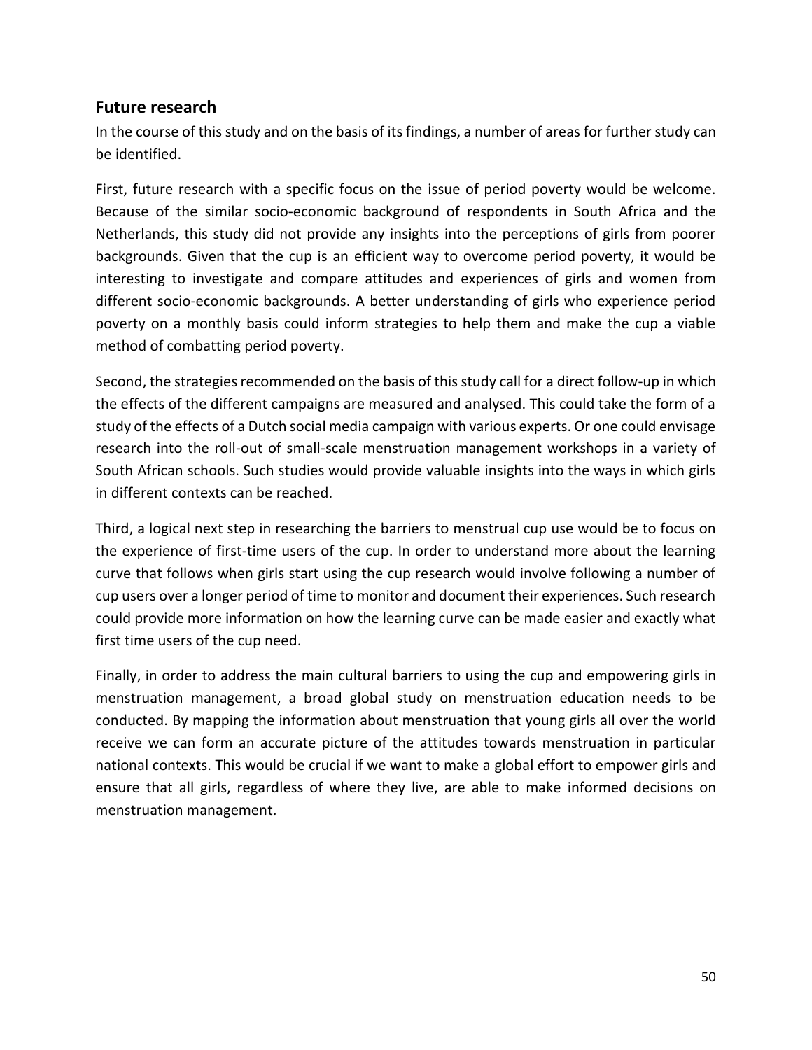## Future research

In the course of this study and on the basis of its findings, a number of areas for further study can be identified.

First, future research with a specific focus on the issue of period poverty would be welcome. Because of the similar socio-economic background of respondents in South Africa and the Netherlands, this study did not provide any insights into the perceptions of girls from poorer backgrounds. Given that the cup is an efficient way to overcome period poverty, it would be interesting to investigate and compare attitudes and experiences of girls and women from different socio-economic backgrounds. A better understanding of girls who experience period poverty on a monthly basis could inform strategies to help them and make the cup a viable method of combatting period poverty.

Second, the strategies recommended on the basis of this study call for a direct follow-up in which the effects of the different campaigns are measured and analysed. This could take the form of a study of the effects of a Dutch social media campaign with various experts. Or one could envisage research into the roll-out of small-scale menstruation management workshops in a variety of South African schools. Such studies would provide valuable insights into the ways in which girls in different contexts can be reached.

Third, a logical next step in researching the barriers to menstrual cup use would be to focus on the experience of first-time users of the cup. In order to understand more about the learning curve that follows when girls start using the cup research would involve following a number of cup users over a longer period of time to monitor and document their experiences. Such research could provide more information on how the learning curve can be made easier and exactly what first time users of the cup need.

Finally, in order to address the main cultural barriers to using the cup and empowering girls in menstruation management, a broad global study on menstruation education needs to be conducted. By mapping the information about menstruation that young girls all over the world receive we can form an accurate picture of the attitudes towards menstruation in particular national contexts. This would be crucial if we want to make a global effort to empower girls and ensure that all girls, regardless of where they live, are able to make informed decisions on menstruation management.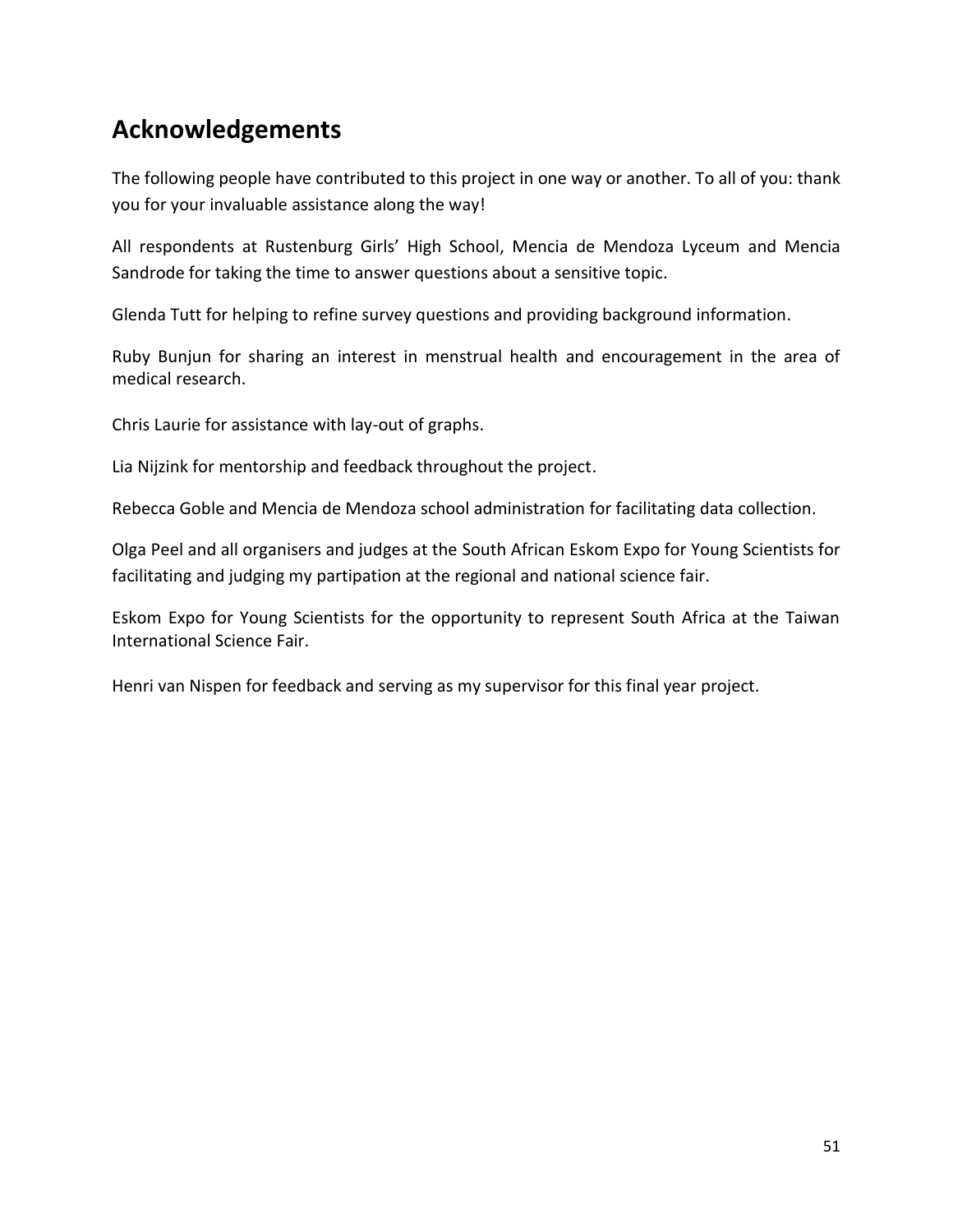## Acknowledgements

The following people have contributed to this project in one way or another. To all of you: thank you for your invaluable assistance along the way!

All respondents at Rustenburg Girls' High School, Mencia de Mendoza Lyceum and Mencia Sandrode for taking the time to answer questions about a sensitive topic.

Glenda Tutt for helping to refine survey questions and providing background information.

Ruby Bunjun for sharing an interest in menstrual health and encouragement in the area of medical research.

Chris Laurie for assistance with lay-out of graphs.

Lia Nijzink for mentorship and feedback throughout the project.

Rebecca Goble and Mencia de Mendoza school administration for facilitating data collection.

Olga Peel and all organisers and judges at the South African Eskom Expo for Young Scientists for facilitating and judging my partipation at the regional and national science fair.

Eskom Expo for Young Scientists for the opportunity to represent South Africa at the Taiwan International Science Fair.

Henri van Nispen for feedback and serving as my supervisor for this final year project.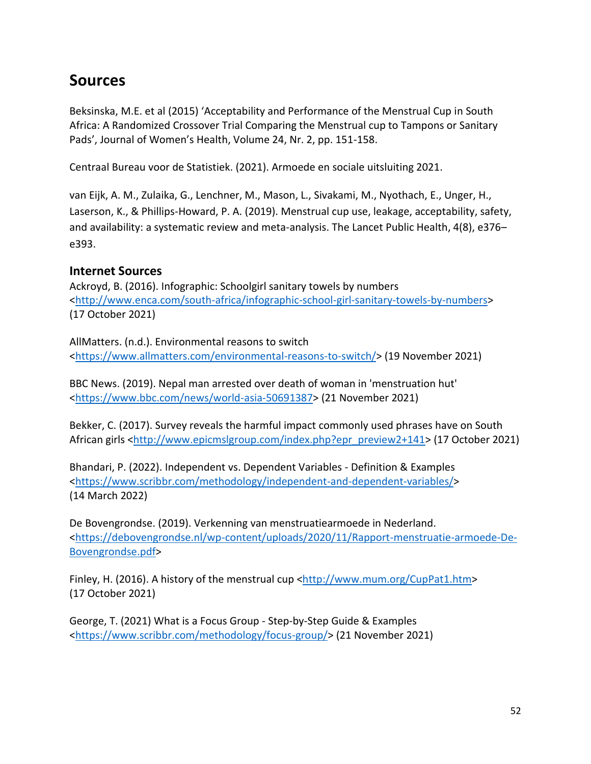# Sources

Beksinska, M.E. et al (2015) 'Acceptability and Performance of the Menstrual Cup in South Africa: A Randomized Crossover Trial Comparing the Menstrual cup to Tampons or Sanitary Pads', Journal of Women's Health, Volume 24, Nr. 2, pp. 151-158.

Centraal Bureau voor de Statistiek. (2021). Armoede en sociale uitsluiting 2021.

van Eijk, A. M., Zulaika, G., Lenchner, M., Mason, L., Sivakami, M., Nyothach, E., Unger, H., Laserson, K., & Phillips-Howard, P. A. (2019). Menstrual cup use, leakage, acceptability, safety, and availability: a systematic review and meta-analysis. The Lancet Public Health, 4(8), e376–e393.

## Internet Sources

Ackroyd, B. (2016). Infographic: Schoolgirl sanitary towels by numbers <http://www.enca.com/south-africa/infographic-school-girl-sanitary-towels-by-numbers> (17 October 2021)

AllMatters. (n.d.). Environmental reasons to switch <https://www.allmatters.com/environmental-reasons-to-switch/> (19 November 2021)

BBC News. (2019). Nepal man arrested over death of woman in 'menstruation hut' <https://www.bbc.com/news/world-asia-50691387> (21 November 2021)

Bekker, C. (2017). Survey reveals the harmful impact commonly used phrases have on South African girls <http://www.epicmslgroup.com/index.php?epr_preview2+141> (17 October 2021)

Bhandari, P. (2022). Independent vs. Dependent Variables - Definition & Examples <https://www.scribbr.com/methodology/independent-and-dependent-variables/> (14 March 2022)

De Bovengrondse. (2019). Verkenning van menstruatiearmoede in Nederland. <https://debovengrondse.nl/wp-content/uploads/2020/11/Rapport-menstruatie-armoede-De-Bovengrondse.pdf>

Finley, H. (2016). A history of the menstrual cup <http://www.mum.org/CupPat1.htm> (17 October 2021)

George, T. (2021) What is a Focus Group - Step-by-Step Guide & Examples <https://www.scribbr.com/methodology/focus-group/> (21 November 2021)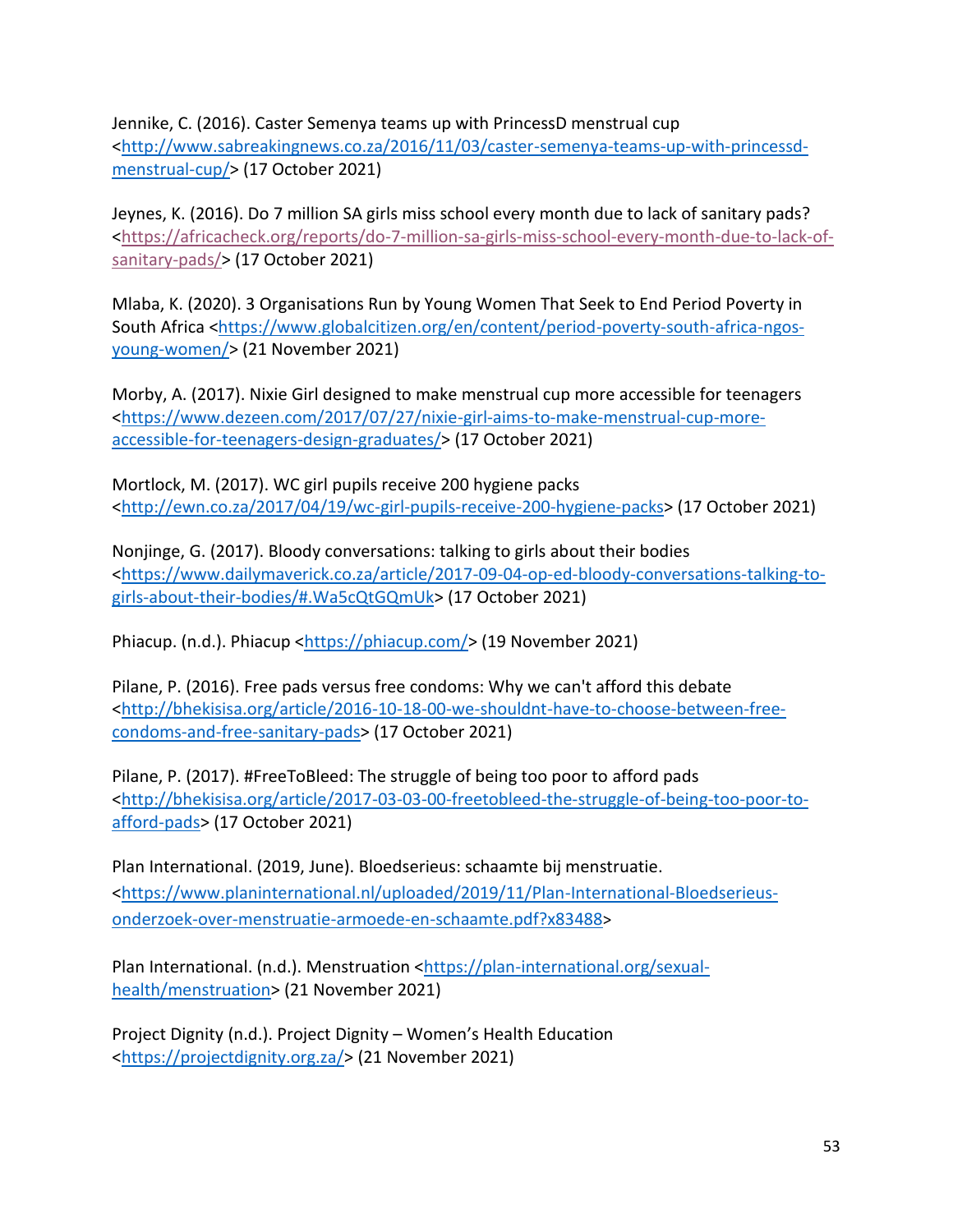Jennike, C. (2016). Caster Semenya teams up with PrincessD menstrual cup <http://www.sabreakingnews.co.za/2016/11/03/caster-semenya-teams-up-with-princessd-menstrual-cup/> (17 October 2021)

Jeynes, K. (2016). Do 7 million SA girls miss school every month due to lack of sanitary pads? <https://africacheck.org/reports/do-7-million-sa-girls-miss-school-every-month-due-to-lack-of-sanitary-pads/> (17 October 2021)

Mlaba, K. (2020). 3 Organisations Run by Young Women That Seek to End Period Poverty in South Africa <https://www.globalcitizen.org/en/content/period-poverty-south-africa-ngos-young-women/> (21 November 2021)

Morby, A. (2017). Nixie Girl designed to make menstrual cup more accessible for teenagers <https://www.dezeen.com/2017/07/27/nixie-girl-aims-to-make-menstrual-cup-more-accessible-for-teenagers-design-graduates/> (17 October 2021)

Mortlock, M. (2017). WC girl pupils receive 200 hygiene packs <http://ewn.co.za/2017/04/19/wc-girl-pupils-receive-200-hygiene-packs> (17 October 2021)

Nonjinge, G. (2017). Bloody conversations: talking to girls about their bodies <https://www.dailymaverick.co.za/article/2017-09-04-op-ed-bloody-conversations-talking-to-girls-about-their-bodies/#.Wa5cQtGQmUk> (17 October 2021)

Phiacup. (n.d.). Phiacup <https://phiacup.com/> (19 November 2021)

Pilane, P. (2016). Free pads versus free condoms: Why we can't afford this debate <http://bhekisisa.org/article/2016-10-18-00-we-shouldnt-have-to-choose-between-free-condoms-and-free-sanitary-pads> (17 October 2021)

Pilane, P. (2017). #FreeToBleed: The struggle of being too poor to afford pads <http://bhekisisa.org/article/2017-03-03-00-freetobleed-the-struggle-of-being-too-poor-to-afford-pads> (17 October 2021)

Plan International. (2019, June). Bloedserieus: schaamte bij menstruatie. <https://www.planinternational.nl/uploaded/2019/11/Plan-International-Bloedserieus-onderzoek-over-menstruatie-armoede-en-schaamte.pdf?x83488>

Plan International. (n.d.). Menstruation <https://plan-international.org/sexual-health/menstruation> (21 November 2021)

Project Dignity (n.d.). Project Dignity – Women's Health Education <https://projectdignity.org.za/> (21 November 2021)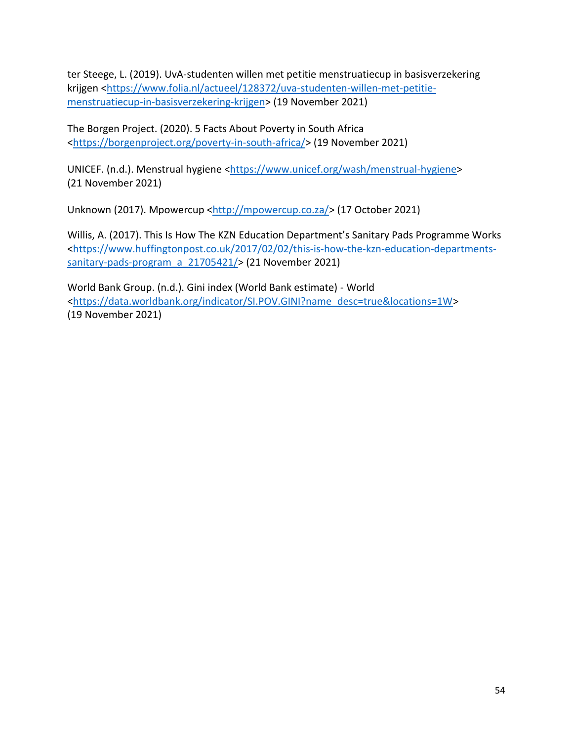ter Steege, L. (2019). UvA-studenten willen met petitie menstruatiecup in basisverzekering krijgen <https://www.folia.nl/actueel/128372/uva-studenten-willen-met-petitie-menstruatiecup-in-basisverzekering-krijgen> (19 November 2021)

The Borgen Project. (2020). 5 Facts About Poverty in South Africa <https://borgenproject.org/poverty-in-south-africa/> (19 November 2021)

UNICEF. (n.d.). Menstrual hygiene <https://www.unicef.org/wash/menstrual-hygiene> (21 November 2021)

Unknown (2017). Mpowercup <http://mpowercup.co.za/> (17 October 2021)

Willis, A. (2017). This Is How The KZN Education Department's Sanitary Pads Programme Works <https://www.huffingtonpost.co.uk/2017/02/02/this-is-how-the-kzn-education-departments-sanitary-pads-program_a_21705421/> (21 November 2021)

World Bank Group. (n.d.). Gini index (World Bank estimate) - World <https://data.worldbank.org/indicator/SI.POV.GINI?name_desc=true&locations=1W> (19 November 2021)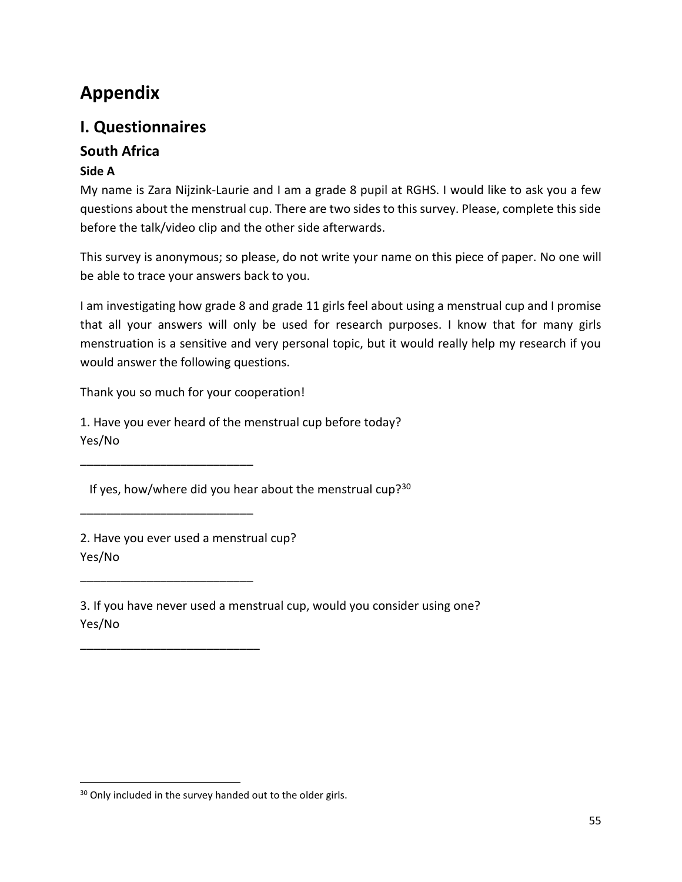# Appendix

## I. Questionnaires

### South Africa

#### Side A

My name is Zara Nijzink-Laurie and I am a grade 8 pupil at RGHS. I would like to ask you a few questions about the menstrual cup. There are two sides to this survey. Please, complete this side before the talk/video clip and the other side afterwards.

This survey is anonymous; so please, do not write your name on this piece of paper. No one will be able to trace your answers back to you.

I am investigating how grade 8 and grade 11 girls feel about using a menstrual cup and I promise that all your answers will only be used for research purposes. I know that for many girls menstruation is a sensitive and very personal topic, but it would really help my research if you would answer the following questions.

Thank you so much for your cooperation!

1. Have you ever heard of the menstrual cup before today?
Yes/No

___________________________

If yes, how/where did you hear about the menstrual cup?[30]

___________________________

2. Have you ever used a menstrual cup?
Yes/No

___________________________

3. If you have never used a menstrual cup, would you consider using one?
Yes/No

___________________________

---

[30] Only included in the survey handed out to the older girls.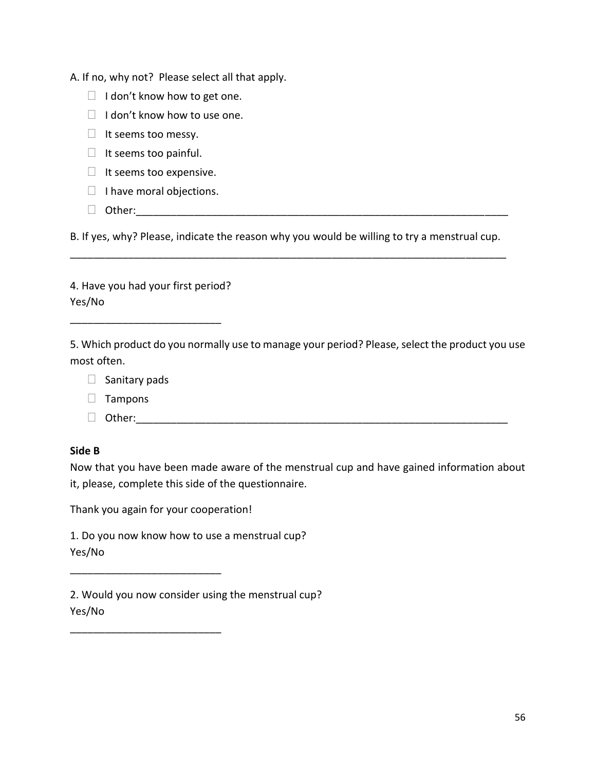A. If no, why not? Please select all that apply.

- ☐ I don't know how to get one.
- ☐ I don't know how to use one.
- ☐ It seems too messy.
- ☐ It seems too painful.
- ☐ It seems too expensive.
- ☐ I have moral objections.
- ☐ Other:_________________________________________________________________

B. If yes, why? Please, indicate the reason why you would be willing to try a menstrual cup.

___________________________________________________________________________

4. Have you had your first period?
Yes/No

__________________________

5. Which product do you normally use to manage your period? Please, select the product you use most often.

- ☐ Sanitary pads
- ☐ Tampons
- ☐ Other:_________________________________________________________________

**Side B**

Now that you have been made aware of the menstrual cup and have gained information about it, please, complete this side of the questionnaire.

Thank you again for your cooperation!

1. Do you now know how to use a menstrual cup?
Yes/No

__________________________

2. Would you now consider using the menstrual cup?
Yes/No

__________________________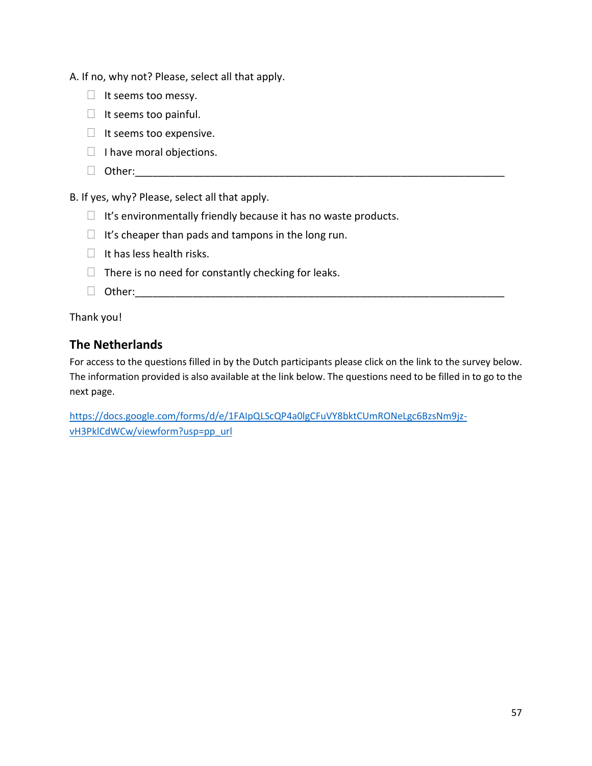A. If no, why not? Please, select all that apply.

- ☐ It seems too messy.
- ☐ It seems too painful.
- ☐ It seems too expensive.
- ☐ I have moral objections.
- ☐ Other:_______________________________________________________________

B. If yes, why? Please, select all that apply.

- ☐ It's environmentally friendly because it has no waste products.
- ☐ It's cheaper than pads and tampons in the long run.
- ☐ It has less health risks.
- ☐ There is no need for constantly checking for leaks.
- ☐ Other:_______________________________________________________________

Thank you!

## The Netherlands

For access to the questions filled in by the Dutch participants please click on the link to the survey below. The information provided is also available at the link below. The questions need to be filled in to go to the next page.

https://docs.google.com/forms/d/e/1FAIpQLScQP4a0lgCFuVY8bktCUmRONeLgc6BzsNm9jz-vH3PklCdWCw/viewform?usp=pp_url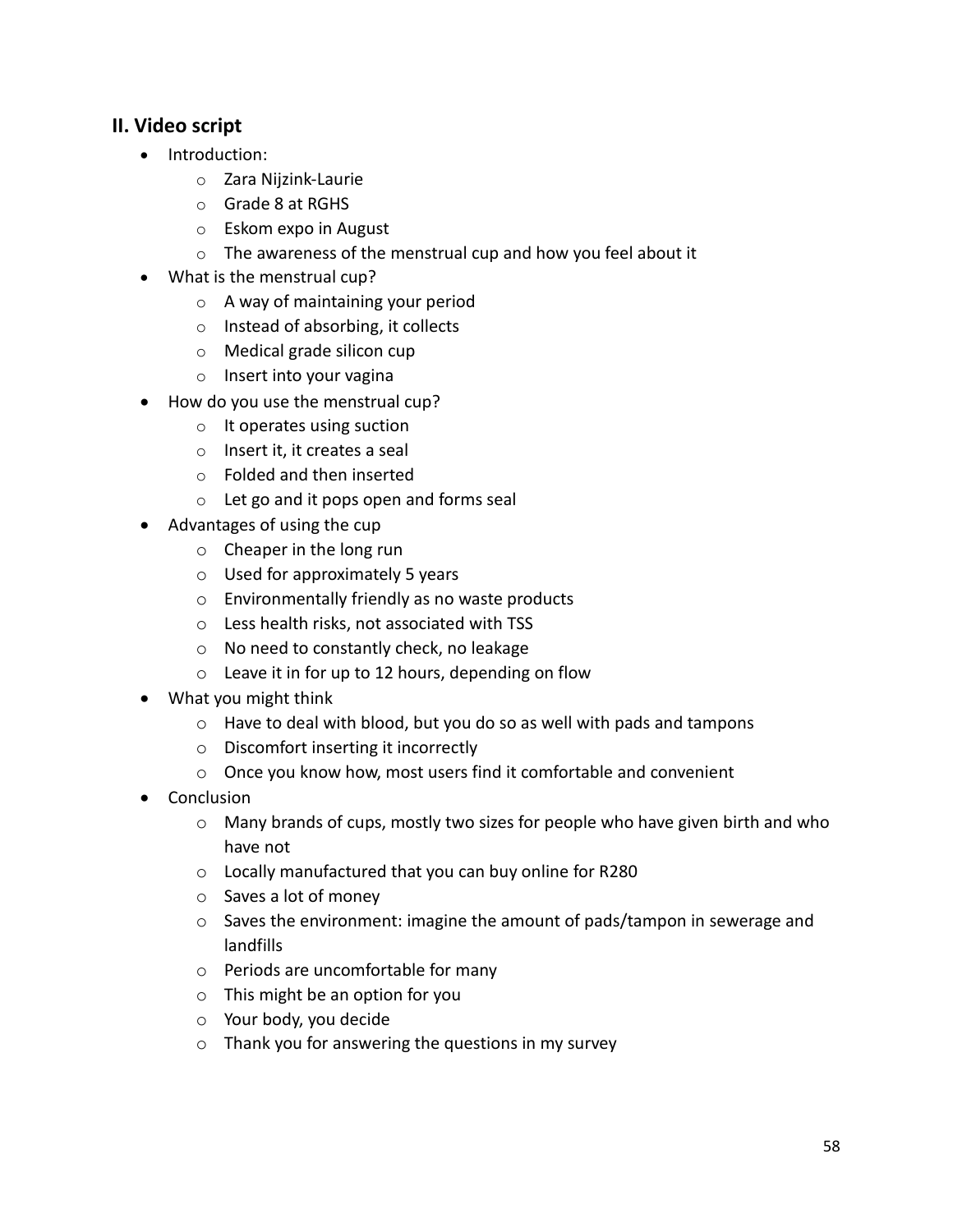## II. Video script

- Introduction:
  - Zara Nijzink-Laurie
  - Grade 8 at RGHS
  - Eskom expo in August
  - The awareness of the menstrual cup and how you feel about it
- What is the menstrual cup?
  - A way of maintaining your period
  - Instead of absorbing, it collects
  - Medical grade silicon cup
  - Insert into your vagina
- How do you use the menstrual cup?
  - It operates using suction
  - Insert it, it creates a seal
  - Folded and then inserted
  - Let go and it pops open and forms seal
- Advantages of using the cup
  - Cheaper in the long run
  - Used for approximately 5 years
  - Environmentally friendly as no waste products
  - Less health risks, not associated with TSS
  - No need to constantly check, no leakage
  - Leave it in for up to 12 hours, depending on flow
- What you might think
  - Have to deal with blood, but you do so as well with pads and tampons
  - Discomfort inserting it incorrectly
  - Once you know how, most users find it comfortable and convenient
- Conclusion
  - Many brands of cups, mostly two sizes for people who have given birth and who have not
  - Locally manufactured that you can buy online for R280
  - Saves a lot of money
  - Saves the environment: imagine the amount of pads/tampon in sewerage and landfills
  - Periods are uncomfortable for many
  - This might be an option for you
  - Your body, you decide
  - Thank you for answering the questions in my survey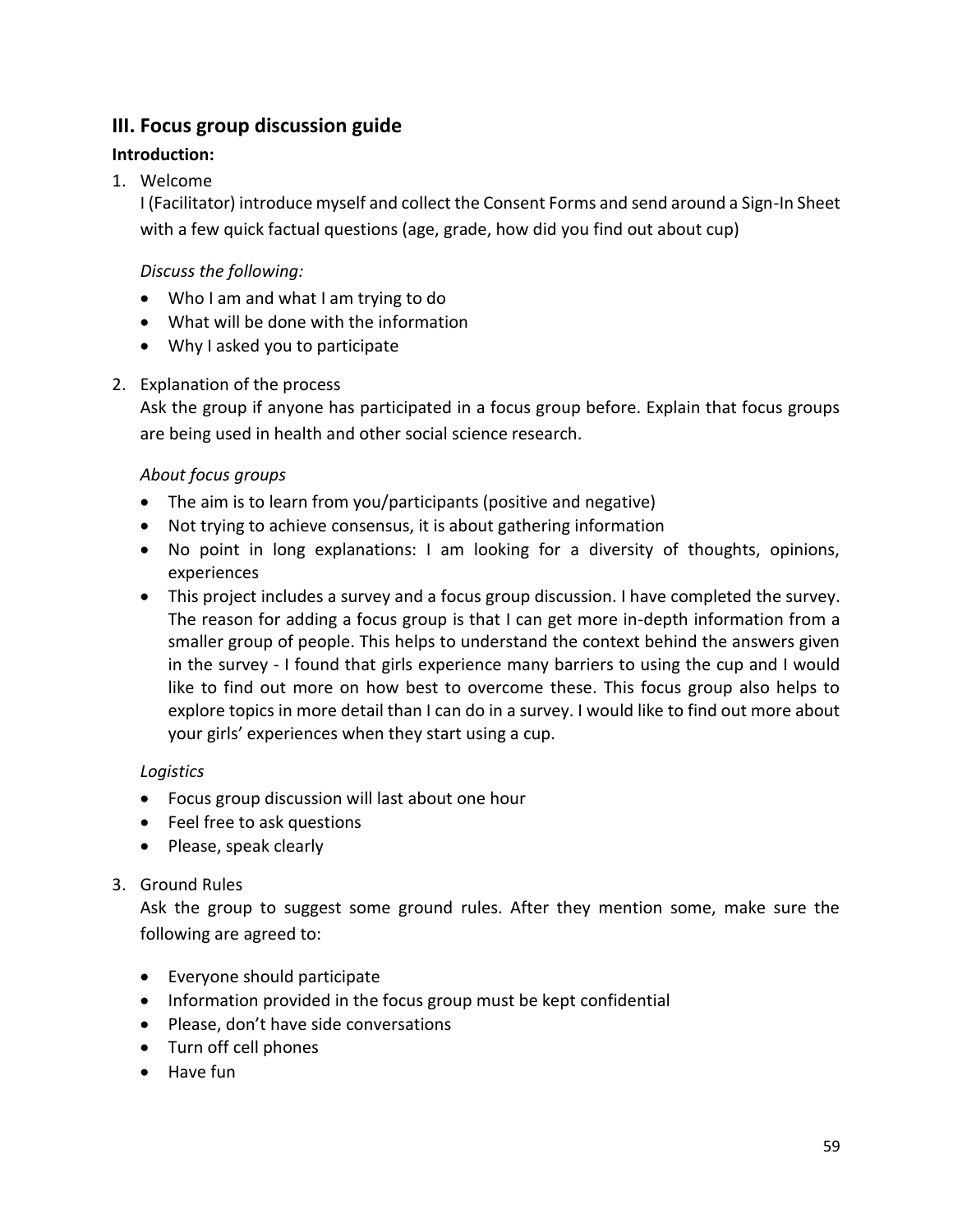## III. Focus group discussion guide

**Introduction:**

1. Welcome

   I (Facilitator) introduce myself and collect the Consent Forms and send around a Sign-In Sheet with a few quick factual questions (age, grade, how did you find out about cup)

   *Discuss the following:*

   - Who I am and what I am trying to do
   - What will be done with the information
   - Why I asked you to participate

2. Explanation of the process

   Ask the group if anyone has participated in a focus group before. Explain that focus groups are being used in health and other social science research.

   *About focus groups*

   - The aim is to learn from you/participants (positive and negative)
   - Not trying to achieve consensus, it is about gathering information
   - No point in long explanations: I am looking for a diversity of thoughts, opinions, experiences
   - This project includes a survey and a focus group discussion. I have completed the survey. The reason for adding a focus group is that I can get more in-depth information from a smaller group of people. This helps to understand the context behind the answers given in the survey - I found that girls experience many barriers to using the cup and I would like to find out more on how best to overcome these. This focus group also helps to explore topics in more detail than I can do in a survey. I would like to find out more about your girls' experiences when they start using a cup.

   *Logistics*

   - Focus group discussion will last about one hour
   - Feel free to ask questions
   - Please, speak clearly

3. Ground Rules

   Ask the group to suggest some ground rules. After they mention some, make sure the following are agreed to:

   - Everyone should participate
   - Information provided in the focus group must be kept confidential
   - Please, don't have side conversations
   - Turn off cell phones
   - Have fun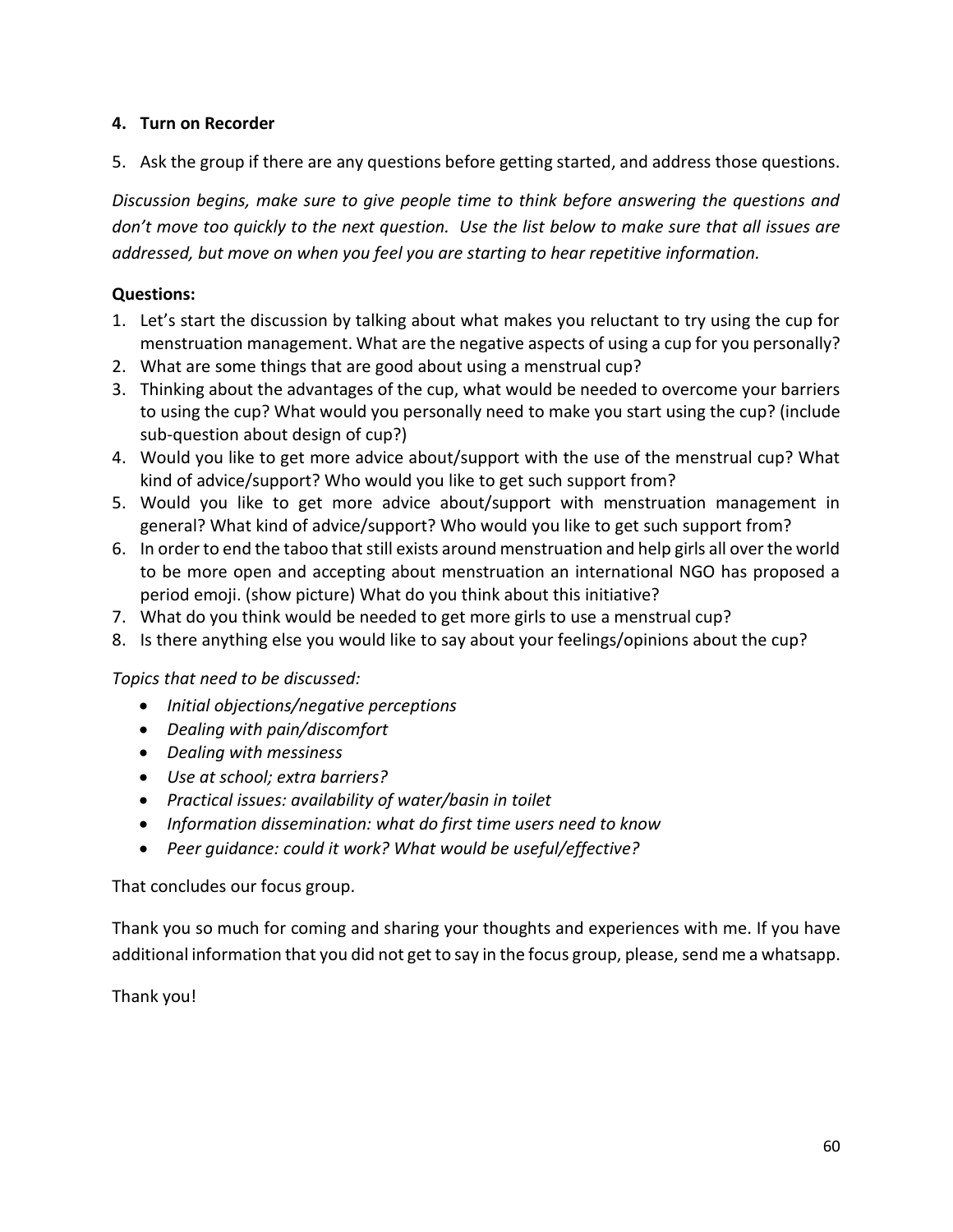4. **Turn on Recorder**

5. Ask the group if there are any questions before getting started, and address those questions.

*Discussion begins, make sure to give people time to think before answering the questions and don't move too quickly to the next question. Use the list below to make sure that all issues are addressed, but move on when you feel you are starting to hear repetitive information.*

**Questions:**

1. Let's start the discussion by talking about what makes you reluctant to try using the cup for menstruation management. What are the negative aspects of using a cup for you personally?
2. What are some things that are good about using a menstrual cup?
3. Thinking about the advantages of the cup, what would be needed to overcome your barriers to using the cup? What would you personally need to make you start using the cup? (include sub-question about design of cup?)
4. Would you like to get more advice about/support with the use of the menstrual cup? What kind of advice/support? Who would you like to get such support from?
5. Would you like to get more advice about/support with menstruation management in general? What kind of advice/support? Who would you like to get such support from?
6. In order to end the taboo that still exists around menstruation and help girls all over the world to be more open and accepting about menstruation an international NGO has proposed a period emoji. (show picture) What do you think about this initiative?
7. What do you think would be needed to get more girls to use a menstrual cup?
8. Is there anything else you would like to say about your feelings/opinions about the cup?

*Topics that need to be discussed:*

- *Initial objections/negative perceptions*
- *Dealing with pain/discomfort*
- *Dealing with messiness*
- *Use at school; extra barriers?*
- *Practical issues: availability of water/basin in toilet*
- *Information dissemination: what do first time users need to know*
- *Peer guidance: could it work? What would be useful/effective?*

That concludes our focus group.

Thank you so much for coming and sharing your thoughts and experiences with me. If you have additional information that you did not get to say in the focus group, please, send me a whatsapp.

Thank you!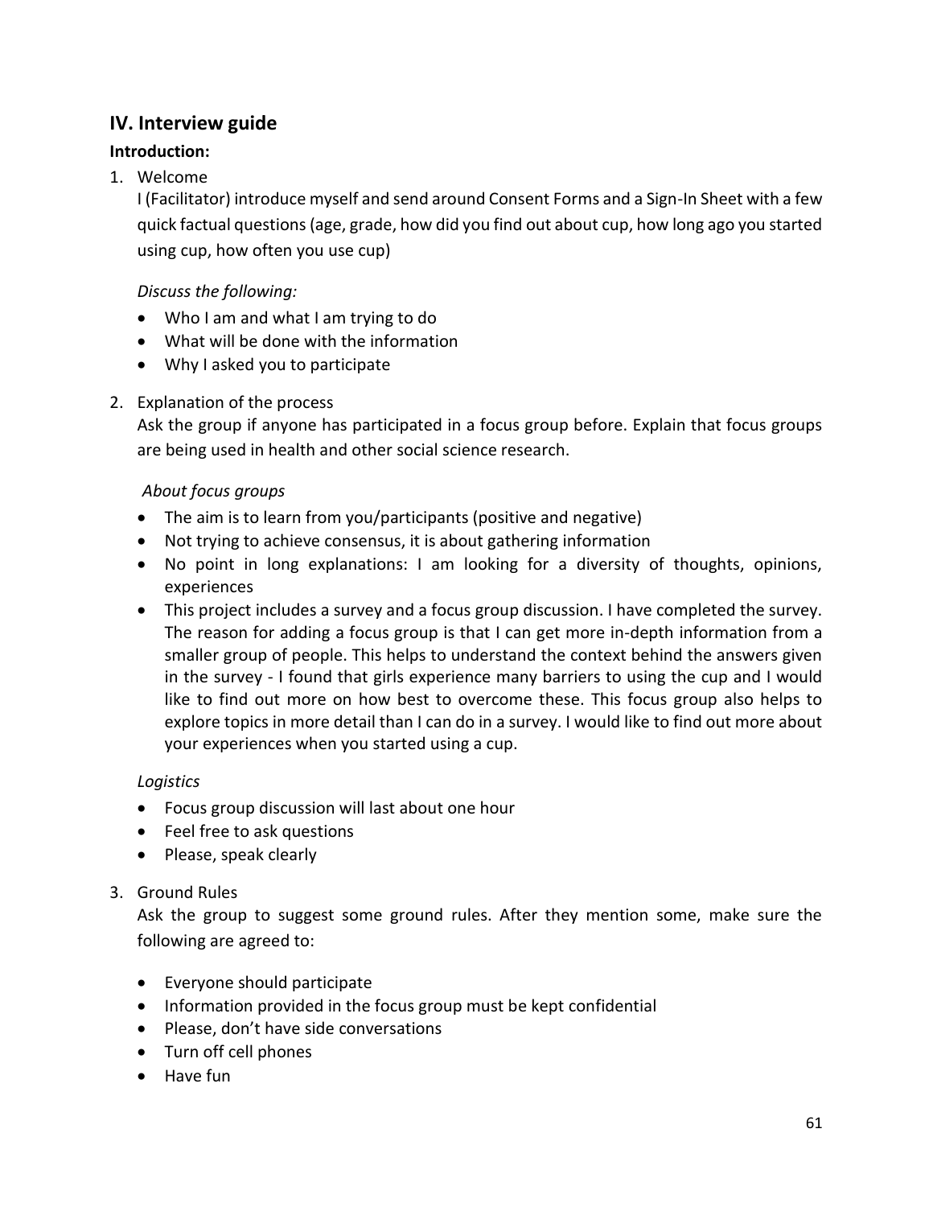## IV. Interview guide

**Introduction:**

1. Welcome

   I (Facilitator) introduce myself and send around Consent Forms and a Sign-In Sheet with a few quick factual questions (age, grade, how did you find out about cup, how long ago you started using cup, how often you use cup)

   *Discuss the following:*

   - Who I am and what I am trying to do
   - What will be done with the information
   - Why I asked you to participate

2. Explanation of the process

   Ask the group if anyone has participated in a focus group before. Explain that focus groups are being used in health and other social science research.

   *About focus groups*

   - The aim is to learn from you/participants (positive and negative)
   - Not trying to achieve consensus, it is about gathering information
   - No point in long explanations: I am looking for a diversity of thoughts, opinions, experiences
   - This project includes a survey and a focus group discussion. I have completed the survey. The reason for adding a focus group is that I can get more in-depth information from a smaller group of people. This helps to understand the context behind the answers given in the survey - I found that girls experience many barriers to using the cup and I would like to find out more on how best to overcome these. This focus group also helps to explore topics in more detail than I can do in a survey. I would like to find out more about your experiences when you started using a cup.

   *Logistics*

   - Focus group discussion will last about one hour
   - Feel free to ask questions
   - Please, speak clearly

3. Ground Rules

   Ask the group to suggest some ground rules. After they mention some, make sure the following are agreed to:

   - Everyone should participate
   - Information provided in the focus group must be kept confidential
   - Please, don't have side conversations
   - Turn off cell phones
   - Have fun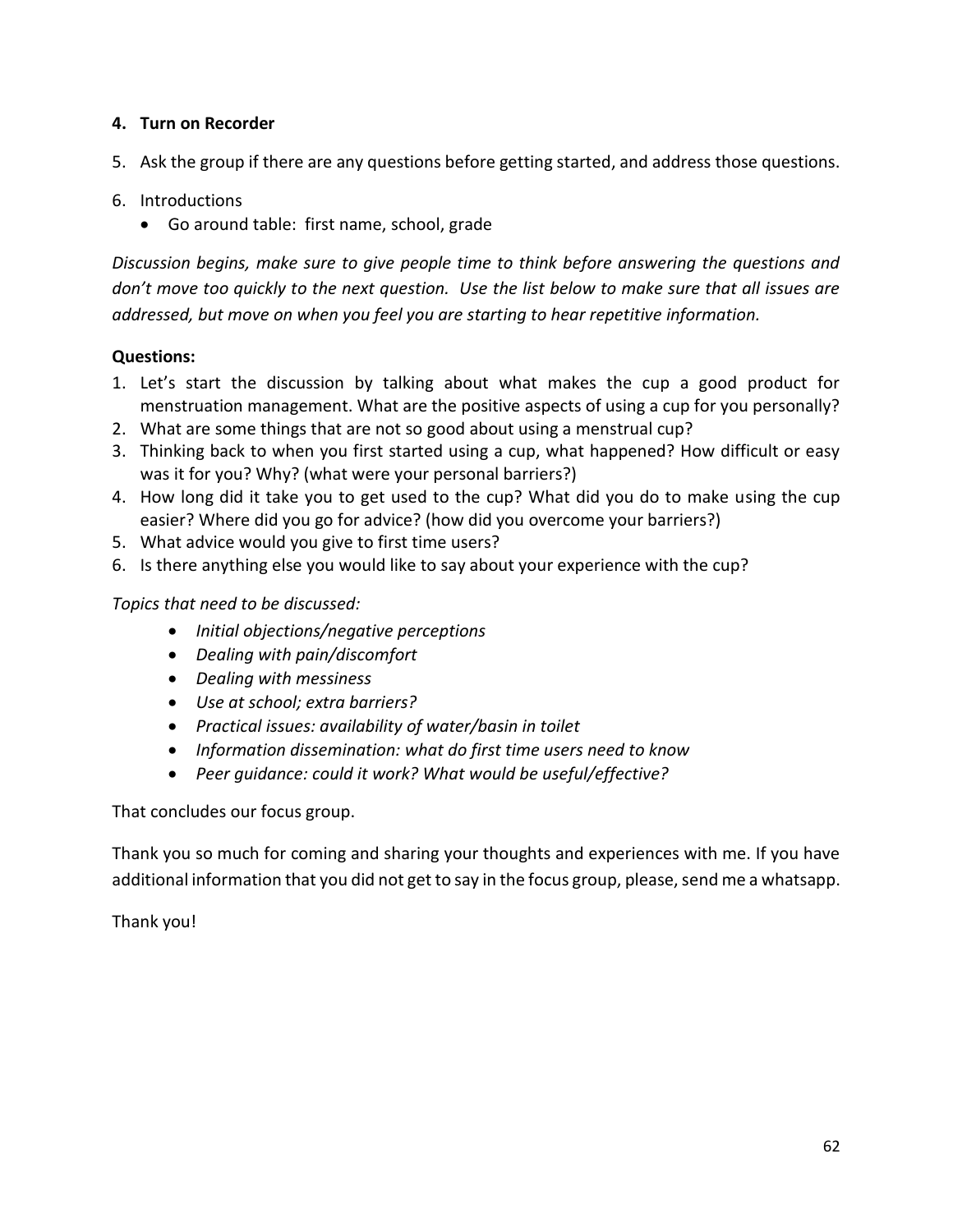4. **Turn on Recorder**

5. Ask the group if there are any questions before getting started, and address those questions.

6. Introductions
   - Go around table: first name, school, grade

*Discussion begins, make sure to give people time to think before answering the questions and don't move too quickly to the next question. Use the list below to make sure that all issues are addressed, but move on when you feel you are starting to hear repetitive information.*

**Questions:**

1. Let's start the discussion by talking about what makes the cup a good product for menstruation management. What are the positive aspects of using a cup for you personally?
2. What are some things that are not so good about using a menstrual cup?
3. Thinking back to when you first started using a cup, what happened? How difficult or easy was it for you? Why? (what were your personal barriers?)
4. How long did it take you to get used to the cup? What did you do to make using the cup easier? Where did you go for advice? (how did you overcome your barriers?)
5. What advice would you give to first time users?
6. Is there anything else you would like to say about your experience with the cup?

*Topics that need to be discussed:*

- *Initial objections/negative perceptions*
- *Dealing with pain/discomfort*
- *Dealing with messiness*
- *Use at school; extra barriers?*
- *Practical issues: availability of water/basin in toilet*
- *Information dissemination: what do first time users need to know*
- *Peer guidance: could it work? What would be useful/effective?*

That concludes our focus group.

Thank you so much for coming and sharing your thoughts and experiences with me. If you have additional information that you did not get to say in the focus group, please, send me a whatsapp.

Thank you!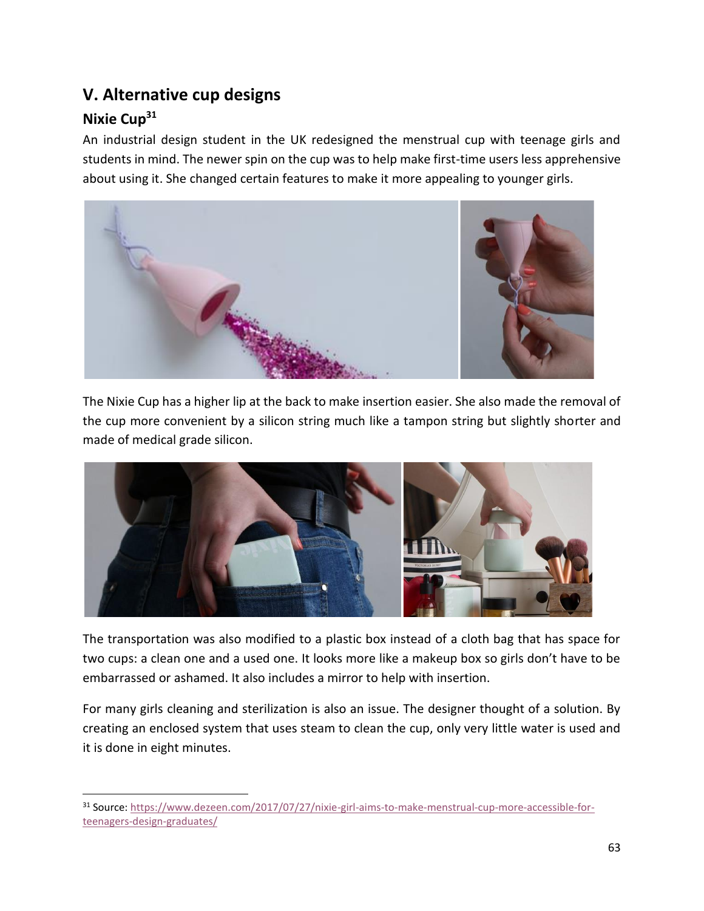## V. Alternative cup designs

### Nixie Cup[31]

An industrial design student in the UK redesigned the menstrual cup with teenage girls and students in mind. The newer spin on the cup was to help make first-time users less apprehensive about using it. She changed certain features to make it more appealing to younger girls.

The Nixie Cup has a higher lip at the back to make insertion easier. She also made the removal of the cup more convenient by a silicon string much like a tampon string but slightly shorter and made of medical grade silicon.

The transportation was also modified to a plastic box instead of a cloth bag that has space for two cups: a clean one and a used one. It looks more like a makeup box so girls don't have to be embarrassed or ashamed. It also includes a mirror to help with insertion.

For many girls cleaning and sterilization is also an issue. The designer thought of a solution. By creating an enclosed system that uses steam to clean the cup, only very little water is used and it is done in eight minutes.

[31] Source: https://www.dezeen.com/2017/07/27/nixie-girl-aims-to-make-menstrual-cup-more-accessible-for-teenagers-design-graduates/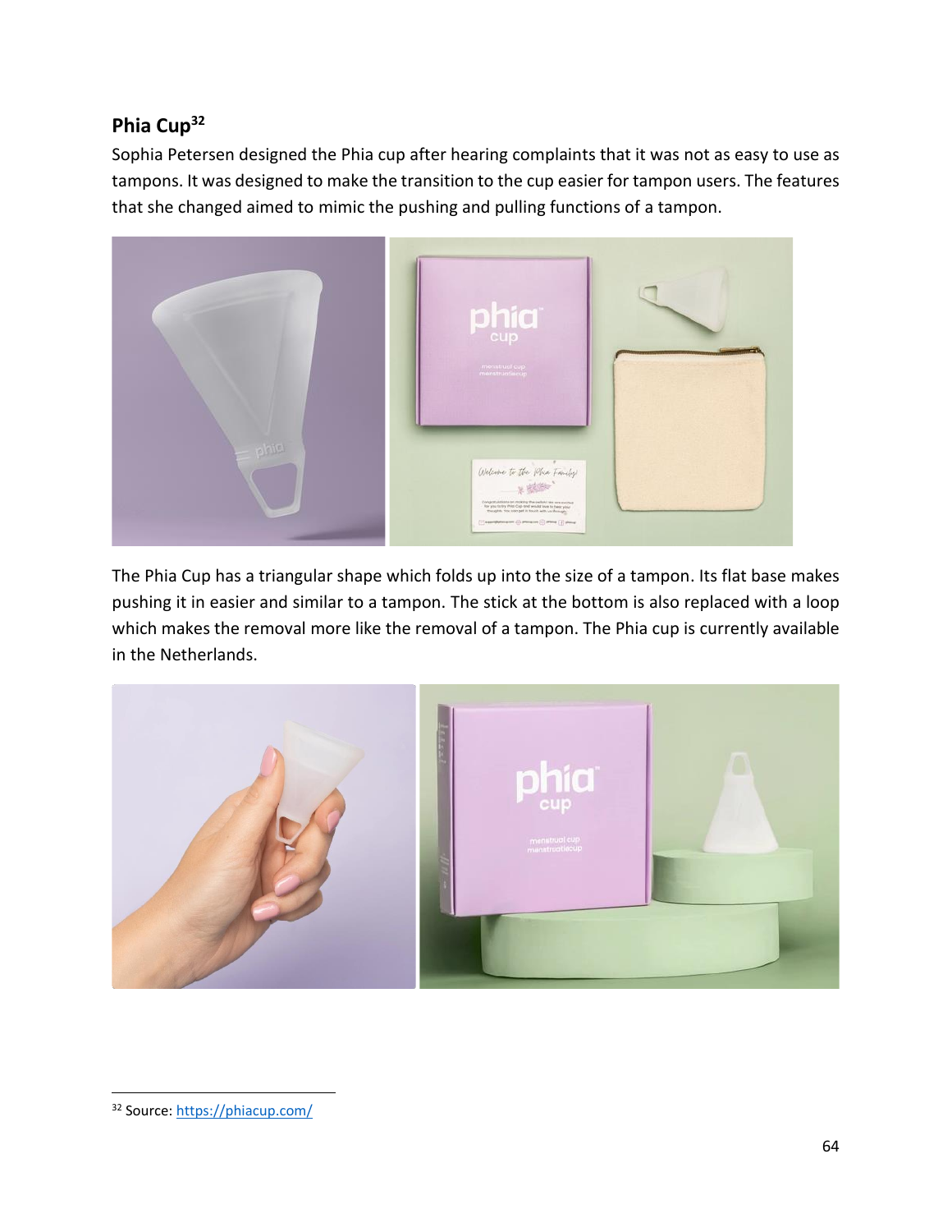## Phia Cup[32]

Sophia Petersen designed the Phia cup after hearing complaints that it was not as easy to use as tampons. It was designed to make the transition to the cup easier for tampon users. The features that she changed aimed to mimic the pushing and pulling functions of a tampon.

The Phia Cup has a triangular shape which folds up into the size of a tampon. Its flat base makes pushing it in easier and similar to a tampon. The stick at the bottom is also replaced with a loop which makes the removal more like the removal of a tampon. The Phia cup is currently available in the Netherlands.

[32] Source: https://phiacup.com/